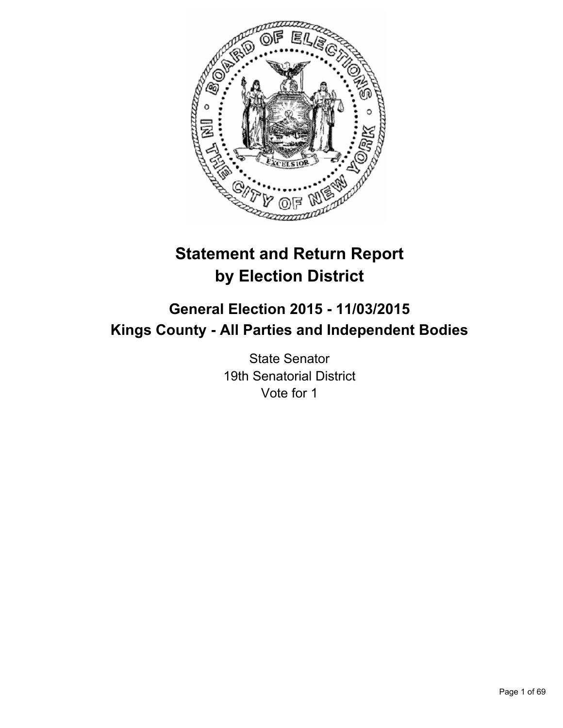# Statement and Return Report by Election District

## General Election 2015 - 11/03/2015
## Kings County - All Parties and Independent Bodies

State Senator
19th Senatorial District
Vote for 1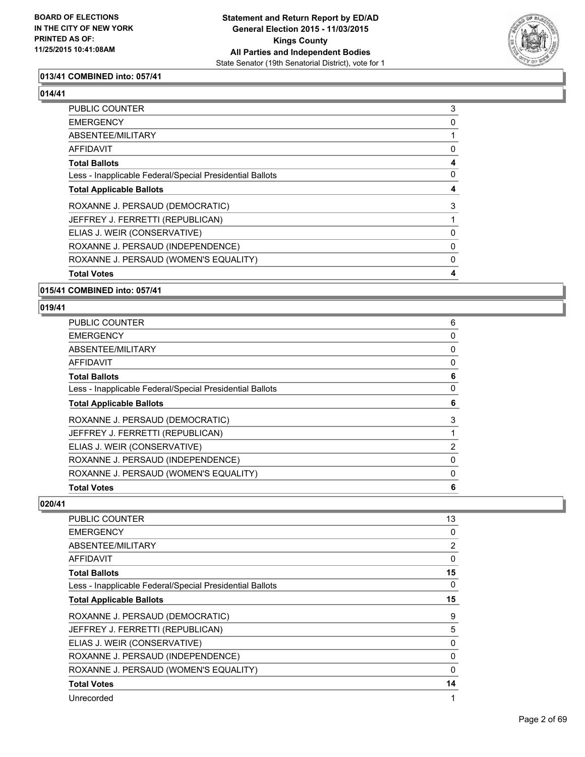### 013/41 COMBINED into: 057/41

### 014/41

| | |
|---|---|
| PUBLIC COUNTER | 3 |
| EMERGENCY | 0 |
| ABSENTEE/MILITARY | 1 |
| AFFIDAVIT | 0 |
| **Total Ballots** | **4** |
| Less - Inapplicable Federal/Special Presidential Ballots | 0 |
| **Total Applicable Ballots** | **4** |
| ROXANNE J. PERSAUD (DEMOCRATIC) | 3 |
| JEFFREY J. FERRETTI (REPUBLICAN) | 1 |
| ELIAS J. WEIR (CONSERVATIVE) | 0 |
| ROXANNE J. PERSAUD (INDEPENDENCE) | 0 |
| ROXANNE J. PERSAUD (WOMEN'S EQUALITY) | 0 |
| **Total Votes** | **4** |

### 015/41 COMBINED into: 057/41

### 019/41

| | |
|---|---|
| PUBLIC COUNTER | 6 |
| EMERGENCY | 0 |
| ABSENTEE/MILITARY | 0 |
| AFFIDAVIT | 0 |
| **Total Ballots** | **6** |
| Less - Inapplicable Federal/Special Presidential Ballots | 0 |
| **Total Applicable Ballots** | **6** |
| ROXANNE J. PERSAUD (DEMOCRATIC) | 3 |
| JEFFREY J. FERRETTI (REPUBLICAN) | 1 |
| ELIAS J. WEIR (CONSERVATIVE) | 2 |
| ROXANNE J. PERSAUD (INDEPENDENCE) | 0 |
| ROXANNE J. PERSAUD (WOMEN'S EQUALITY) | 0 |
| **Total Votes** | **6** |

### 020/41

| | |
|---|---|
| PUBLIC COUNTER | 13 |
| EMERGENCY | 0 |
| ABSENTEE/MILITARY | 2 |
| AFFIDAVIT | 0 |
| **Total Ballots** | **15** |
| Less - Inapplicable Federal/Special Presidential Ballots | 0 |
| **Total Applicable Ballots** | **15** |
| ROXANNE J. PERSAUD (DEMOCRATIC) | 9 |
| JEFFREY J. FERRETTI (REPUBLICAN) | 5 |
| ELIAS J. WEIR (CONSERVATIVE) | 0 |
| ROXANNE J. PERSAUD (INDEPENDENCE) | 0 |
| ROXANNE J. PERSAUD (WOMEN'S EQUALITY) | 0 |
| **Total Votes** | **14** |
| Unrecorded | 1 |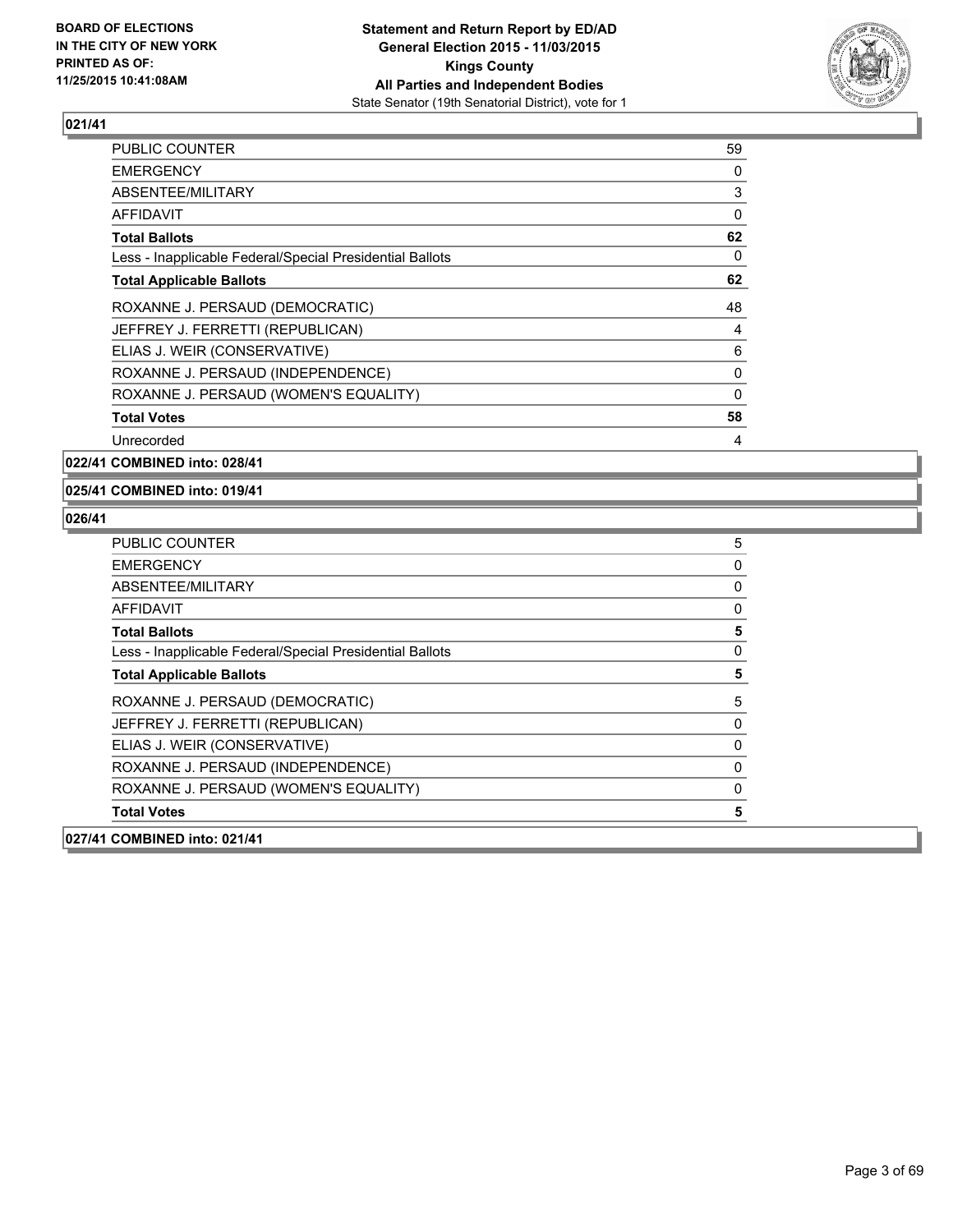**BOARD OF ELECTIONS IN THE CITY OF NEW YORK PRINTED AS OF: 11/25/2015 10:41:08AM**

**Statement and Return Report by ED/AD General Election 2015 - 11/03/2015 Kings County All Parties and Independent Bodies**
State Senator (19th Senatorial District), vote for 1

## 021/41

| | |
|---|---|
| PUBLIC COUNTER | 59 |
| EMERGENCY | 0 |
| ABSENTEE/MILITARY | 3 |
| AFFIDAVIT | 0 |
| **Total Ballots** | **62** |
| Less - Inapplicable Federal/Special Presidential Ballots | 0 |
| **Total Applicable Ballots** | **62** |
| ROXANNE J. PERSAUD (DEMOCRATIC) | 48 |
| JEFFREY J. FERRETTI (REPUBLICAN) | 4 |
| ELIAS J. WEIR (CONSERVATIVE) | 6 |
| ROXANNE J. PERSAUD (INDEPENDENCE) | 0 |
| ROXANNE J. PERSAUD (WOMEN'S EQUALITY) | 0 |
| **Total Votes** | **58** |
| Unrecorded | 4 |

## 022/41 COMBINED into: 028/41

## 025/41 COMBINED into: 019/41

## 026/41

| | |
|---|---|
| PUBLIC COUNTER | 5 |
| EMERGENCY | 0 |
| ABSENTEE/MILITARY | 0 |
| AFFIDAVIT | 0 |
| **Total Ballots** | **5** |
| Less - Inapplicable Federal/Special Presidential Ballots | 0 |
| **Total Applicable Ballots** | **5** |
| ROXANNE J. PERSAUD (DEMOCRATIC) | 5 |
| JEFFREY J. FERRETTI (REPUBLICAN) | 0 |
| ELIAS J. WEIR (CONSERVATIVE) | 0 |
| ROXANNE J. PERSAUD (INDEPENDENCE) | 0 |
| ROXANNE J. PERSAUD (WOMEN'S EQUALITY) | 0 |
| **Total Votes** | **5** |

## 027/41 COMBINED into: 021/41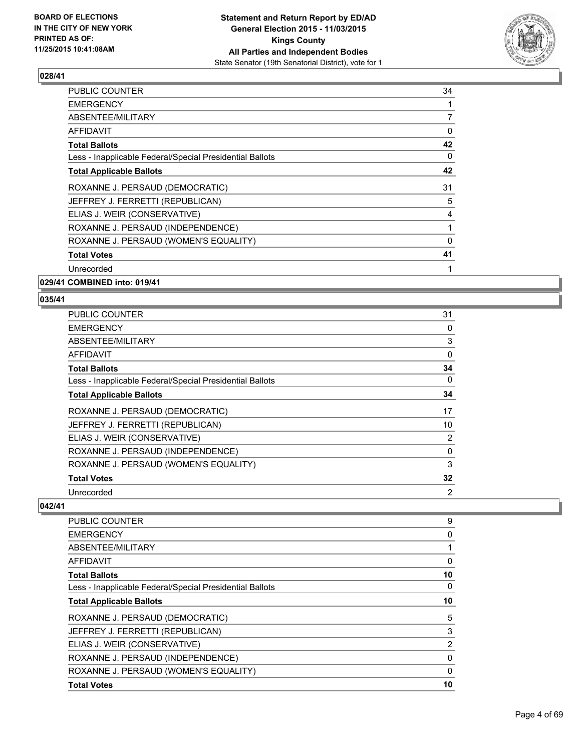## 028/41

| | |
|---|---|
| PUBLIC COUNTER | 34 |
| EMERGENCY | 1 |
| ABSENTEE/MILITARY | 7 |
| AFFIDAVIT | 0 |
| **Total Ballots** | **42** |
| Less - Inapplicable Federal/Special Presidential Ballots | 0 |
| **Total Applicable Ballots** | **42** |
| ROXANNE J. PERSAUD (DEMOCRATIC) | 31 |
| JEFFREY J. FERRETTI (REPUBLICAN) | 5 |
| ELIAS J. WEIR (CONSERVATIVE) | 4 |
| ROXANNE J. PERSAUD (INDEPENDENCE) | 1 |
| ROXANNE J. PERSAUD (WOMEN'S EQUALITY) | 0 |
| **Total Votes** | **41** |
| Unrecorded | 1 |

## 029/41 COMBINED into: 019/41

## 035/41

| | |
|---|---|
| PUBLIC COUNTER | 31 |
| EMERGENCY | 0 |
| ABSENTEE/MILITARY | 3 |
| AFFIDAVIT | 0 |
| **Total Ballots** | **34** |
| Less - Inapplicable Federal/Special Presidential Ballots | 0 |
| **Total Applicable Ballots** | **34** |
| ROXANNE J. PERSAUD (DEMOCRATIC) | 17 |
| JEFFREY J. FERRETTI (REPUBLICAN) | 10 |
| ELIAS J. WEIR (CONSERVATIVE) | 2 |
| ROXANNE J. PERSAUD (INDEPENDENCE) | 0 |
| ROXANNE J. PERSAUD (WOMEN'S EQUALITY) | 3 |
| **Total Votes** | **32** |
| Unrecorded | 2 |

## 042/41

| | |
|---|---|
| PUBLIC COUNTER | 9 |
| EMERGENCY | 0 |
| ABSENTEE/MILITARY | 1 |
| AFFIDAVIT | 0 |
| **Total Ballots** | **10** |
| Less - Inapplicable Federal/Special Presidential Ballots | 0 |
| **Total Applicable Ballots** | **10** |
| ROXANNE J. PERSAUD (DEMOCRATIC) | 5 |
| JEFFREY J. FERRETTI (REPUBLICAN) | 3 |
| ELIAS J. WEIR (CONSERVATIVE) | 2 |
| ROXANNE J. PERSAUD (INDEPENDENCE) | 0 |
| ROXANNE J. PERSAUD (WOMEN'S EQUALITY) | 0 |
| **Total Votes** | **10** |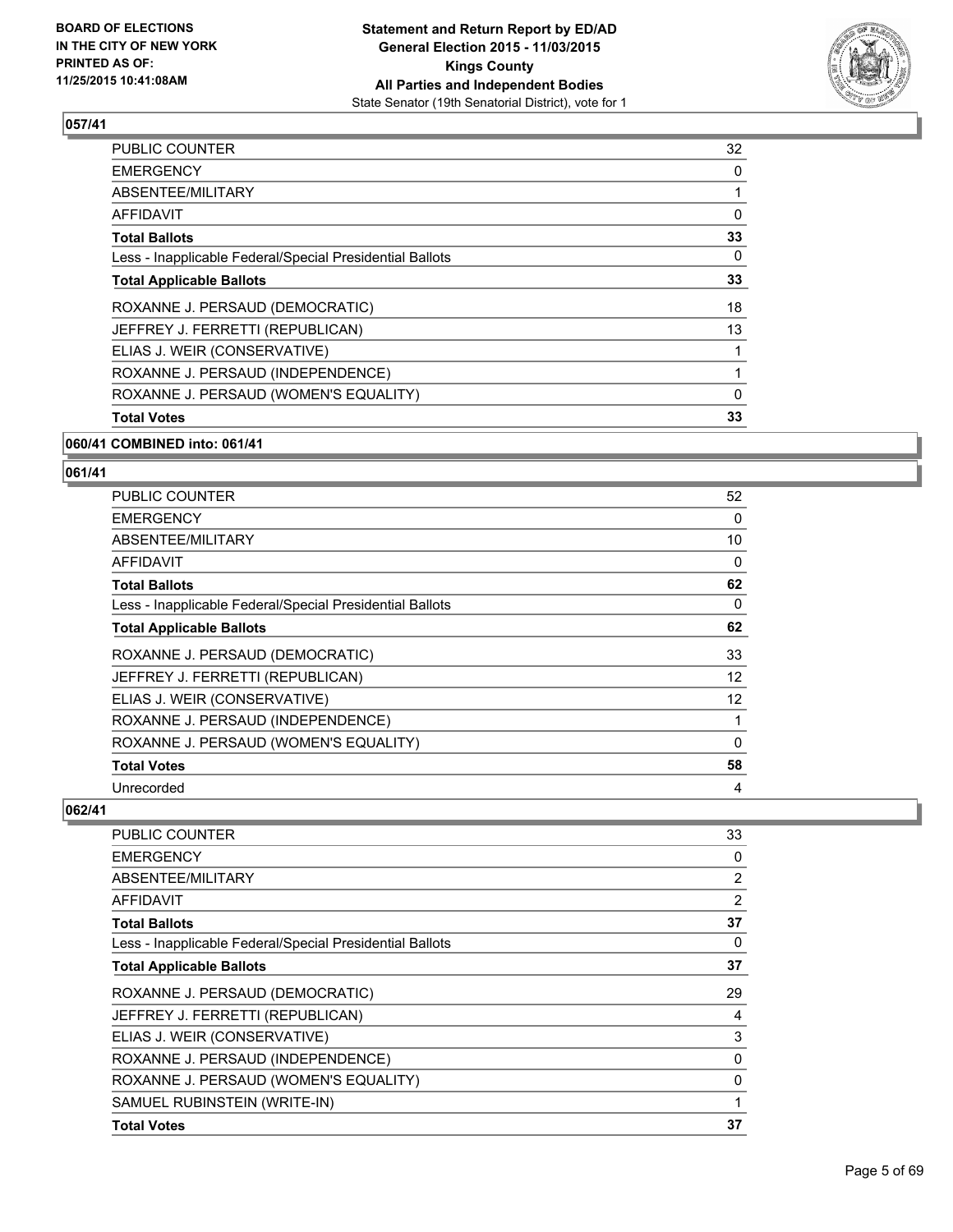## 057/41

| | |
|---|---|
| PUBLIC COUNTER | 32 |
| EMERGENCY | 0 |
| ABSENTEE/MILITARY | 1 |
| AFFIDAVIT | 0 |
| **Total Ballots** | **33** |
| Less - Inapplicable Federal/Special Presidential Ballots | 0 |
| **Total Applicable Ballots** | **33** |
| ROXANNE J. PERSAUD (DEMOCRATIC) | 18 |
| JEFFREY J. FERRETTI (REPUBLICAN) | 13 |
| ELIAS J. WEIR (CONSERVATIVE) | 1 |
| ROXANNE J. PERSAUD (INDEPENDENCE) | 1 |
| ROXANNE J. PERSAUD (WOMEN'S EQUALITY) | 0 |
| **Total Votes** | **33** |

## 060/41 COMBINED into: 061/41

## 061/41

| | |
|---|---|
| PUBLIC COUNTER | 52 |
| EMERGENCY | 0 |
| ABSENTEE/MILITARY | 10 |
| AFFIDAVIT | 0 |
| **Total Ballots** | **62** |
| Less - Inapplicable Federal/Special Presidential Ballots | 0 |
| **Total Applicable Ballots** | **62** |
| ROXANNE J. PERSAUD (DEMOCRATIC) | 33 |
| JEFFREY J. FERRETTI (REPUBLICAN) | 12 |
| ELIAS J. WEIR (CONSERVATIVE) | 12 |
| ROXANNE J. PERSAUD (INDEPENDENCE) | 1 |
| ROXANNE J. PERSAUD (WOMEN'S EQUALITY) | 0 |
| **Total Votes** | **58** |
| Unrecorded | 4 |

## 062/41

| | |
|---|---|
| PUBLIC COUNTER | 33 |
| EMERGENCY | 0 |
| ABSENTEE/MILITARY | 2 |
| AFFIDAVIT | 2 |
| **Total Ballots** | **37** |
| Less - Inapplicable Federal/Special Presidential Ballots | 0 |
| **Total Applicable Ballots** | **37** |
| ROXANNE J. PERSAUD (DEMOCRATIC) | 29 |
| JEFFREY J. FERRETTI (REPUBLICAN) | 4 |
| ELIAS J. WEIR (CONSERVATIVE) | 3 |
| ROXANNE J. PERSAUD (INDEPENDENCE) | 0 |
| ROXANNE J. PERSAUD (WOMEN'S EQUALITY) | 0 |
| SAMUEL RUBINSTEIN (WRITE-IN) | 1 |
| **Total Votes** | **37** |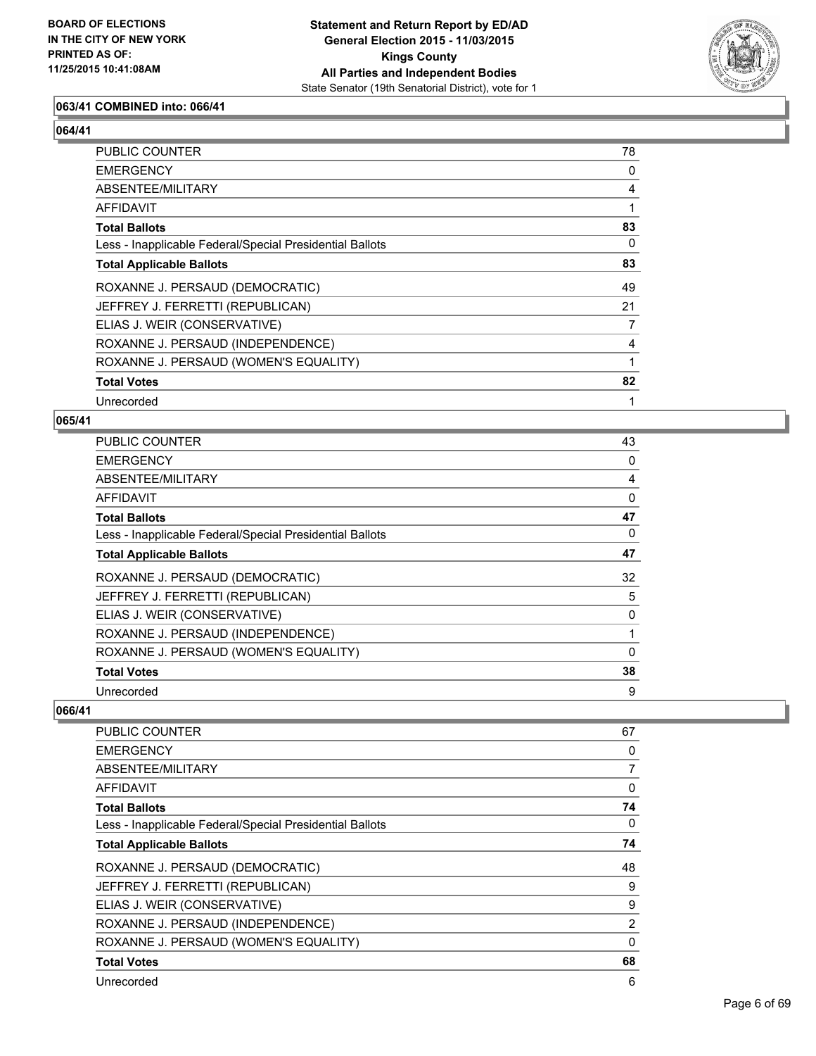### 063/41 COMBINED into: 066/41

### 064/41

| | |
|---|---|
| PUBLIC COUNTER | 78 |
| EMERGENCY | 0 |
| ABSENTEE/MILITARY | 4 |
| AFFIDAVIT | 1 |
| **Total Ballots** | **83** |
| Less - Inapplicable Federal/Special Presidential Ballots | 0 |
| **Total Applicable Ballots** | **83** |
| ROXANNE J. PERSAUD (DEMOCRATIC) | 49 |
| JEFFREY J. FERRETTI (REPUBLICAN) | 21 |
| ELIAS J. WEIR (CONSERVATIVE) | 7 |
| ROXANNE J. PERSAUD (INDEPENDENCE) | 4 |
| ROXANNE J. PERSAUD (WOMEN'S EQUALITY) | 1 |
| **Total Votes** | **82** |
| Unrecorded | 1 |

### 065/41

| | |
|---|---|
| PUBLIC COUNTER | 43 |
| EMERGENCY | 0 |
| ABSENTEE/MILITARY | 4 |
| AFFIDAVIT | 0 |
| **Total Ballots** | **47** |
| Less - Inapplicable Federal/Special Presidential Ballots | 0 |
| **Total Applicable Ballots** | **47** |
| ROXANNE J. PERSAUD (DEMOCRATIC) | 32 |
| JEFFREY J. FERRETTI (REPUBLICAN) | 5 |
| ELIAS J. WEIR (CONSERVATIVE) | 0 |
| ROXANNE J. PERSAUD (INDEPENDENCE) | 1 |
| ROXANNE J. PERSAUD (WOMEN'S EQUALITY) | 0 |
| **Total Votes** | **38** |
| Unrecorded | 9 |

### 066/41

| | |
|---|---|
| PUBLIC COUNTER | 67 |
| EMERGENCY | 0 |
| ABSENTEE/MILITARY | 7 |
| AFFIDAVIT | 0 |
| **Total Ballots** | **74** |
| Less - Inapplicable Federal/Special Presidential Ballots | 0 |
| **Total Applicable Ballots** | **74** |
| ROXANNE J. PERSAUD (DEMOCRATIC) | 48 |
| JEFFREY J. FERRETTI (REPUBLICAN) | 9 |
| ELIAS J. WEIR (CONSERVATIVE) | 9 |
| ROXANNE J. PERSAUD (INDEPENDENCE) | 2 |
| ROXANNE J. PERSAUD (WOMEN'S EQUALITY) | 0 |
| **Total Votes** | **68** |
| Unrecorded | 6 |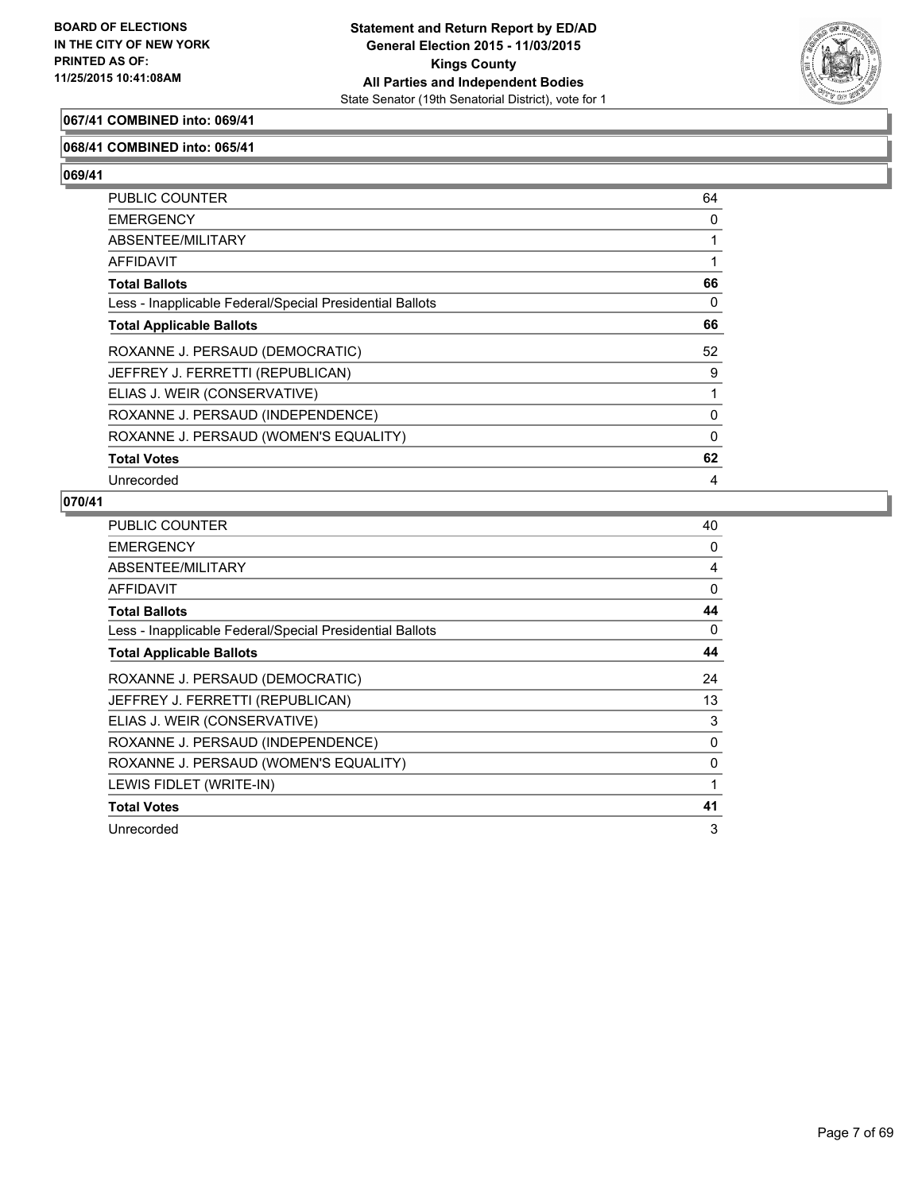**067/41 COMBINED into: 069/41**

**068/41 COMBINED into: 065/41**

**069/41**

| | |
|---|---|
| PUBLIC COUNTER | 64 |
| EMERGENCY | 0 |
| ABSENTEE/MILITARY | 1 |
| AFFIDAVIT | 1 |
| **Total Ballots** | **66** |
| Less - Inapplicable Federal/Special Presidential Ballots | 0 |
| **Total Applicable Ballots** | **66** |
| ROXANNE J. PERSAUD (DEMOCRATIC) | 52 |
| JEFFREY J. FERRETTI (REPUBLICAN) | 9 |
| ELIAS J. WEIR (CONSERVATIVE) | 1 |
| ROXANNE J. PERSAUD (INDEPENDENCE) | 0 |
| ROXANNE J. PERSAUD (WOMEN'S EQUALITY) | 0 |
| **Total Votes** | **62** |
| Unrecorded | 4 |

**070/41**

| | |
|---|---|
| PUBLIC COUNTER | 40 |
| EMERGENCY | 0 |
| ABSENTEE/MILITARY | 4 |
| AFFIDAVIT | 0 |
| **Total Ballots** | **44** |
| Less - Inapplicable Federal/Special Presidential Ballots | 0 |
| **Total Applicable Ballots** | **44** |
| ROXANNE J. PERSAUD (DEMOCRATIC) | 24 |
| JEFFREY J. FERRETTI (REPUBLICAN) | 13 |
| ELIAS J. WEIR (CONSERVATIVE) | 3 |
| ROXANNE J. PERSAUD (INDEPENDENCE) | 0 |
| ROXANNE J. PERSAUD (WOMEN'S EQUALITY) | 0 |
| LEWIS FIDLET (WRITE-IN) | 1 |
| **Total Votes** | **41** |
| Unrecorded | 3 |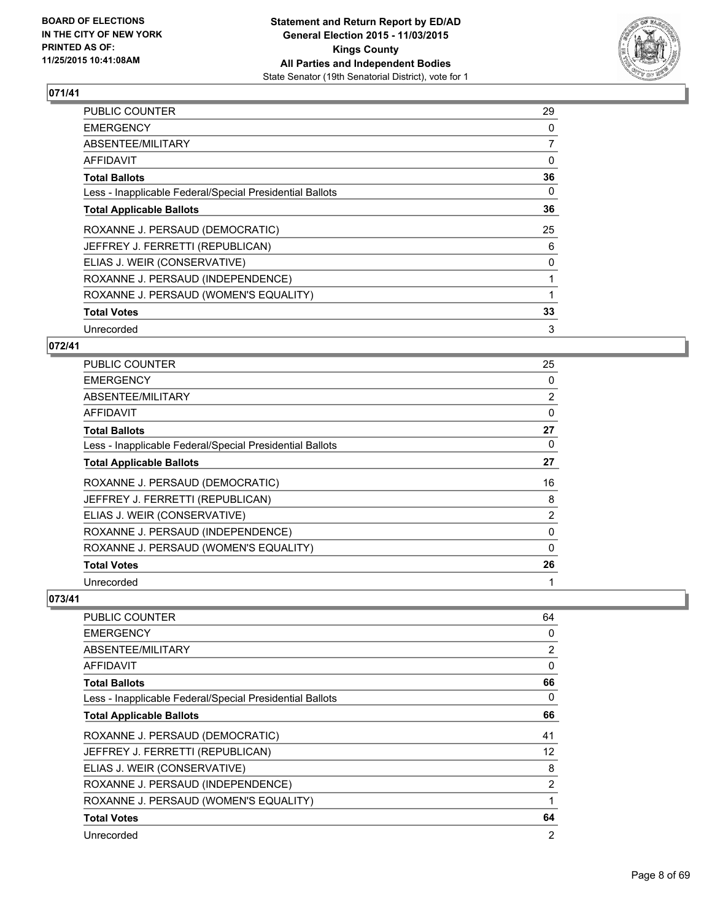**BOARD OF ELECTIONS IN THE CITY OF NEW YORK PRINTED AS OF: 11/25/2015 10:41:08AM**

**Statement and Return Report by ED/AD General Election 2015 - 11/03/2015 Kings County All Parties and Independent Bodies**
State Senator (19th Senatorial District), vote for 1

## 071/41

| | |
|---|---|
| PUBLIC COUNTER | 29 |
| EMERGENCY | 0 |
| ABSENTEE/MILITARY | 7 |
| AFFIDAVIT | 0 |
| **Total Ballots** | **36** |
| Less - Inapplicable Federal/Special Presidential Ballots | 0 |
| **Total Applicable Ballots** | **36** |
| ROXANNE J. PERSAUD (DEMOCRATIC) | 25 |
| JEFFREY J. FERRETTI (REPUBLICAN) | 6 |
| ELIAS J. WEIR (CONSERVATIVE) | 0 |
| ROXANNE J. PERSAUD (INDEPENDENCE) | 1 |
| ROXANNE J. PERSAUD (WOMEN'S EQUALITY) | 1 |
| **Total Votes** | **33** |
| Unrecorded | 3 |

## 072/41

| | |
|---|---|
| PUBLIC COUNTER | 25 |
| EMERGENCY | 0 |
| ABSENTEE/MILITARY | 2 |
| AFFIDAVIT | 0 |
| **Total Ballots** | **27** |
| Less - Inapplicable Federal/Special Presidential Ballots | 0 |
| **Total Applicable Ballots** | **27** |
| ROXANNE J. PERSAUD (DEMOCRATIC) | 16 |
| JEFFREY J. FERRETTI (REPUBLICAN) | 8 |
| ELIAS J. WEIR (CONSERVATIVE) | 2 |
| ROXANNE J. PERSAUD (INDEPENDENCE) | 0 |
| ROXANNE J. PERSAUD (WOMEN'S EQUALITY) | 0 |
| **Total Votes** | **26** |
| Unrecorded | 1 |

## 073/41

| | |
|---|---|
| PUBLIC COUNTER | 64 |
| EMERGENCY | 0 |
| ABSENTEE/MILITARY | 2 |
| AFFIDAVIT | 0 |
| **Total Ballots** | **66** |
| Less - Inapplicable Federal/Special Presidential Ballots | 0 |
| **Total Applicable Ballots** | **66** |
| ROXANNE J. PERSAUD (DEMOCRATIC) | 41 |
| JEFFREY J. FERRETTI (REPUBLICAN) | 12 |
| ELIAS J. WEIR (CONSERVATIVE) | 8 |
| ROXANNE J. PERSAUD (INDEPENDENCE) | 2 |
| ROXANNE J. PERSAUD (WOMEN'S EQUALITY) | 1 |
| **Total Votes** | **64** |
| Unrecorded | 2 |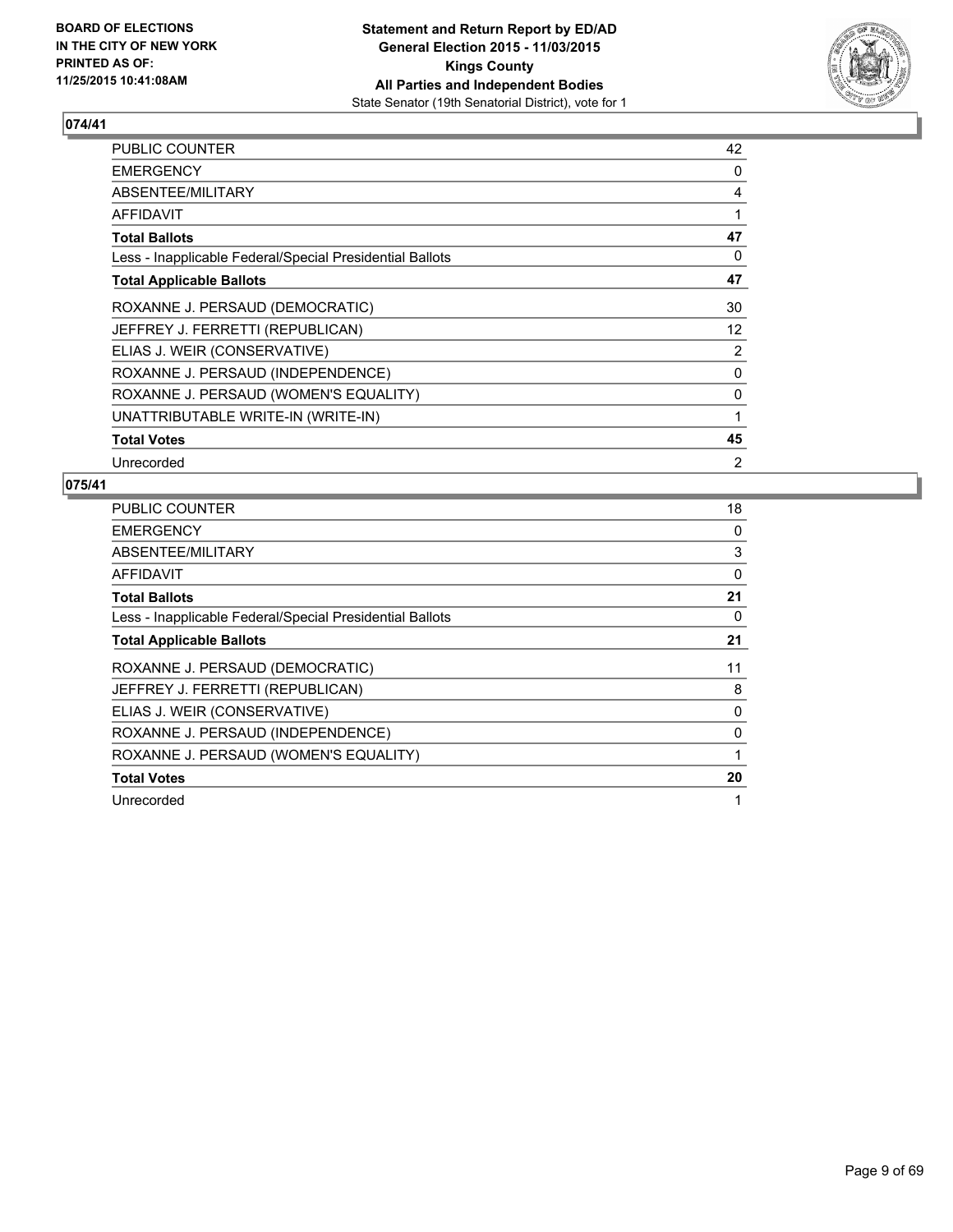**074/41**

| | |
|---|---|
| PUBLIC COUNTER | 42 |
| EMERGENCY | 0 |
| ABSENTEE/MILITARY | 4 |
| AFFIDAVIT | 1 |
| **Total Ballots** | **47** |
| Less - Inapplicable Federal/Special Presidential Ballots | 0 |
| **Total Applicable Ballots** | **47** |
| ROXANNE J. PERSAUD (DEMOCRATIC) | 30 |
| JEFFREY J. FERRETTI (REPUBLICAN) | 12 |
| ELIAS J. WEIR (CONSERVATIVE) | 2 |
| ROXANNE J. PERSAUD (INDEPENDENCE) | 0 |
| ROXANNE J. PERSAUD (WOMEN'S EQUALITY) | 0 |
| UNATTRIBUTABLE WRITE-IN (WRITE-IN) | 1 |
| **Total Votes** | **45** |
| Unrecorded | 2 |

**075/41**

| | |
|---|---|
| PUBLIC COUNTER | 18 |
| EMERGENCY | 0 |
| ABSENTEE/MILITARY | 3 |
| AFFIDAVIT | 0 |
| **Total Ballots** | **21** |
| Less - Inapplicable Federal/Special Presidential Ballots | 0 |
| **Total Applicable Ballots** | **21** |
| ROXANNE J. PERSAUD (DEMOCRATIC) | 11 |
| JEFFREY J. FERRETTI (REPUBLICAN) | 8 |
| ELIAS J. WEIR (CONSERVATIVE) | 0 |
| ROXANNE J. PERSAUD (INDEPENDENCE) | 0 |
| ROXANNE J. PERSAUD (WOMEN'S EQUALITY) | 1 |
| **Total Votes** | **20** |
| Unrecorded | 1 |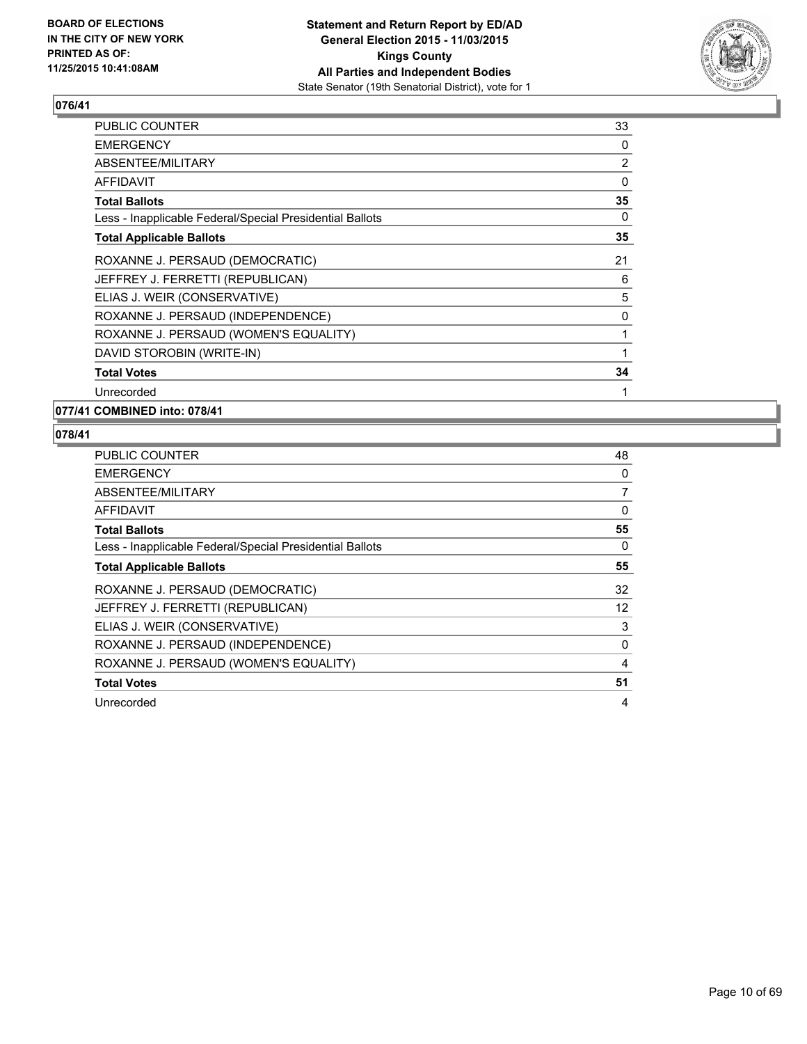**Statement and Return Report by ED/AD**
**General Election 2015 - 11/03/2015**
**Kings County**
**All Parties and Independent Bodies**
State Senator (19th Senatorial District), vote for 1

BOARD OF ELECTIONS
IN THE CITY OF NEW YORK
PRINTED AS OF:
11/25/2015 10:41:08AM

## 076/41

| | |
|---|---|
| PUBLIC COUNTER | 33 |
| EMERGENCY | 0 |
| ABSENTEE/MILITARY | 2 |
| AFFIDAVIT | 0 |
| **Total Ballots** | **35** |
| Less - Inapplicable Federal/Special Presidential Ballots | 0 |
| **Total Applicable Ballots** | **35** |
| ROXANNE J. PERSAUD (DEMOCRATIC) | 21 |
| JEFFREY J. FERRETTI (REPUBLICAN) | 6 |
| ELIAS J. WEIR (CONSERVATIVE) | 5 |
| ROXANNE J. PERSAUD (INDEPENDENCE) | 0 |
| ROXANNE J. PERSAUD (WOMEN'S EQUALITY) | 1 |
| DAVID STOROBIN (WRITE-IN) | 1 |
| **Total Votes** | **34** |
| Unrecorded | 1 |

## 077/41 COMBINED into: 078/41

## 078/41

| | |
|---|---|
| PUBLIC COUNTER | 48 |
| EMERGENCY | 0 |
| ABSENTEE/MILITARY | 7 |
| AFFIDAVIT | 0 |
| **Total Ballots** | **55** |
| Less - Inapplicable Federal/Special Presidential Ballots | 0 |
| **Total Applicable Ballots** | **55** |
| ROXANNE J. PERSAUD (DEMOCRATIC) | 32 |
| JEFFREY J. FERRETTI (REPUBLICAN) | 12 |
| ELIAS J. WEIR (CONSERVATIVE) | 3 |
| ROXANNE J. PERSAUD (INDEPENDENCE) | 0 |
| ROXANNE J. PERSAUD (WOMEN'S EQUALITY) | 4 |
| **Total Votes** | **51** |
| Unrecorded | 4 |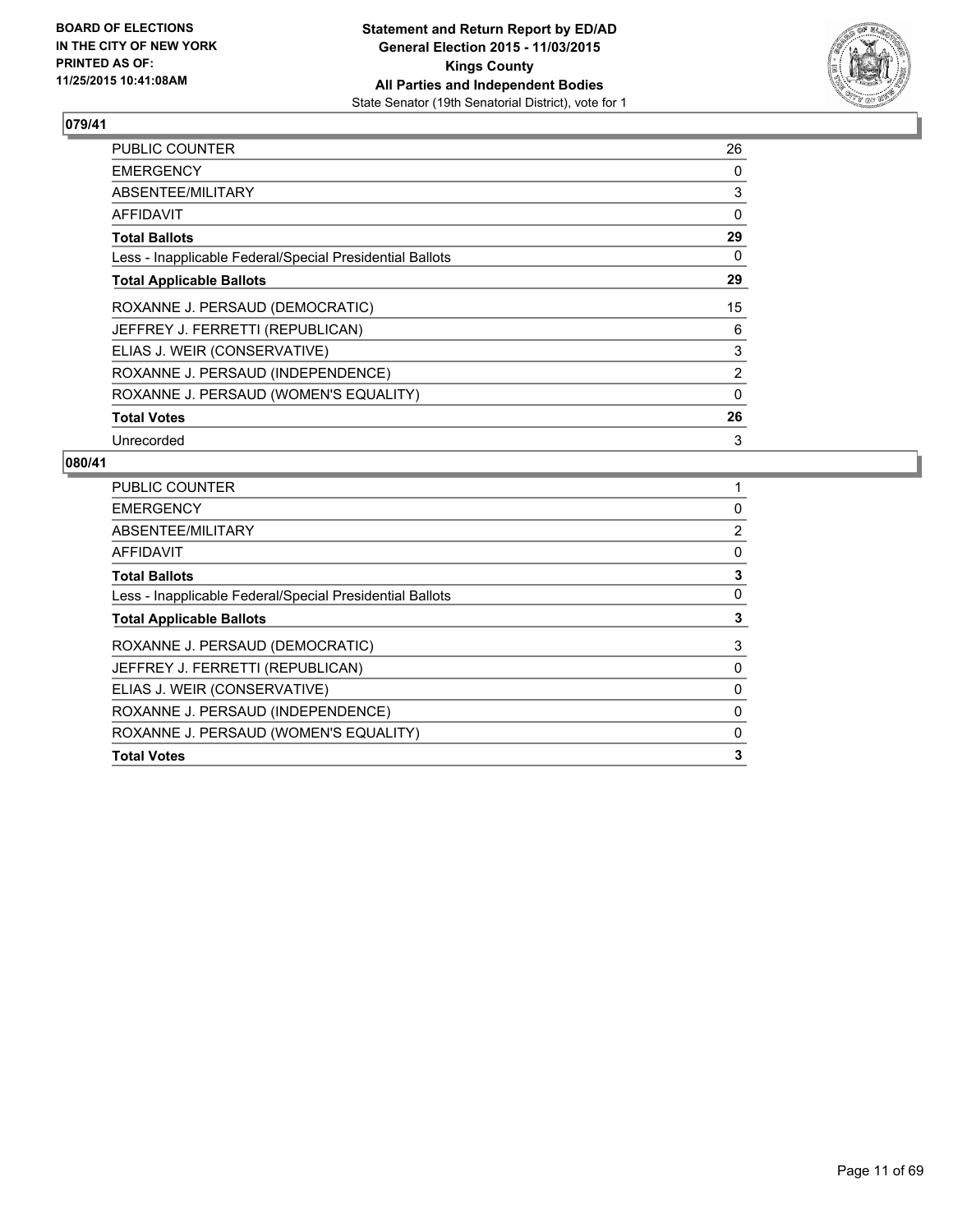**BOARD OF ELECTIONS IN THE CITY OF NEW YORK PRINTED AS OF: 11/25/2015 10:41:08AM**

**Statement and Return Report by ED/AD**
**General Election 2015 - 11/03/2015**
**Kings County**
**All Parties and Independent Bodies**
State Senator (19th Senatorial District), vote for 1

## 079/41

| | |
|---|---|
| PUBLIC COUNTER | 26 |
| EMERGENCY | 0 |
| ABSENTEE/MILITARY | 3 |
| AFFIDAVIT | 0 |
| **Total Ballots** | **29** |
| Less - Inapplicable Federal/Special Presidential Ballots | 0 |
| **Total Applicable Ballots** | **29** |
| ROXANNE J. PERSAUD (DEMOCRATIC) | 15 |
| JEFFREY J. FERRETTI (REPUBLICAN) | 6 |
| ELIAS J. WEIR (CONSERVATIVE) | 3 |
| ROXANNE J. PERSAUD (INDEPENDENCE) | 2 |
| ROXANNE J. PERSAUD (WOMEN'S EQUALITY) | 0 |
| **Total Votes** | **26** |
| Unrecorded | 3 |

## 080/41

| | |
|---|---|
| PUBLIC COUNTER | 1 |
| EMERGENCY | 0 |
| ABSENTEE/MILITARY | 2 |
| AFFIDAVIT | 0 |
| **Total Ballots** | **3** |
| Less - Inapplicable Federal/Special Presidential Ballots | 0 |
| **Total Applicable Ballots** | **3** |
| ROXANNE J. PERSAUD (DEMOCRATIC) | 3 |
| JEFFREY J. FERRETTI (REPUBLICAN) | 0 |
| ELIAS J. WEIR (CONSERVATIVE) | 0 |
| ROXANNE J. PERSAUD (INDEPENDENCE) | 0 |
| ROXANNE J. PERSAUD (WOMEN'S EQUALITY) | 0 |
| **Total Votes** | **3** |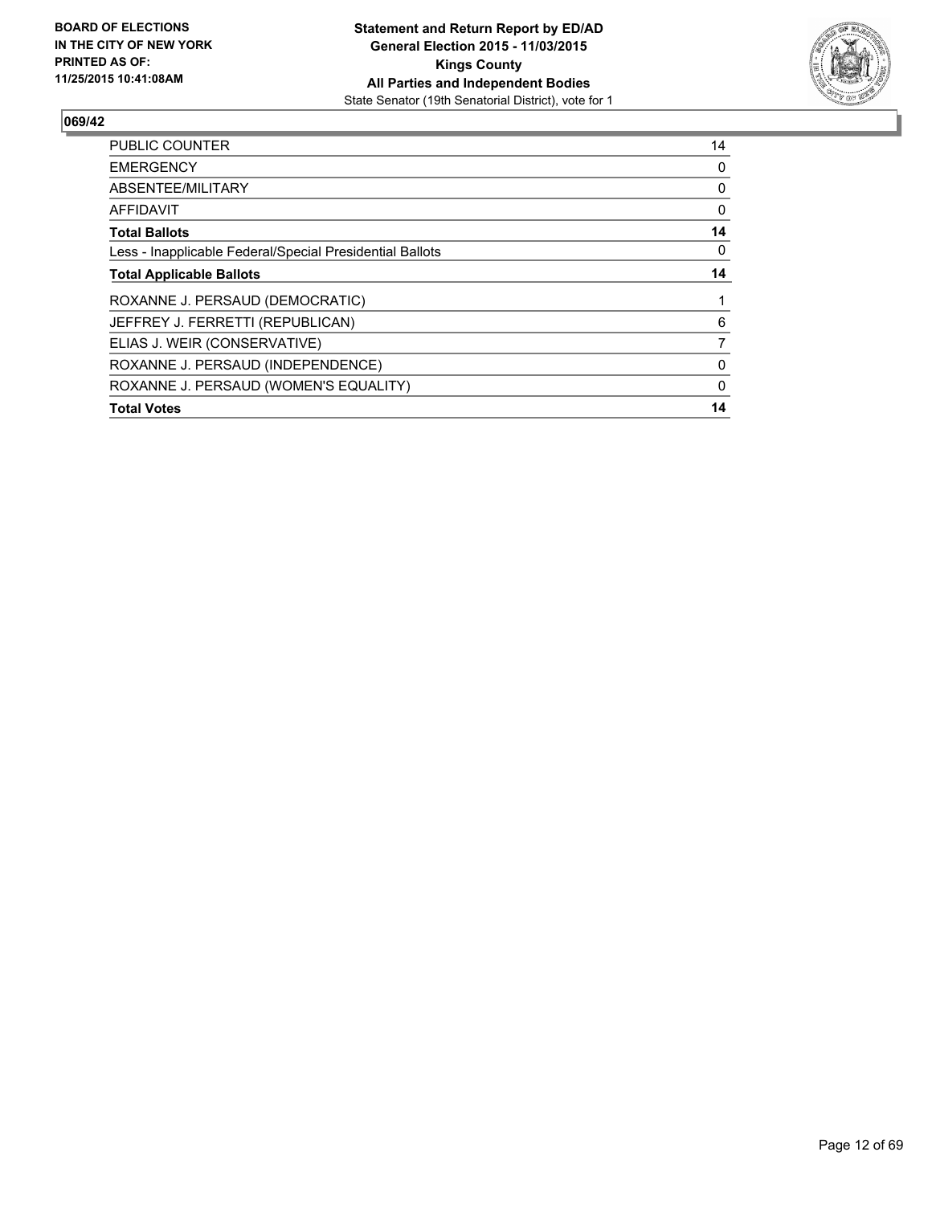**BOARD OF ELECTIONS IN THE CITY OF NEW YORK PRINTED AS OF: 11/25/2015 10:41:08AM**

**Statement and Return Report by ED/AD**
**General Election 2015 - 11/03/2015**
**Kings County**
**All Parties and Independent Bodies**
State Senator (19th Senatorial District), vote for 1

## 069/42

| | |
|---|---|
| PUBLIC COUNTER | 14 |
| EMERGENCY | 0 |
| ABSENTEE/MILITARY | 0 |
| AFFIDAVIT | 0 |
| **Total Ballots** | **14** |
| Less - Inapplicable Federal/Special Presidential Ballots | 0 |
| **Total Applicable Ballots** | **14** |
| ROXANNE J. PERSAUD (DEMOCRATIC) | 1 |
| JEFFREY J. FERRETTI (REPUBLICAN) | 6 |
| ELIAS J. WEIR (CONSERVATIVE) | 7 |
| ROXANNE J. PERSAUD (INDEPENDENCE) | 0 |
| ROXANNE J. PERSAUD (WOMEN'S EQUALITY) | 0 |
| **Total Votes** | **14** |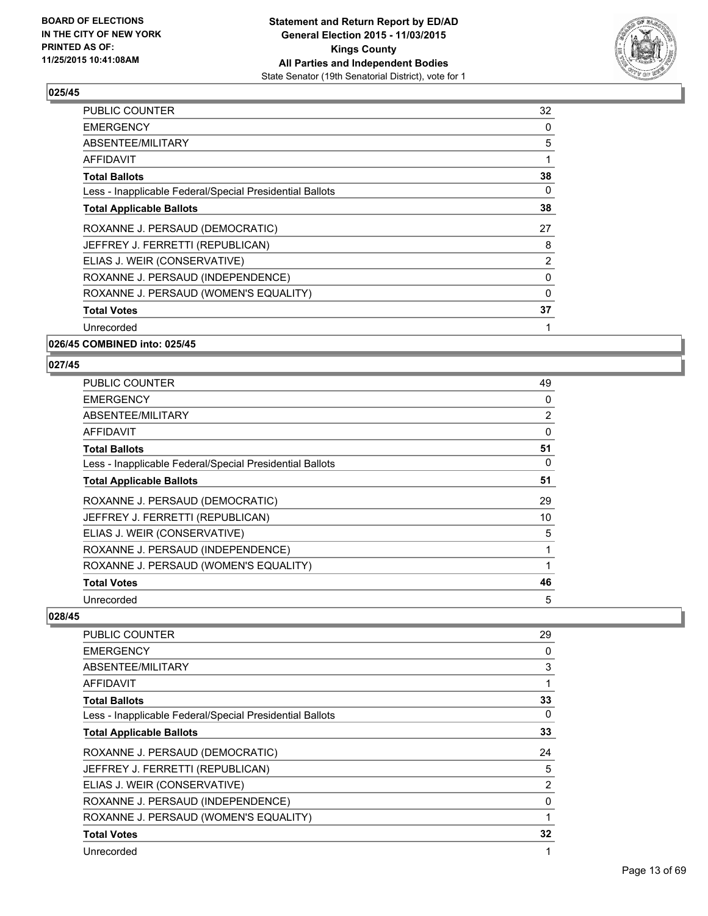## 025/45

| | |
|---|---|
| PUBLIC COUNTER | 32 |
| EMERGENCY | 0 |
| ABSENTEE/MILITARY | 5 |
| AFFIDAVIT | 1 |
| **Total Ballots** | **38** |
| Less - Inapplicable Federal/Special Presidential Ballots | 0 |
| **Total Applicable Ballots** | **38** |
| ROXANNE J. PERSAUD (DEMOCRATIC) | 27 |
| JEFFREY J. FERRETTI (REPUBLICAN) | 8 |
| ELIAS J. WEIR (CONSERVATIVE) | 2 |
| ROXANNE J. PERSAUD (INDEPENDENCE) | 0 |
| ROXANNE J. PERSAUD (WOMEN'S EQUALITY) | 0 |
| **Total Votes** | **37** |
| Unrecorded | 1 |

## 026/45 COMBINED into: 025/45

## 027/45

| | |
|---|---|
| PUBLIC COUNTER | 49 |
| EMERGENCY | 0 |
| ABSENTEE/MILITARY | 2 |
| AFFIDAVIT | 0 |
| **Total Ballots** | **51** |
| Less - Inapplicable Federal/Special Presidential Ballots | 0 |
| **Total Applicable Ballots** | **51** |
| ROXANNE J. PERSAUD (DEMOCRATIC) | 29 |
| JEFFREY J. FERRETTI (REPUBLICAN) | 10 |
| ELIAS J. WEIR (CONSERVATIVE) | 5 |
| ROXANNE J. PERSAUD (INDEPENDENCE) | 1 |
| ROXANNE J. PERSAUD (WOMEN'S EQUALITY) | 1 |
| **Total Votes** | **46** |
| Unrecorded | 5 |

## 028/45

| | |
|---|---|
| PUBLIC COUNTER | 29 |
| EMERGENCY | 0 |
| ABSENTEE/MILITARY | 3 |
| AFFIDAVIT | 1 |
| **Total Ballots** | **33** |
| Less - Inapplicable Federal/Special Presidential Ballots | 0 |
| **Total Applicable Ballots** | **33** |
| ROXANNE J. PERSAUD (DEMOCRATIC) | 24 |
| JEFFREY J. FERRETTI (REPUBLICAN) | 5 |
| ELIAS J. WEIR (CONSERVATIVE) | 2 |
| ROXANNE J. PERSAUD (INDEPENDENCE) | 0 |
| ROXANNE J. PERSAUD (WOMEN'S EQUALITY) | 1 |
| **Total Votes** | **32** |
| Unrecorded | 1 |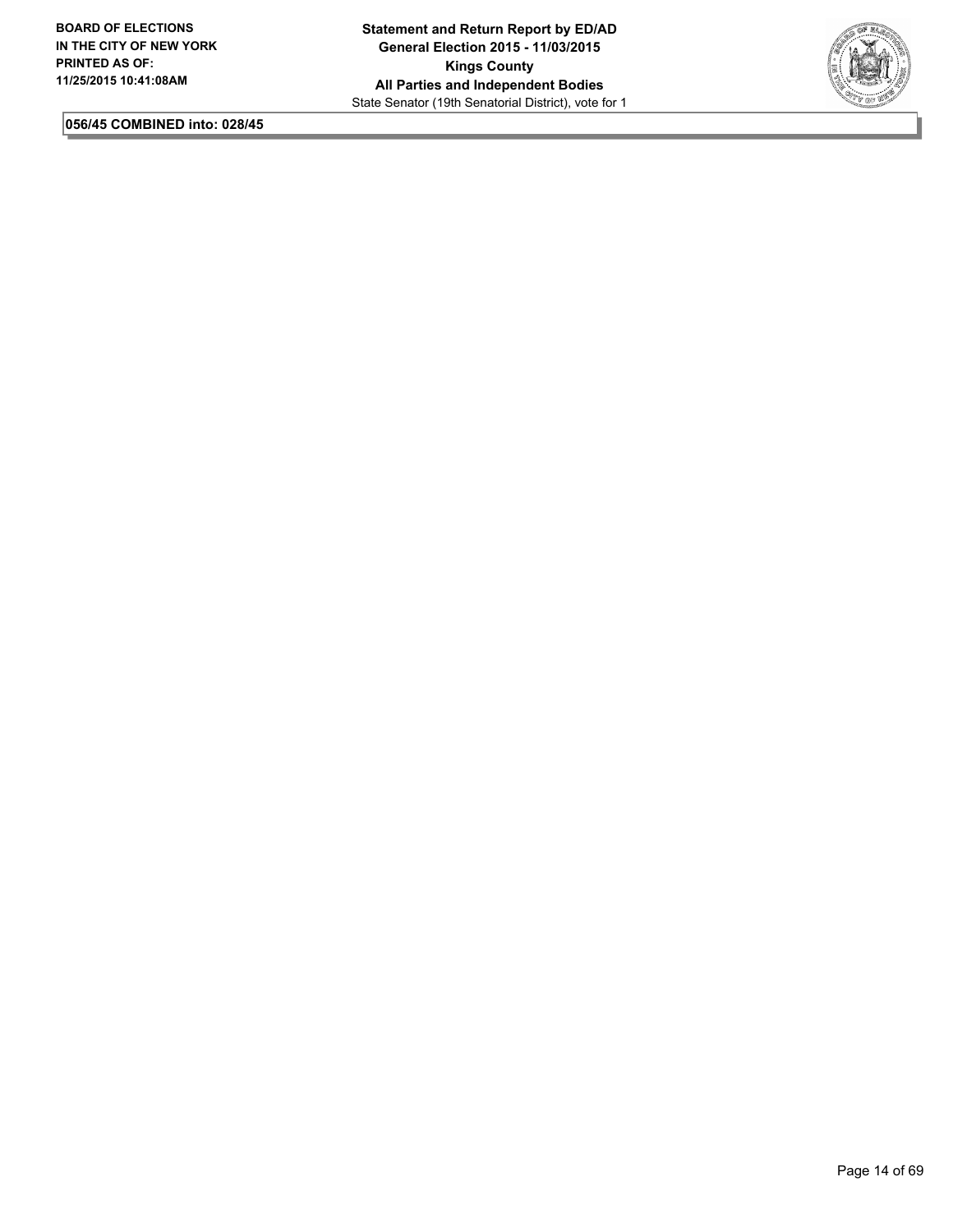**056/45 COMBINED into: 028/45**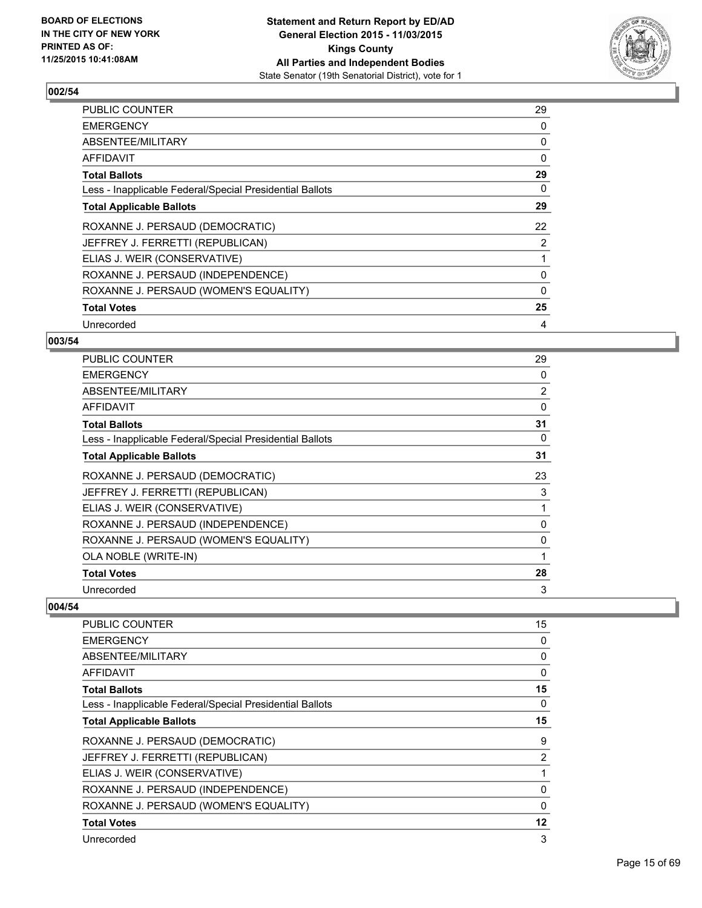**BOARD OF ELECTIONS IN THE CITY OF NEW YORK PRINTED AS OF: 11/25/2015 10:41:08AM**

**Statement and Return Report by ED/AD General Election 2015 - 11/03/2015 Kings County All Parties and Independent Bodies**
State Senator (19th Senatorial District), vote for 1

### 002/54

| | |
|---|---|
| PUBLIC COUNTER | 29 |
| EMERGENCY | 0 |
| ABSENTEE/MILITARY | 0 |
| AFFIDAVIT | 0 |
| **Total Ballots** | **29** |
| Less - Inapplicable Federal/Special Presidential Ballots | 0 |
| **Total Applicable Ballots** | **29** |
| ROXANNE J. PERSAUD (DEMOCRATIC) | 22 |
| JEFFREY J. FERRETTI (REPUBLICAN) | 2 |
| ELIAS J. WEIR (CONSERVATIVE) | 1 |
| ROXANNE J. PERSAUD (INDEPENDENCE) | 0 |
| ROXANNE J. PERSAUD (WOMEN'S EQUALITY) | 0 |
| **Total Votes** | **25** |
| Unrecorded | 4 |

### 003/54

| | |
|---|---|
| PUBLIC COUNTER | 29 |
| EMERGENCY | 0 |
| ABSENTEE/MILITARY | 2 |
| AFFIDAVIT | 0 |
| **Total Ballots** | **31** |
| Less - Inapplicable Federal/Special Presidential Ballots | 0 |
| **Total Applicable Ballots** | **31** |
| ROXANNE J. PERSAUD (DEMOCRATIC) | 23 |
| JEFFREY J. FERRETTI (REPUBLICAN) | 3 |
| ELIAS J. WEIR (CONSERVATIVE) | 1 |
| ROXANNE J. PERSAUD (INDEPENDENCE) | 0 |
| ROXANNE J. PERSAUD (WOMEN'S EQUALITY) | 0 |
| OLA NOBLE (WRITE-IN) | 1 |
| **Total Votes** | **28** |
| Unrecorded | 3 |

### 004/54

| | |
|---|---|
| PUBLIC COUNTER | 15 |
| EMERGENCY | 0 |
| ABSENTEE/MILITARY | 0 |
| AFFIDAVIT | 0 |
| **Total Ballots** | **15** |
| Less - Inapplicable Federal/Special Presidential Ballots | 0 |
| **Total Applicable Ballots** | **15** |
| ROXANNE J. PERSAUD (DEMOCRATIC) | 9 |
| JEFFREY J. FERRETTI (REPUBLICAN) | 2 |
| ELIAS J. WEIR (CONSERVATIVE) | 1 |
| ROXANNE J. PERSAUD (INDEPENDENCE) | 0 |
| ROXANNE J. PERSAUD (WOMEN'S EQUALITY) | 0 |
| **Total Votes** | **12** |
| Unrecorded | 3 |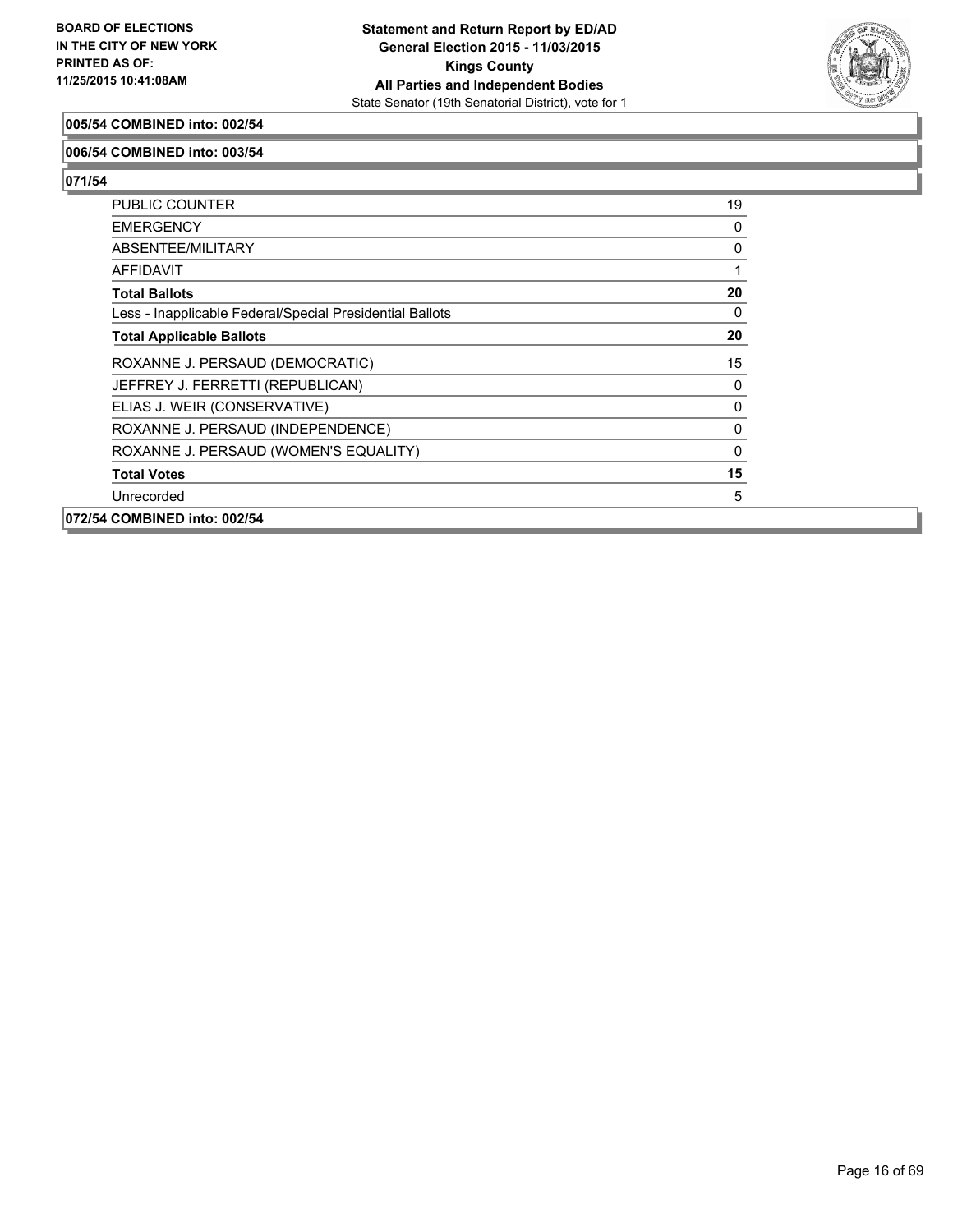**005/54 COMBINED into: 002/54**

**006/54 COMBINED into: 003/54**

**071/54**

| | |
|---|---|
| PUBLIC COUNTER | 19 |
| EMERGENCY | 0 |
| ABSENTEE/MILITARY | 0 |
| AFFIDAVIT | 1 |
| **Total Ballots** | **20** |
| Less - Inapplicable Federal/Special Presidential Ballots | 0 |
| **Total Applicable Ballots** | **20** |
| ROXANNE J. PERSAUD (DEMOCRATIC) | 15 |
| JEFFREY J. FERRETTI (REPUBLICAN) | 0 |
| ELIAS J. WEIR (CONSERVATIVE) | 0 |
| ROXANNE J. PERSAUD (INDEPENDENCE) | 0 |
| ROXANNE J. PERSAUD (WOMEN'S EQUALITY) | 0 |
| **Total Votes** | **15** |
| Unrecorded | 5 |

**072/54 COMBINED into: 002/54**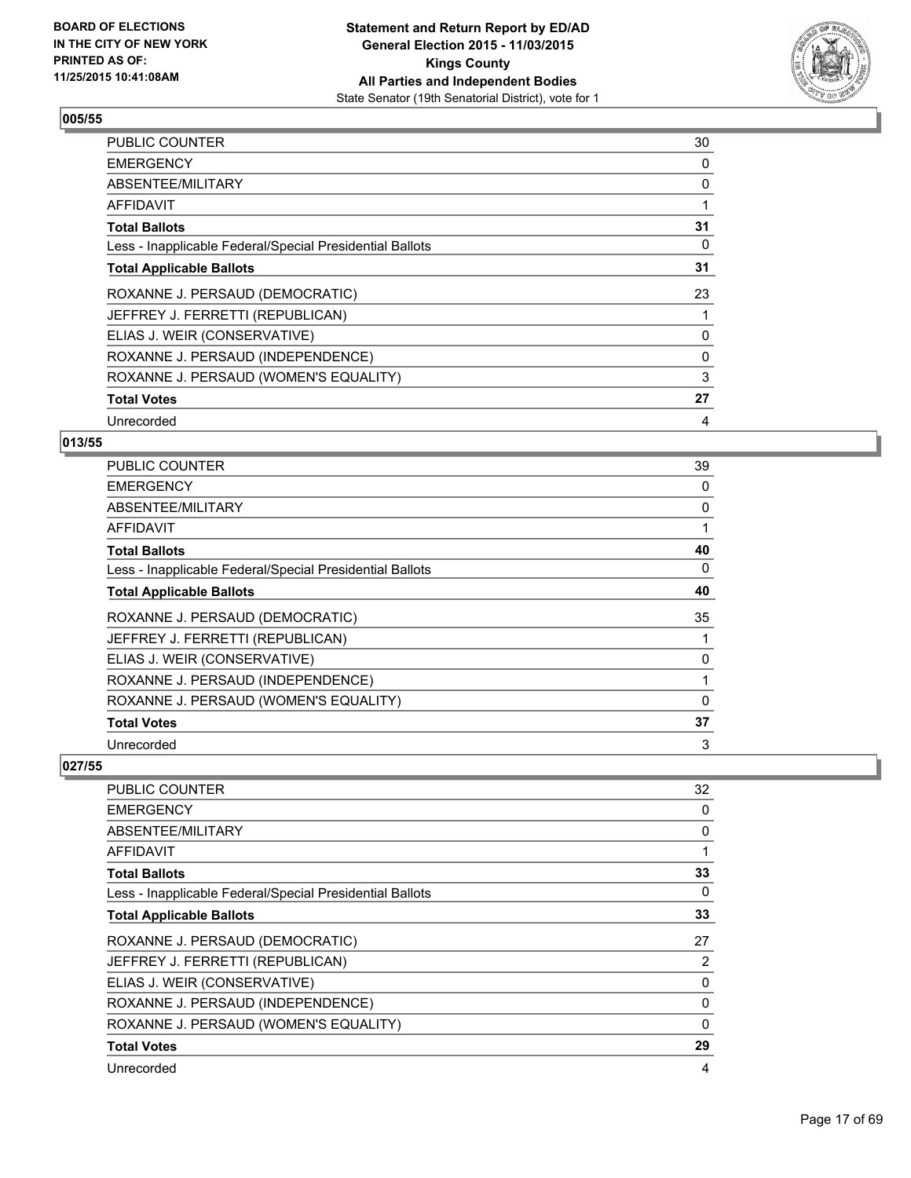**BOARD OF ELECTIONS IN THE CITY OF NEW YORK PRINTED AS OF: 11/25/2015 10:41:08AM**

**Statement and Return Report by ED/AD General Election 2015 - 11/03/2015 Kings County All Parties and Independent Bodies**
State Senator (19th Senatorial District), vote for 1

## 005/55

| | |
|---|---|
| PUBLIC COUNTER | 30 |
| EMERGENCY | 0 |
| ABSENTEE/MILITARY | 0 |
| AFFIDAVIT | 1 |
| **Total Ballots** | **31** |
| Less - Inapplicable Federal/Special Presidential Ballots | 0 |
| **Total Applicable Ballots** | **31** |
| ROXANNE J. PERSAUD (DEMOCRATIC) | 23 |
| JEFFREY J. FERRETTI (REPUBLICAN) | 1 |
| ELIAS J. WEIR (CONSERVATIVE) | 0 |
| ROXANNE J. PERSAUD (INDEPENDENCE) | 0 |
| ROXANNE J. PERSAUD (WOMEN'S EQUALITY) | 3 |
| **Total Votes** | **27** |
| Unrecorded | 4 |

## 013/55

| | |
|---|---|
| PUBLIC COUNTER | 39 |
| EMERGENCY | 0 |
| ABSENTEE/MILITARY | 0 |
| AFFIDAVIT | 1 |
| **Total Ballots** | **40** |
| Less - Inapplicable Federal/Special Presidential Ballots | 0 |
| **Total Applicable Ballots** | **40** |
| ROXANNE J. PERSAUD (DEMOCRATIC) | 35 |
| JEFFREY J. FERRETTI (REPUBLICAN) | 1 |
| ELIAS J. WEIR (CONSERVATIVE) | 0 |
| ROXANNE J. PERSAUD (INDEPENDENCE) | 1 |
| ROXANNE J. PERSAUD (WOMEN'S EQUALITY) | 0 |
| **Total Votes** | **37** |
| Unrecorded | 3 |

## 027/55

| | |
|---|---|
| PUBLIC COUNTER | 32 |
| EMERGENCY | 0 |
| ABSENTEE/MILITARY | 0 |
| AFFIDAVIT | 1 |
| **Total Ballots** | **33** |
| Less - Inapplicable Federal/Special Presidential Ballots | 0 |
| **Total Applicable Ballots** | **33** |
| ROXANNE J. PERSAUD (DEMOCRATIC) | 27 |
| JEFFREY J. FERRETTI (REPUBLICAN) | 2 |
| ELIAS J. WEIR (CONSERVATIVE) | 0 |
| ROXANNE J. PERSAUD (INDEPENDENCE) | 0 |
| ROXANNE J. PERSAUD (WOMEN'S EQUALITY) | 0 |
| **Total Votes** | **29** |
| Unrecorded | 4 |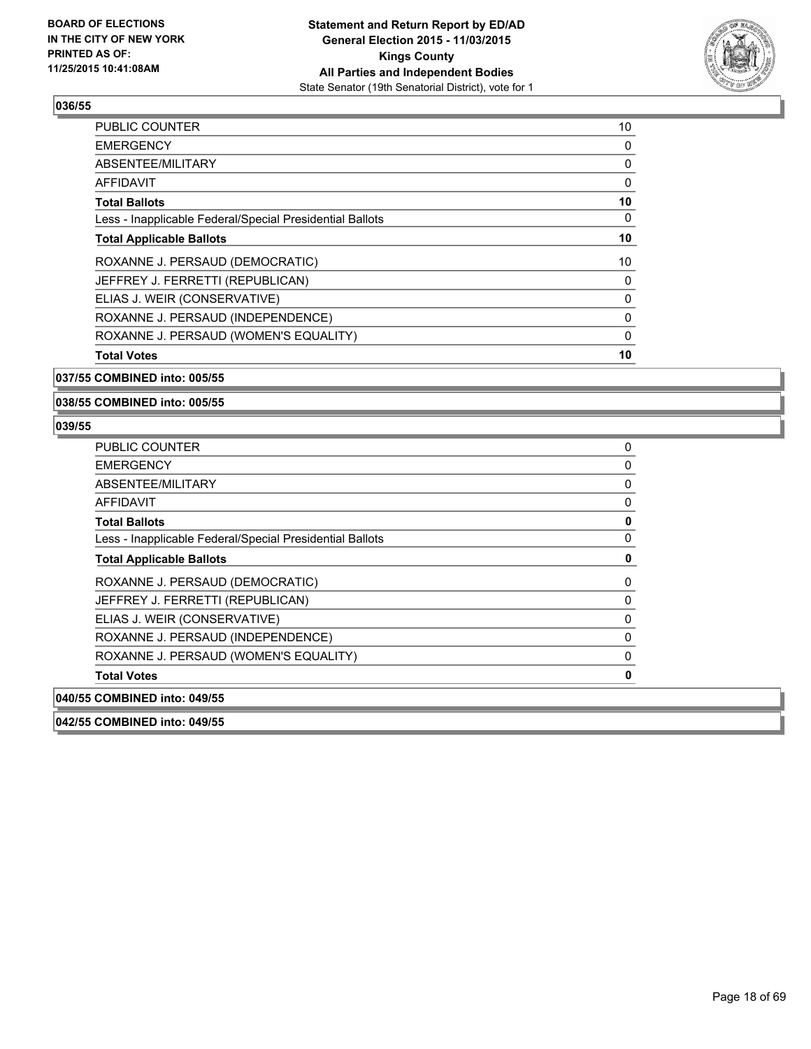**BOARD OF ELECTIONS IN THE CITY OF NEW YORK PRINTED AS OF: 11/25/2015 10:41:08AM**

**Statement and Return Report by ED/AD General Election 2015 - 11/03/2015 Kings County All Parties and Independent Bodies**
State Senator (19th Senatorial District), vote for 1

**036/55**

| | |
|---|---|
| PUBLIC COUNTER | 10 |
| EMERGENCY | 0 |
| ABSENTEE/MILITARY | 0 |
| AFFIDAVIT | 0 |
| **Total Ballots** | **10** |
| Less - Inapplicable Federal/Special Presidential Ballots | 0 |
| **Total Applicable Ballots** | **10** |
| ROXANNE J. PERSAUD (DEMOCRATIC) | 10 |
| JEFFREY J. FERRETTI (REPUBLICAN) | 0 |
| ELIAS J. WEIR (CONSERVATIVE) | 0 |
| ROXANNE J. PERSAUD (INDEPENDENCE) | 0 |
| ROXANNE J. PERSAUD (WOMEN'S EQUALITY) | 0 |
| **Total Votes** | **10** |

**037/55 COMBINED into: 005/55**

**038/55 COMBINED into: 005/55**

**039/55**

| | |
|---|---|
| PUBLIC COUNTER | 0 |
| EMERGENCY | 0 |
| ABSENTEE/MILITARY | 0 |
| AFFIDAVIT | 0 |
| **Total Ballots** | **0** |
| Less - Inapplicable Federal/Special Presidential Ballots | 0 |
| **Total Applicable Ballots** | **0** |
| ROXANNE J. PERSAUD (DEMOCRATIC) | 0 |
| JEFFREY J. FERRETTI (REPUBLICAN) | 0 |
| ELIAS J. WEIR (CONSERVATIVE) | 0 |
| ROXANNE J. PERSAUD (INDEPENDENCE) | 0 |
| ROXANNE J. PERSAUD (WOMEN'S EQUALITY) | 0 |
| **Total Votes** | **0** |

**040/55 COMBINED into: 049/55**

**042/55 COMBINED into: 049/55**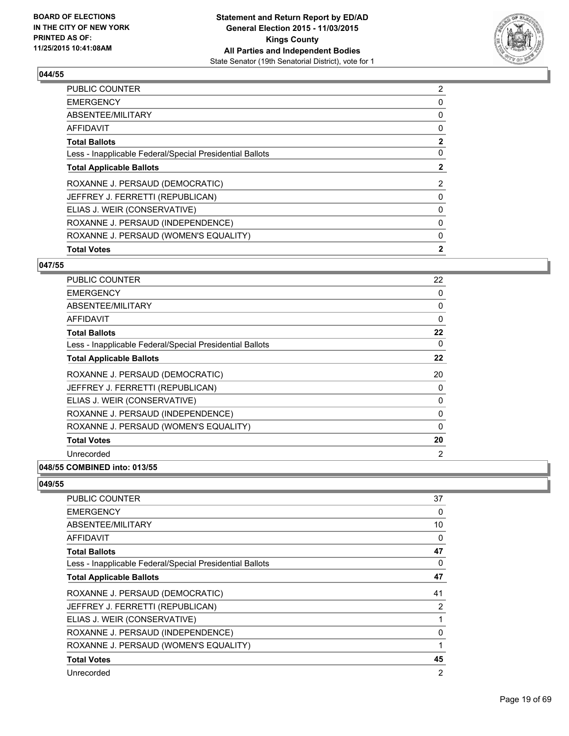### 044/55

| | |
|---|---|
| PUBLIC COUNTER | 2 |
| EMERGENCY | 0 |
| ABSENTEE/MILITARY | 0 |
| AFFIDAVIT | 0 |
| **Total Ballots** | **2** |
| Less - Inapplicable Federal/Special Presidential Ballots | 0 |
| **Total Applicable Ballots** | **2** |
| ROXANNE J. PERSAUD (DEMOCRATIC) | 2 |
| JEFFREY J. FERRETTI (REPUBLICAN) | 0 |
| ELIAS J. WEIR (CONSERVATIVE) | 0 |
| ROXANNE J. PERSAUD (INDEPENDENCE) | 0 |
| ROXANNE J. PERSAUD (WOMEN'S EQUALITY) | 0 |
| **Total Votes** | **2** |

### 047/55

| | |
|---|---|
| PUBLIC COUNTER | 22 |
| EMERGENCY | 0 |
| ABSENTEE/MILITARY | 0 |
| AFFIDAVIT | 0 |
| **Total Ballots** | **22** |
| Less - Inapplicable Federal/Special Presidential Ballots | 0 |
| **Total Applicable Ballots** | **22** |
| ROXANNE J. PERSAUD (DEMOCRATIC) | 20 |
| JEFFREY J. FERRETTI (REPUBLICAN) | 0 |
| ELIAS J. WEIR (CONSERVATIVE) | 0 |
| ROXANNE J. PERSAUD (INDEPENDENCE) | 0 |
| ROXANNE J. PERSAUD (WOMEN'S EQUALITY) | 0 |
| **Total Votes** | **20** |
| Unrecorded | 2 |

### 048/55 COMBINED into: 013/55

### 049/55

| | |
|---|---|
| PUBLIC COUNTER | 37 |
| EMERGENCY | 0 |
| ABSENTEE/MILITARY | 10 |
| AFFIDAVIT | 0 |
| **Total Ballots** | **47** |
| Less - Inapplicable Federal/Special Presidential Ballots | 0 |
| **Total Applicable Ballots** | **47** |
| ROXANNE J. PERSAUD (DEMOCRATIC) | 41 |
| JEFFREY J. FERRETTI (REPUBLICAN) | 2 |
| ELIAS J. WEIR (CONSERVATIVE) | 1 |
| ROXANNE J. PERSAUD (INDEPENDENCE) | 0 |
| ROXANNE J. PERSAUD (WOMEN'S EQUALITY) | 1 |
| **Total Votes** | **45** |
| Unrecorded | 2 |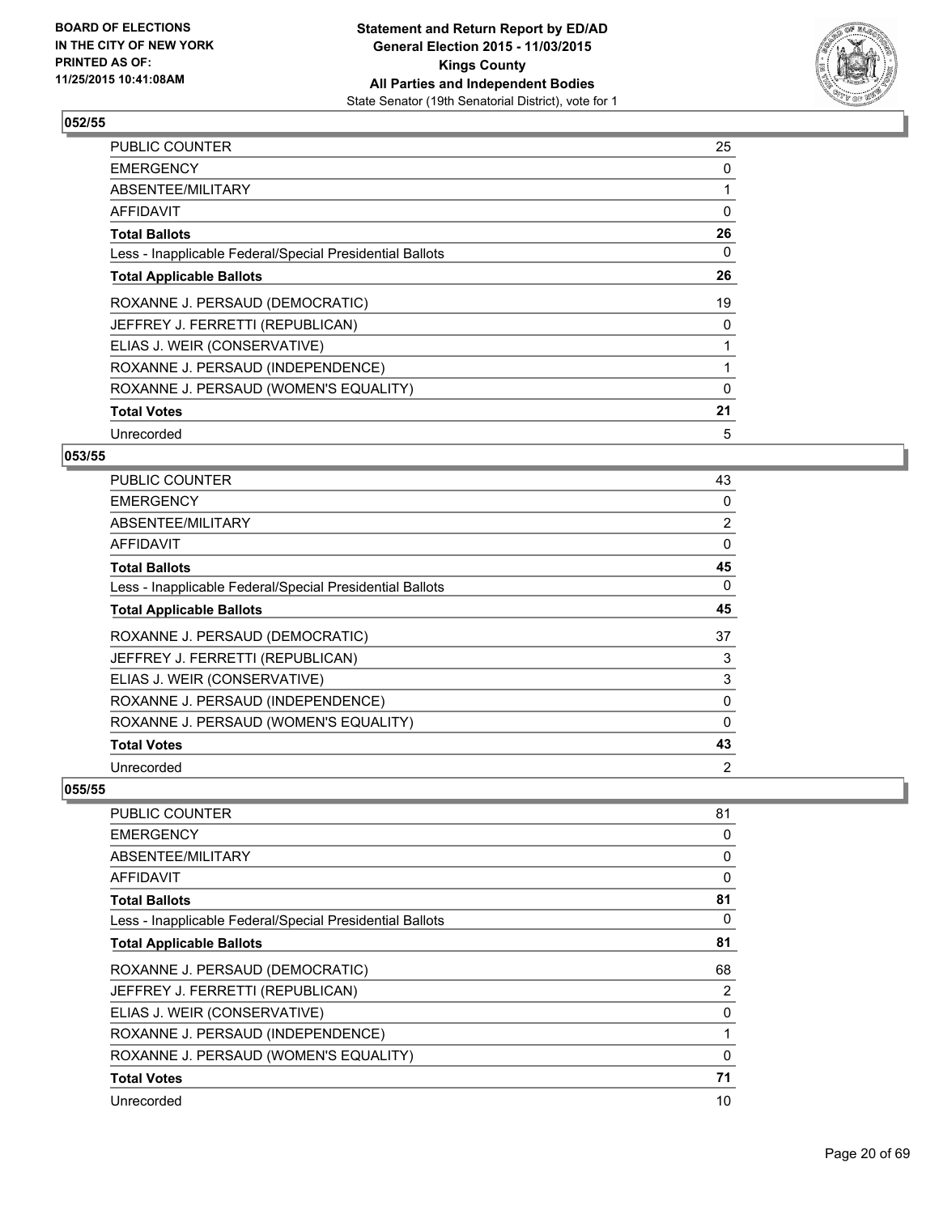BOARD OF ELECTIONS
IN THE CITY OF NEW YORK
PRINTED AS OF:
11/25/2015 10:41:08AM

**Statement and Return Report by ED/AD**
**General Election 2015 - 11/03/2015**
**Kings County**
**All Parties and Independent Bodies**
State Senator (19th Senatorial District), vote for 1

### 052/55

| | |
|---|---|
| PUBLIC COUNTER | 25 |
| EMERGENCY | 0 |
| ABSENTEE/MILITARY | 1 |
| AFFIDAVIT | 0 |
| **Total Ballots** | **26** |
| Less - Inapplicable Federal/Special Presidential Ballots | 0 |
| **Total Applicable Ballots** | **26** |
| ROXANNE J. PERSAUD (DEMOCRATIC) | 19 |
| JEFFREY J. FERRETTI (REPUBLICAN) | 0 |
| ELIAS J. WEIR (CONSERVATIVE) | 1 |
| ROXANNE J. PERSAUD (INDEPENDENCE) | 1 |
| ROXANNE J. PERSAUD (WOMEN'S EQUALITY) | 0 |
| **Total Votes** | **21** |
| Unrecorded | 5 |

### 053/55

| | |
|---|---|
| PUBLIC COUNTER | 43 |
| EMERGENCY | 0 |
| ABSENTEE/MILITARY | 2 |
| AFFIDAVIT | 0 |
| **Total Ballots** | **45** |
| Less - Inapplicable Federal/Special Presidential Ballots | 0 |
| **Total Applicable Ballots** | **45** |
| ROXANNE J. PERSAUD (DEMOCRATIC) | 37 |
| JEFFREY J. FERRETTI (REPUBLICAN) | 3 |
| ELIAS J. WEIR (CONSERVATIVE) | 3 |
| ROXANNE J. PERSAUD (INDEPENDENCE) | 0 |
| ROXANNE J. PERSAUD (WOMEN'S EQUALITY) | 0 |
| **Total Votes** | **43** |
| Unrecorded | 2 |

### 055/55

| | |
|---|---|
| PUBLIC COUNTER | 81 |
| EMERGENCY | 0 |
| ABSENTEE/MILITARY | 0 |
| AFFIDAVIT | 0 |
| **Total Ballots** | **81** |
| Less - Inapplicable Federal/Special Presidential Ballots | 0 |
| **Total Applicable Ballots** | **81** |
| ROXANNE J. PERSAUD (DEMOCRATIC) | 68 |
| JEFFREY J. FERRETTI (REPUBLICAN) | 2 |
| ELIAS J. WEIR (CONSERVATIVE) | 0 |
| ROXANNE J. PERSAUD (INDEPENDENCE) | 1 |
| ROXANNE J. PERSAUD (WOMEN'S EQUALITY) | 0 |
| **Total Votes** | **71** |
| Unrecorded | 10 |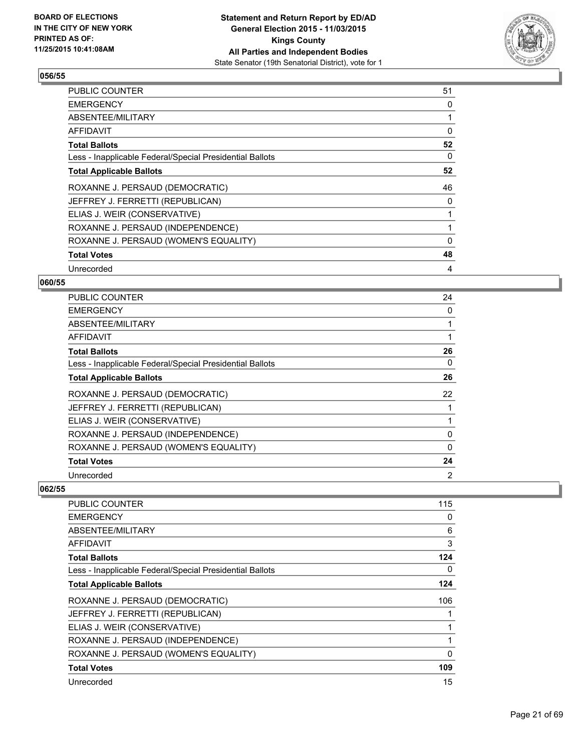**BOARD OF ELECTIONS IN THE CITY OF NEW YORK PRINTED AS OF: 11/25/2015 10:41:08AM**

**Statement and Return Report by ED/AD General Election 2015 - 11/03/2015 Kings County All Parties and Independent Bodies**
State Senator (19th Senatorial District), vote for 1

## 056/55

| | |
|---|---|
| PUBLIC COUNTER | 51 |
| EMERGENCY | 0 |
| ABSENTEE/MILITARY | 1 |
| AFFIDAVIT | 0 |
| **Total Ballots** | **52** |
| Less - Inapplicable Federal/Special Presidential Ballots | 0 |
| **Total Applicable Ballots** | **52** |
| ROXANNE J. PERSAUD (DEMOCRATIC) | 46 |
| JEFFREY J. FERRETTI (REPUBLICAN) | 0 |
| ELIAS J. WEIR (CONSERVATIVE) | 1 |
| ROXANNE J. PERSAUD (INDEPENDENCE) | 1 |
| ROXANNE J. PERSAUD (WOMEN'S EQUALITY) | 0 |
| **Total Votes** | **48** |
| Unrecorded | 4 |

## 060/55

| | |
|---|---|
| PUBLIC COUNTER | 24 |
| EMERGENCY | 0 |
| ABSENTEE/MILITARY | 1 |
| AFFIDAVIT | 1 |
| **Total Ballots** | **26** |
| Less - Inapplicable Federal/Special Presidential Ballots | 0 |
| **Total Applicable Ballots** | **26** |
| ROXANNE J. PERSAUD (DEMOCRATIC) | 22 |
| JEFFREY J. FERRETTI (REPUBLICAN) | 1 |
| ELIAS J. WEIR (CONSERVATIVE) | 1 |
| ROXANNE J. PERSAUD (INDEPENDENCE) | 0 |
| ROXANNE J. PERSAUD (WOMEN'S EQUALITY) | 0 |
| **Total Votes** | **24** |
| Unrecorded | 2 |

## 062/55

| | |
|---|---|
| PUBLIC COUNTER | 115 |
| EMERGENCY | 0 |
| ABSENTEE/MILITARY | 6 |
| AFFIDAVIT | 3 |
| **Total Ballots** | **124** |
| Less - Inapplicable Federal/Special Presidential Ballots | 0 |
| **Total Applicable Ballots** | **124** |
| ROXANNE J. PERSAUD (DEMOCRATIC) | 106 |
| JEFFREY J. FERRETTI (REPUBLICAN) | 1 |
| ELIAS J. WEIR (CONSERVATIVE) | 1 |
| ROXANNE J. PERSAUD (INDEPENDENCE) | 1 |
| ROXANNE J. PERSAUD (WOMEN'S EQUALITY) | 0 |
| **Total Votes** | **109** |
| Unrecorded | 15 |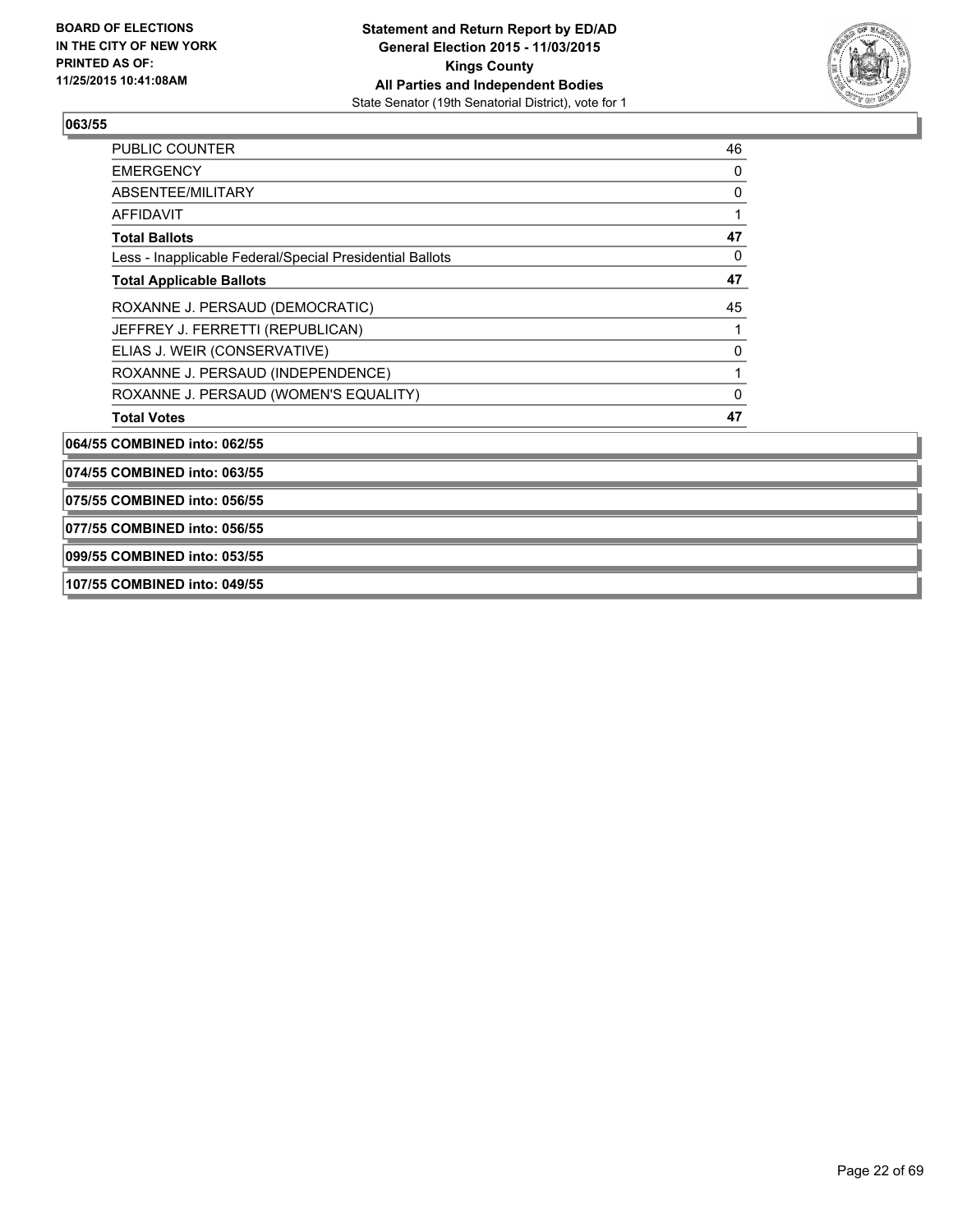**Statement and Return Report by ED/AD**
**General Election 2015 - 11/03/2015**
**Kings County**
**All Parties and Independent Bodies**
State Senator (19th Senatorial District), vote for 1

BOARD OF ELECTIONS IN THE CITY OF NEW YORK PRINTED AS OF: 11/25/2015 10:41:08AM

**063/55**

| | |
|---|---|
| PUBLIC COUNTER | 46 |
| EMERGENCY | 0 |
| ABSENTEE/MILITARY | 0 |
| AFFIDAVIT | 1 |
| **Total Ballots** | **47** |
| Less - Inapplicable Federal/Special Presidential Ballots | 0 |
| **Total Applicable Ballots** | **47** |
| ROXANNE J. PERSAUD (DEMOCRATIC) | 45 |
| JEFFREY J. FERRETTI (REPUBLICAN) | 1 |
| ELIAS J. WEIR (CONSERVATIVE) | 0 |
| ROXANNE J. PERSAUD (INDEPENDENCE) | 1 |
| ROXANNE J. PERSAUD (WOMEN'S EQUALITY) | 0 |
| **Total Votes** | **47** |

**064/55 COMBINED into: 062/55**

**074/55 COMBINED into: 063/55**

**075/55 COMBINED into: 056/55**

**077/55 COMBINED into: 056/55**

**099/55 COMBINED into: 053/55**

**107/55 COMBINED into: 049/55**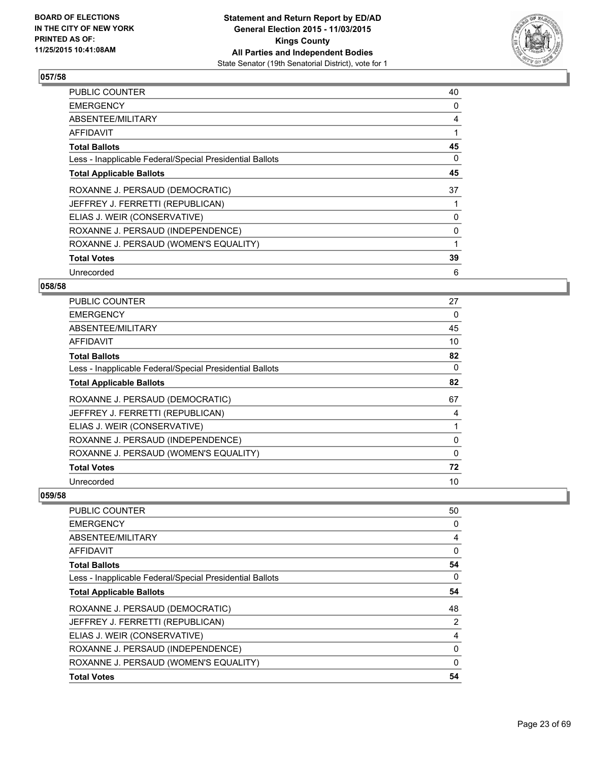### 057/58

| | |
|---|---|
| PUBLIC COUNTER | 40 |
| EMERGENCY | 0 |
| ABSENTEE/MILITARY | 4 |
| AFFIDAVIT | 1 |
| **Total Ballots** | **45** |
| Less - Inapplicable Federal/Special Presidential Ballots | 0 |
| **Total Applicable Ballots** | **45** |
| ROXANNE J. PERSAUD (DEMOCRATIC) | 37 |
| JEFFREY J. FERRETTI (REPUBLICAN) | 1 |
| ELIAS J. WEIR (CONSERVATIVE) | 0 |
| ROXANNE J. PERSAUD (INDEPENDENCE) | 0 |
| ROXANNE J. PERSAUD (WOMEN'S EQUALITY) | 1 |
| **Total Votes** | **39** |
| Unrecorded | 6 |

### 058/58

| | |
|---|---|
| PUBLIC COUNTER | 27 |
| EMERGENCY | 0 |
| ABSENTEE/MILITARY | 45 |
| AFFIDAVIT | 10 |
| **Total Ballots** | **82** |
| Less - Inapplicable Federal/Special Presidential Ballots | 0 |
| **Total Applicable Ballots** | **82** |
| ROXANNE J. PERSAUD (DEMOCRATIC) | 67 |
| JEFFREY J. FERRETTI (REPUBLICAN) | 4 |
| ELIAS J. WEIR (CONSERVATIVE) | 1 |
| ROXANNE J. PERSAUD (INDEPENDENCE) | 0 |
| ROXANNE J. PERSAUD (WOMEN'S EQUALITY) | 0 |
| **Total Votes** | **72** |
| Unrecorded | 10 |

### 059/58

| | |
|---|---|
| PUBLIC COUNTER | 50 |
| EMERGENCY | 0 |
| ABSENTEE/MILITARY | 4 |
| AFFIDAVIT | 0 |
| **Total Ballots** | **54** |
| Less - Inapplicable Federal/Special Presidential Ballots | 0 |
| **Total Applicable Ballots** | **54** |
| ROXANNE J. PERSAUD (DEMOCRATIC) | 48 |
| JEFFREY J. FERRETTI (REPUBLICAN) | 2 |
| ELIAS J. WEIR (CONSERVATIVE) | 4 |
| ROXANNE J. PERSAUD (INDEPENDENCE) | 0 |
| ROXANNE J. PERSAUD (WOMEN'S EQUALITY) | 0 |
| **Total Votes** | **54** |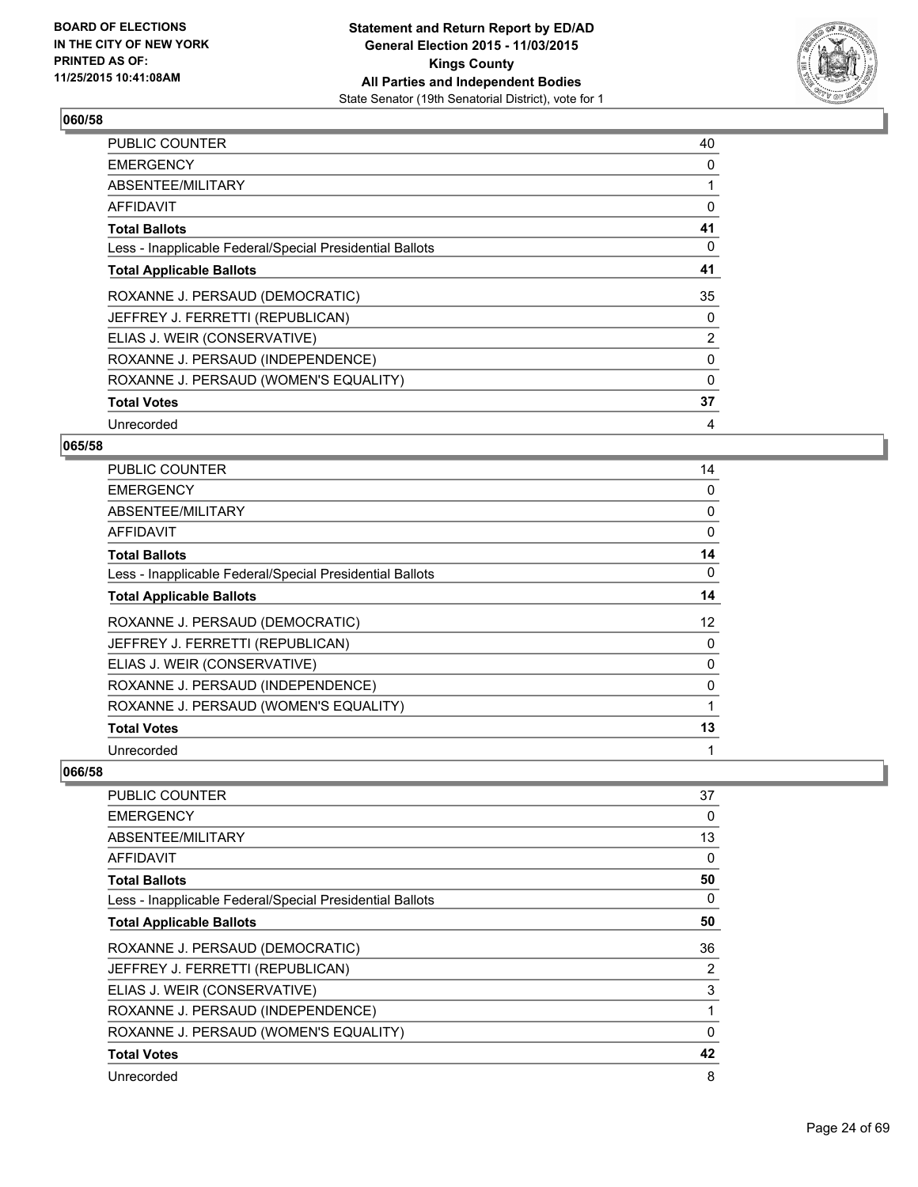**BOARD OF ELECTIONS IN THE CITY OF NEW YORK PRINTED AS OF: 11/25/2015 10:41:08AM**

**Statement and Return Report by ED/AD General Election 2015 - 11/03/2015 Kings County All Parties and Independent Bodies**
State Senator (19th Senatorial District), vote for 1

### 060/58

| | |
|---|---|
| PUBLIC COUNTER | 40 |
| EMERGENCY | 0 |
| ABSENTEE/MILITARY | 1 |
| AFFIDAVIT | 0 |
| **Total Ballots** | **41** |
| Less - Inapplicable Federal/Special Presidential Ballots | 0 |
| **Total Applicable Ballots** | **41** |
| ROXANNE J. PERSAUD (DEMOCRATIC) | 35 |
| JEFFREY J. FERRETTI (REPUBLICAN) | 0 |
| ELIAS J. WEIR (CONSERVATIVE) | 2 |
| ROXANNE J. PERSAUD (INDEPENDENCE) | 0 |
| ROXANNE J. PERSAUD (WOMEN'S EQUALITY) | 0 |
| **Total Votes** | **37** |
| Unrecorded | 4 |

### 065/58

| | |
|---|---|
| PUBLIC COUNTER | 14 |
| EMERGENCY | 0 |
| ABSENTEE/MILITARY | 0 |
| AFFIDAVIT | 0 |
| **Total Ballots** | **14** |
| Less - Inapplicable Federal/Special Presidential Ballots | 0 |
| **Total Applicable Ballots** | **14** |
| ROXANNE J. PERSAUD (DEMOCRATIC) | 12 |
| JEFFREY J. FERRETTI (REPUBLICAN) | 0 |
| ELIAS J. WEIR (CONSERVATIVE) | 0 |
| ROXANNE J. PERSAUD (INDEPENDENCE) | 0 |
| ROXANNE J. PERSAUD (WOMEN'S EQUALITY) | 1 |
| **Total Votes** | **13** |
| Unrecorded | 1 |

### 066/58

| | |
|---|---|
| PUBLIC COUNTER | 37 |
| EMERGENCY | 0 |
| ABSENTEE/MILITARY | 13 |
| AFFIDAVIT | 0 |
| **Total Ballots** | **50** |
| Less - Inapplicable Federal/Special Presidential Ballots | 0 |
| **Total Applicable Ballots** | **50** |
| ROXANNE J. PERSAUD (DEMOCRATIC) | 36 |
| JEFFREY J. FERRETTI (REPUBLICAN) | 2 |
| ELIAS J. WEIR (CONSERVATIVE) | 3 |
| ROXANNE J. PERSAUD (INDEPENDENCE) | 1 |
| ROXANNE J. PERSAUD (WOMEN'S EQUALITY) | 0 |
| **Total Votes** | **42** |
| Unrecorded | 8 |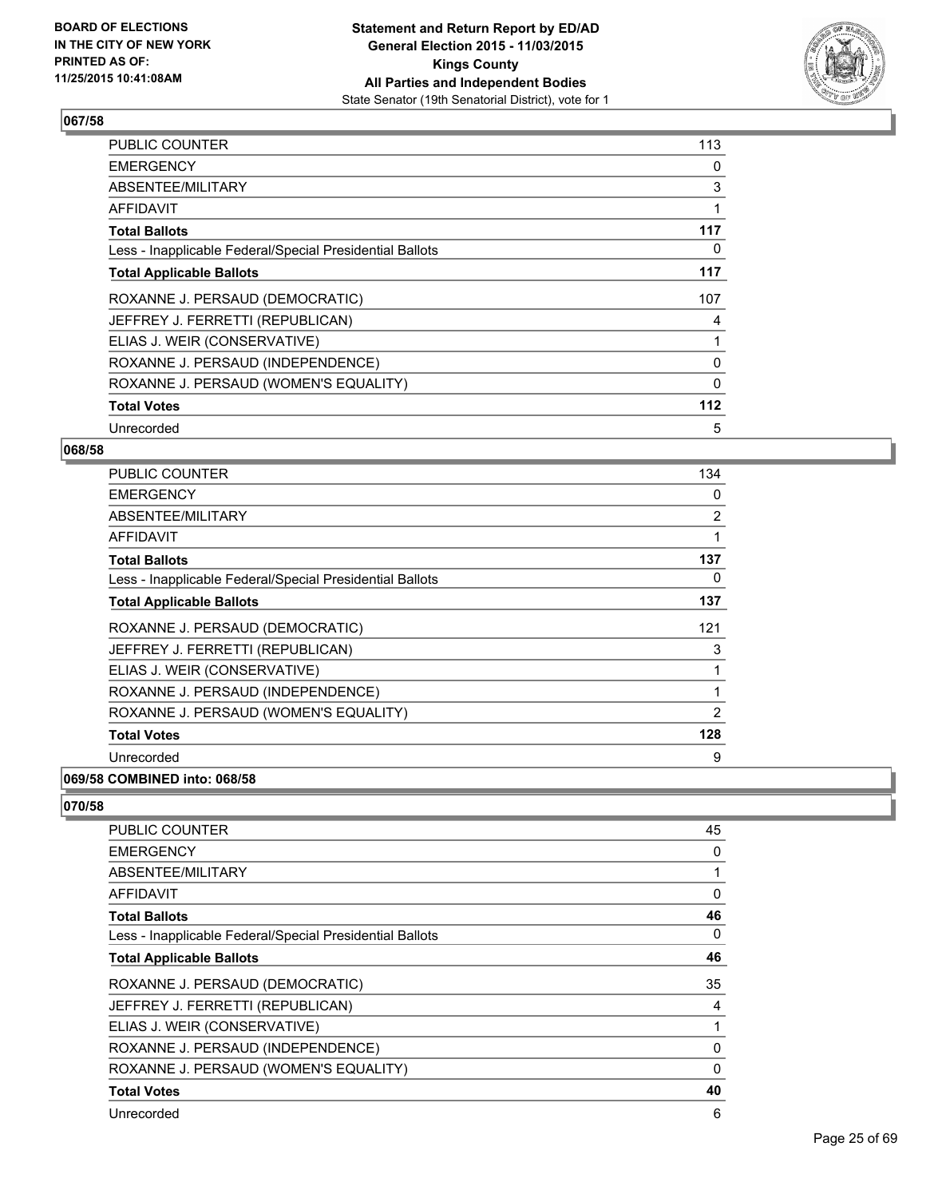### 067/58

| | |
|---|---|
| PUBLIC COUNTER | 113 |
| EMERGENCY | 0 |
| ABSENTEE/MILITARY | 3 |
| AFFIDAVIT | 1 |
| **Total Ballots** | **117** |
| Less - Inapplicable Federal/Special Presidential Ballots | 0 |
| **Total Applicable Ballots** | **117** |
| ROXANNE J. PERSAUD (DEMOCRATIC) | 107 |
| JEFFREY J. FERRETTI (REPUBLICAN) | 4 |
| ELIAS J. WEIR (CONSERVATIVE) | 1 |
| ROXANNE J. PERSAUD (INDEPENDENCE) | 0 |
| ROXANNE J. PERSAUD (WOMEN'S EQUALITY) | 0 |
| **Total Votes** | **112** |
| Unrecorded | 5 |

### 068/58

| | |
|---|---|
| PUBLIC COUNTER | 134 |
| EMERGENCY | 0 |
| ABSENTEE/MILITARY | 2 |
| AFFIDAVIT | 1 |
| **Total Ballots** | **137** |
| Less - Inapplicable Federal/Special Presidential Ballots | 0 |
| **Total Applicable Ballots** | **137** |
| ROXANNE J. PERSAUD (DEMOCRATIC) | 121 |
| JEFFREY J. FERRETTI (REPUBLICAN) | 3 |
| ELIAS J. WEIR (CONSERVATIVE) | 1 |
| ROXANNE J. PERSAUD (INDEPENDENCE) | 1 |
| ROXANNE J. PERSAUD (WOMEN'S EQUALITY) | 2 |
| **Total Votes** | **128** |
| Unrecorded | 9 |

### 069/58 COMBINED into: 068/58

### 070/58

| | |
|---|---|
| PUBLIC COUNTER | 45 |
| EMERGENCY | 0 |
| ABSENTEE/MILITARY | 1 |
| AFFIDAVIT | 0 |
| **Total Ballots** | **46** |
| Less - Inapplicable Federal/Special Presidential Ballots | 0 |
| **Total Applicable Ballots** | **46** |
| ROXANNE J. PERSAUD (DEMOCRATIC) | 35 |
| JEFFREY J. FERRETTI (REPUBLICAN) | 4 |
| ELIAS J. WEIR (CONSERVATIVE) | 1 |
| ROXANNE J. PERSAUD (INDEPENDENCE) | 0 |
| ROXANNE J. PERSAUD (WOMEN'S EQUALITY) | 0 |
| **Total Votes** | **40** |
| Unrecorded | 6 |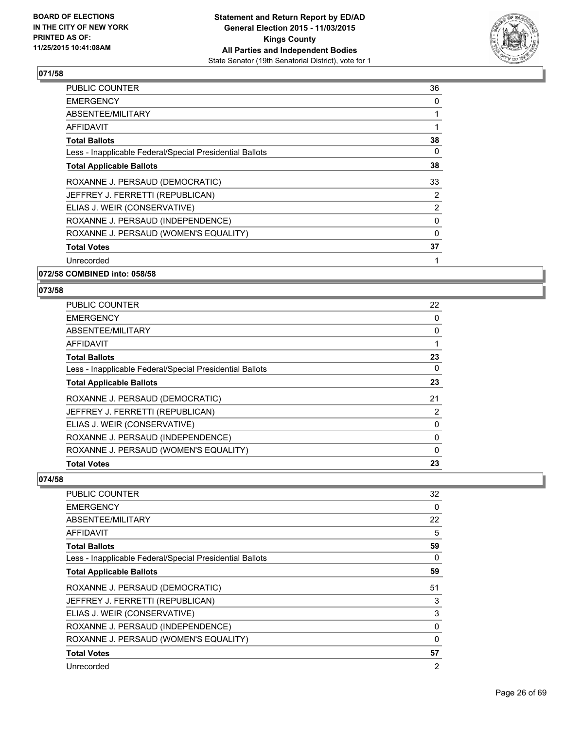**Statement and Return Report by ED/AD**
**General Election 2015 - 11/03/2015**
**Kings County**
**All Parties and Independent Bodies**
State Senator (19th Senatorial District), vote for 1

BOARD OF ELECTIONS
IN THE CITY OF NEW YORK
PRINTED AS OF:
11/25/2015 10:41:08AM

### 071/58

| | |
|---|---|
| PUBLIC COUNTER | 36 |
| EMERGENCY | 0 |
| ABSENTEE/MILITARY | 1 |
| AFFIDAVIT | 1 |
| **Total Ballots** | **38** |
| Less - Inapplicable Federal/Special Presidential Ballots | 0 |
| **Total Applicable Ballots** | **38** |
| ROXANNE J. PERSAUD (DEMOCRATIC) | 33 |
| JEFFREY J. FERRETTI (REPUBLICAN) | 2 |
| ELIAS J. WEIR (CONSERVATIVE) | 2 |
| ROXANNE J. PERSAUD (INDEPENDENCE) | 0 |
| ROXANNE J. PERSAUD (WOMEN'S EQUALITY) | 0 |
| **Total Votes** | **37** |
| Unrecorded | 1 |

### 072/58 COMBINED into: 058/58

### 073/58

| | |
|---|---|
| PUBLIC COUNTER | 22 |
| EMERGENCY | 0 |
| ABSENTEE/MILITARY | 0 |
| AFFIDAVIT | 1 |
| **Total Ballots** | **23** |
| Less - Inapplicable Federal/Special Presidential Ballots | 0 |
| **Total Applicable Ballots** | **23** |
| ROXANNE J. PERSAUD (DEMOCRATIC) | 21 |
| JEFFREY J. FERRETTI (REPUBLICAN) | 2 |
| ELIAS J. WEIR (CONSERVATIVE) | 0 |
| ROXANNE J. PERSAUD (INDEPENDENCE) | 0 |
| ROXANNE J. PERSAUD (WOMEN'S EQUALITY) | 0 |
| **Total Votes** | **23** |

### 074/58

| | |
|---|---|
| PUBLIC COUNTER | 32 |
| EMERGENCY | 0 |
| ABSENTEE/MILITARY | 22 |
| AFFIDAVIT | 5 |
| **Total Ballots** | **59** |
| Less - Inapplicable Federal/Special Presidential Ballots | 0 |
| **Total Applicable Ballots** | **59** |
| ROXANNE J. PERSAUD (DEMOCRATIC) | 51 |
| JEFFREY J. FERRETTI (REPUBLICAN) | 3 |
| ELIAS J. WEIR (CONSERVATIVE) | 3 |
| ROXANNE J. PERSAUD (INDEPENDENCE) | 0 |
| ROXANNE J. PERSAUD (WOMEN'S EQUALITY) | 0 |
| **Total Votes** | **57** |
| Unrecorded | 2 |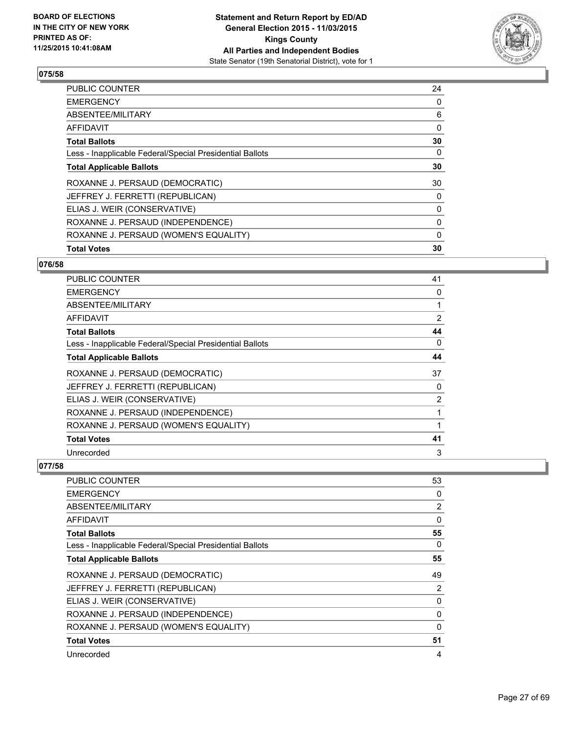**BOARD OF ELECTIONS IN THE CITY OF NEW YORK PRINTED AS OF: 11/25/2015 10:41:08AM**

**Statement and Return Report by ED/AD General Election 2015 - 11/03/2015 Kings County All Parties and Independent Bodies**
State Senator (19th Senatorial District), vote for 1

## 075/58

| | |
|---|---|
| PUBLIC COUNTER | 24 |
| EMERGENCY | 0 |
| ABSENTEE/MILITARY | 6 |
| AFFIDAVIT | 0 |
| **Total Ballots** | **30** |
| Less - Inapplicable Federal/Special Presidential Ballots | 0 |
| **Total Applicable Ballots** | **30** |
| ROXANNE J. PERSAUD (DEMOCRATIC) | 30 |
| JEFFREY J. FERRETTI (REPUBLICAN) | 0 |
| ELIAS J. WEIR (CONSERVATIVE) | 0 |
| ROXANNE J. PERSAUD (INDEPENDENCE) | 0 |
| ROXANNE J. PERSAUD (WOMEN'S EQUALITY) | 0 |
| **Total Votes** | **30** |

## 076/58

| | |
|---|---|
| PUBLIC COUNTER | 41 |
| EMERGENCY | 0 |
| ABSENTEE/MILITARY | 1 |
| AFFIDAVIT | 2 |
| **Total Ballots** | **44** |
| Less - Inapplicable Federal/Special Presidential Ballots | 0 |
| **Total Applicable Ballots** | **44** |
| ROXANNE J. PERSAUD (DEMOCRATIC) | 37 |
| JEFFREY J. FERRETTI (REPUBLICAN) | 0 |
| ELIAS J. WEIR (CONSERVATIVE) | 2 |
| ROXANNE J. PERSAUD (INDEPENDENCE) | 1 |
| ROXANNE J. PERSAUD (WOMEN'S EQUALITY) | 1 |
| **Total Votes** | **41** |
| Unrecorded | 3 |

## 077/58

| | |
|---|---|
| PUBLIC COUNTER | 53 |
| EMERGENCY | 0 |
| ABSENTEE/MILITARY | 2 |
| AFFIDAVIT | 0 |
| **Total Ballots** | **55** |
| Less - Inapplicable Federal/Special Presidential Ballots | 0 |
| **Total Applicable Ballots** | **55** |
| ROXANNE J. PERSAUD (DEMOCRATIC) | 49 |
| JEFFREY J. FERRETTI (REPUBLICAN) | 2 |
| ELIAS J. WEIR (CONSERVATIVE) | 0 |
| ROXANNE J. PERSAUD (INDEPENDENCE) | 0 |
| ROXANNE J. PERSAUD (WOMEN'S EQUALITY) | 0 |
| **Total Votes** | **51** |
| Unrecorded | 4 |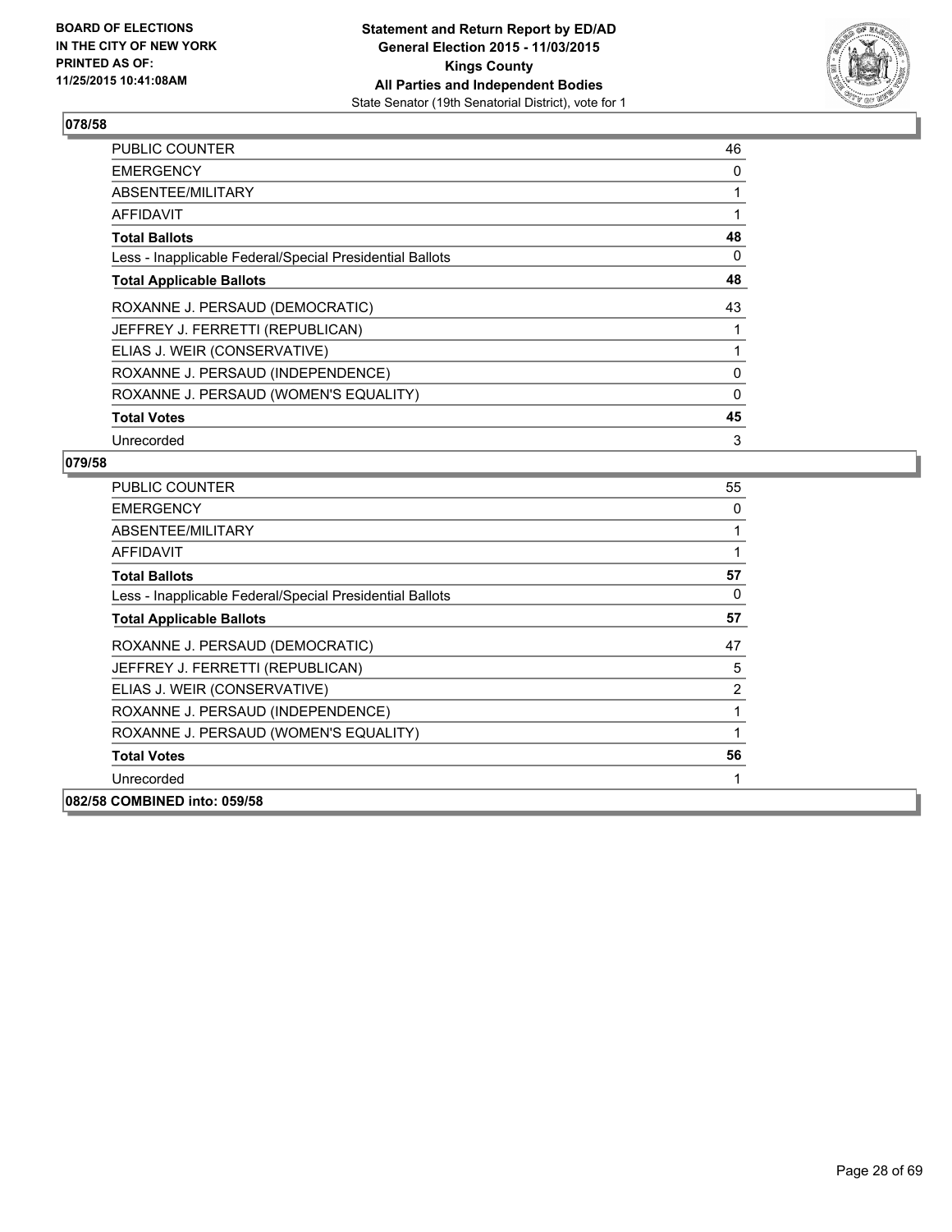**Statement and Return Report by ED/AD**
**General Election 2015 - 11/03/2015**
**Kings County**
**All Parties and Independent Bodies**
State Senator (19th Senatorial District), vote for 1

BOARD OF ELECTIONS
IN THE CITY OF NEW YORK
PRINTED AS OF:
11/25/2015 10:41:08AM

## 078/58

| | |
|---|---|
| PUBLIC COUNTER | 46 |
| EMERGENCY | 0 |
| ABSENTEE/MILITARY | 1 |
| AFFIDAVIT | 1 |
| **Total Ballots** | **48** |
| Less - Inapplicable Federal/Special Presidential Ballots | 0 |
| **Total Applicable Ballots** | **48** |
| ROXANNE J. PERSAUD (DEMOCRATIC) | 43 |
| JEFFREY J. FERRETTI (REPUBLICAN) | 1 |
| ELIAS J. WEIR (CONSERVATIVE) | 1 |
| ROXANNE J. PERSAUD (INDEPENDENCE) | 0 |
| ROXANNE J. PERSAUD (WOMEN'S EQUALITY) | 0 |
| **Total Votes** | **45** |
| Unrecorded | 3 |

## 079/58

| | |
|---|---|
| PUBLIC COUNTER | 55 |
| EMERGENCY | 0 |
| ABSENTEE/MILITARY | 1 |
| AFFIDAVIT | 1 |
| **Total Ballots** | **57** |
| Less - Inapplicable Federal/Special Presidential Ballots | 0 |
| **Total Applicable Ballots** | **57** |
| ROXANNE J. PERSAUD (DEMOCRATIC) | 47 |
| JEFFREY J. FERRETTI (REPUBLICAN) | 5 |
| ELIAS J. WEIR (CONSERVATIVE) | 2 |
| ROXANNE J. PERSAUD (INDEPENDENCE) | 1 |
| ROXANNE J. PERSAUD (WOMEN'S EQUALITY) | 1 |
| **Total Votes** | **56** |
| Unrecorded | 1 |

**082/58 COMBINED into: 059/58**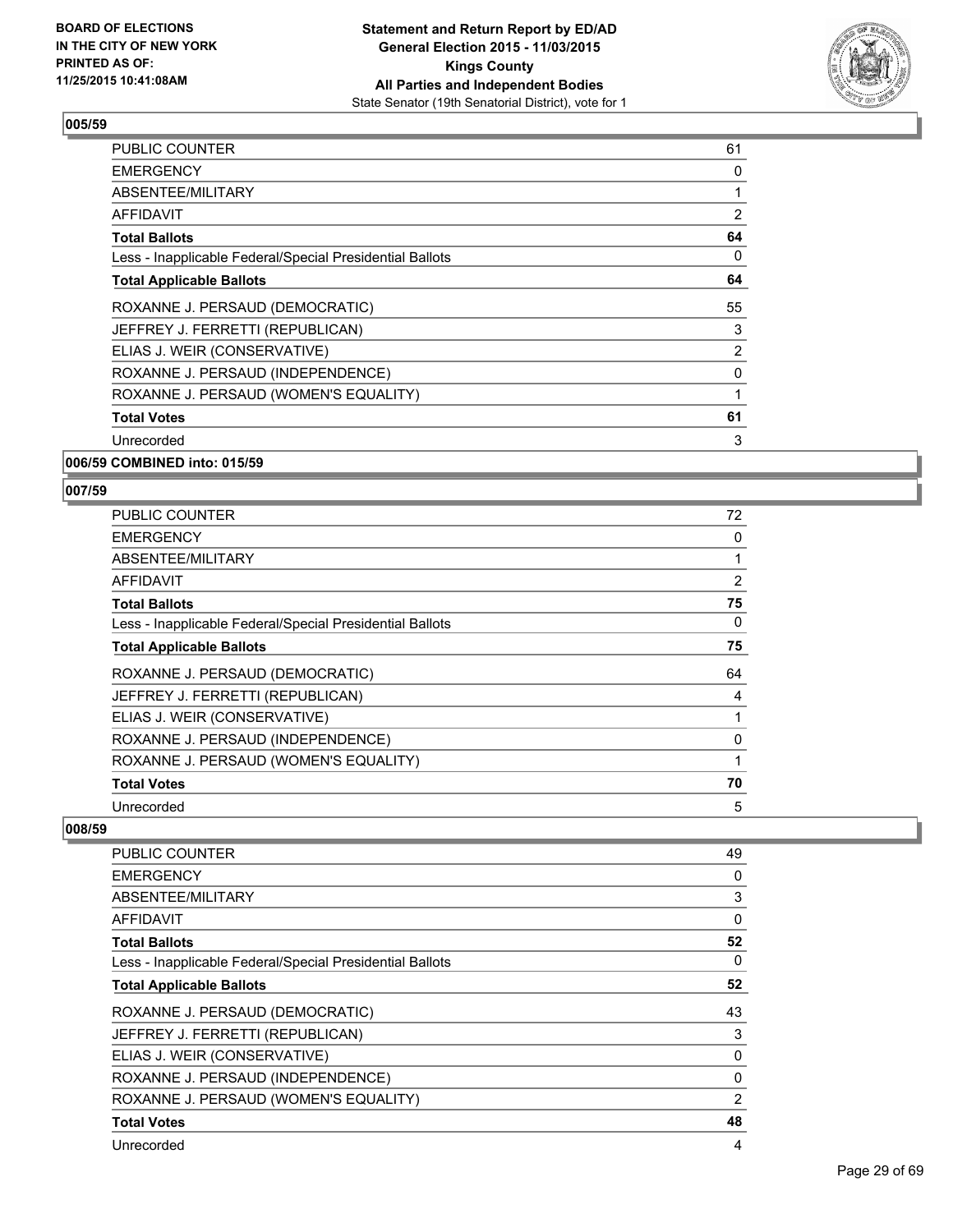## 005/59

| | |
|---|---|
| PUBLIC COUNTER | 61 |
| EMERGENCY | 0 |
| ABSENTEE/MILITARY | 1 |
| AFFIDAVIT | 2 |
| **Total Ballots** | **64** |
| Less - Inapplicable Federal/Special Presidential Ballots | 0 |
| **Total Applicable Ballots** | **64** |
| ROXANNE J. PERSAUD (DEMOCRATIC) | 55 |
| JEFFREY J. FERRETTI (REPUBLICAN) | 3 |
| ELIAS J. WEIR (CONSERVATIVE) | 2 |
| ROXANNE J. PERSAUD (INDEPENDENCE) | 0 |
| ROXANNE J. PERSAUD (WOMEN'S EQUALITY) | 1 |
| **Total Votes** | **61** |
| Unrecorded | 3 |

## 006/59 COMBINED into: 015/59

## 007/59

| | |
|---|---|
| PUBLIC COUNTER | 72 |
| EMERGENCY | 0 |
| ABSENTEE/MILITARY | 1 |
| AFFIDAVIT | 2 |
| **Total Ballots** | **75** |
| Less - Inapplicable Federal/Special Presidential Ballots | 0 |
| **Total Applicable Ballots** | **75** |
| ROXANNE J. PERSAUD (DEMOCRATIC) | 64 |
| JEFFREY J. FERRETTI (REPUBLICAN) | 4 |
| ELIAS J. WEIR (CONSERVATIVE) | 1 |
| ROXANNE J. PERSAUD (INDEPENDENCE) | 0 |
| ROXANNE J. PERSAUD (WOMEN'S EQUALITY) | 1 |
| **Total Votes** | **70** |
| Unrecorded | 5 |

## 008/59

| | |
|---|---|
| PUBLIC COUNTER | 49 |
| EMERGENCY | 0 |
| ABSENTEE/MILITARY | 3 |
| AFFIDAVIT | 0 |
| **Total Ballots** | **52** |
| Less - Inapplicable Federal/Special Presidential Ballots | 0 |
| **Total Applicable Ballots** | **52** |
| ROXANNE J. PERSAUD (DEMOCRATIC) | 43 |
| JEFFREY J. FERRETTI (REPUBLICAN) | 3 |
| ELIAS J. WEIR (CONSERVATIVE) | 0 |
| ROXANNE J. PERSAUD (INDEPENDENCE) | 0 |
| ROXANNE J. PERSAUD (WOMEN'S EQUALITY) | 2 |
| **Total Votes** | **48** |
| Unrecorded | 4 |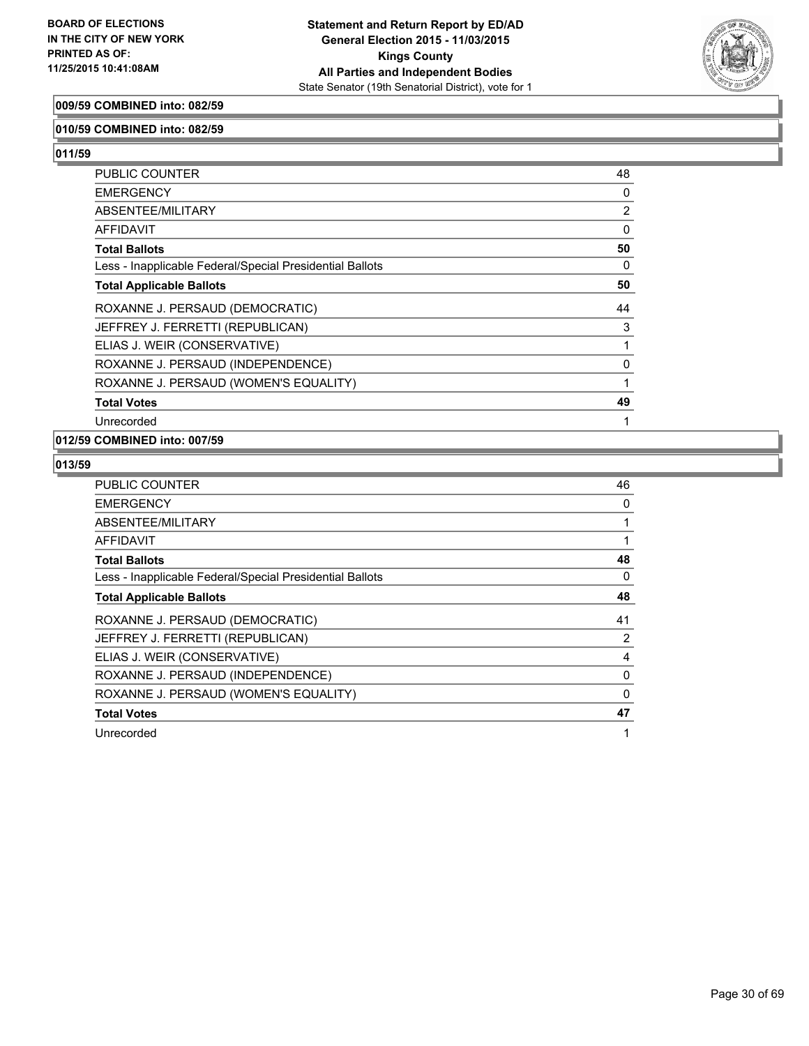**009/59 COMBINED into: 082/59**

**010/59 COMBINED into: 082/59**

**011/59**

| | |
|---|---|
| PUBLIC COUNTER | 48 |
| EMERGENCY | 0 |
| ABSENTEE/MILITARY | 2 |
| AFFIDAVIT | 0 |
| **Total Ballots** | **50** |
| Less - Inapplicable Federal/Special Presidential Ballots | 0 |
| **Total Applicable Ballots** | **50** |
| ROXANNE J. PERSAUD (DEMOCRATIC) | 44 |
| JEFFREY J. FERRETTI (REPUBLICAN) | 3 |
| ELIAS J. WEIR (CONSERVATIVE) | 1 |
| ROXANNE J. PERSAUD (INDEPENDENCE) | 0 |
| ROXANNE J. PERSAUD (WOMEN'S EQUALITY) | 1 |
| **Total Votes** | **49** |
| Unrecorded | 1 |

**012/59 COMBINED into: 007/59**

**013/59**

| | |
|---|---|
| PUBLIC COUNTER | 46 |
| EMERGENCY | 0 |
| ABSENTEE/MILITARY | 1 |
| AFFIDAVIT | 1 |
| **Total Ballots** | **48** |
| Less - Inapplicable Federal/Special Presidential Ballots | 0 |
| **Total Applicable Ballots** | **48** |
| ROXANNE J. PERSAUD (DEMOCRATIC) | 41 |
| JEFFREY J. FERRETTI (REPUBLICAN) | 2 |
| ELIAS J. WEIR (CONSERVATIVE) | 4 |
| ROXANNE J. PERSAUD (INDEPENDENCE) | 0 |
| ROXANNE J. PERSAUD (WOMEN'S EQUALITY) | 0 |
| **Total Votes** | **47** |
| Unrecorded | 1 |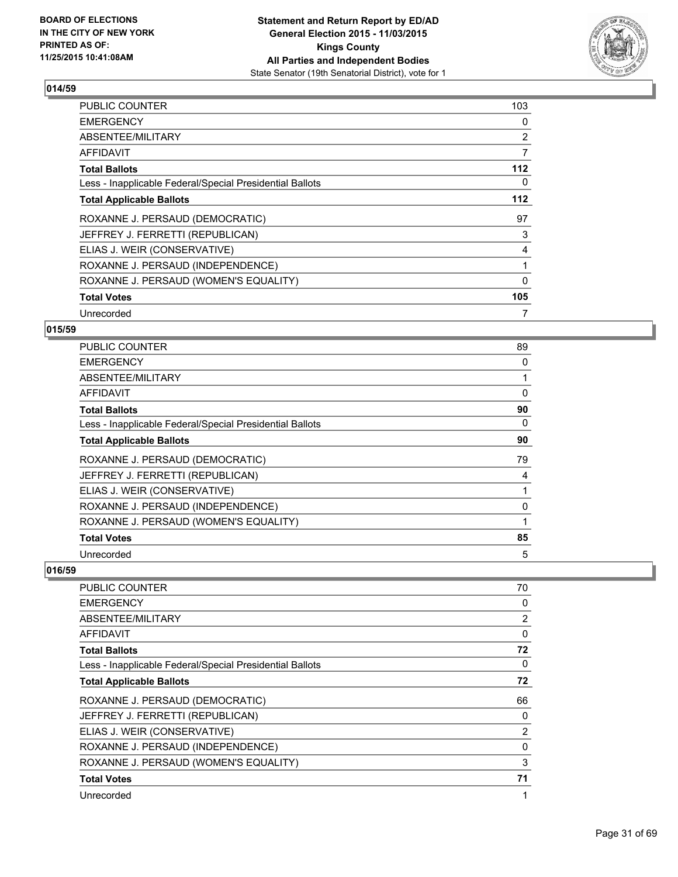## 014/59

| | |
|---|---|
| PUBLIC COUNTER | 103 |
| EMERGENCY | 0 |
| ABSENTEE/MILITARY | 2 |
| AFFIDAVIT | 7 |
| **Total Ballots** | **112** |
| Less - Inapplicable Federal/Special Presidential Ballots | 0 |
| **Total Applicable Ballots** | **112** |
| ROXANNE J. PERSAUD (DEMOCRATIC) | 97 |
| JEFFREY J. FERRETTI (REPUBLICAN) | 3 |
| ELIAS J. WEIR (CONSERVATIVE) | 4 |
| ROXANNE J. PERSAUD (INDEPENDENCE) | 1 |
| ROXANNE J. PERSAUD (WOMEN'S EQUALITY) | 0 |
| **Total Votes** | **105** |
| Unrecorded | 7 |

## 015/59

| | |
|---|---|
| PUBLIC COUNTER | 89 |
| EMERGENCY | 0 |
| ABSENTEE/MILITARY | 1 |
| AFFIDAVIT | 0 |
| **Total Ballots** | **90** |
| Less - Inapplicable Federal/Special Presidential Ballots | 0 |
| **Total Applicable Ballots** | **90** |
| ROXANNE J. PERSAUD (DEMOCRATIC) | 79 |
| JEFFREY J. FERRETTI (REPUBLICAN) | 4 |
| ELIAS J. WEIR (CONSERVATIVE) | 1 |
| ROXANNE J. PERSAUD (INDEPENDENCE) | 0 |
| ROXANNE J. PERSAUD (WOMEN'S EQUALITY) | 1 |
| **Total Votes** | **85** |
| Unrecorded | 5 |

## 016/59

| | |
|---|---|
| PUBLIC COUNTER | 70 |
| EMERGENCY | 0 |
| ABSENTEE/MILITARY | 2 |
| AFFIDAVIT | 0 |
| **Total Ballots** | **72** |
| Less - Inapplicable Federal/Special Presidential Ballots | 0 |
| **Total Applicable Ballots** | **72** |
| ROXANNE J. PERSAUD (DEMOCRATIC) | 66 |
| JEFFREY J. FERRETTI (REPUBLICAN) | 0 |
| ELIAS J. WEIR (CONSERVATIVE) | 2 |
| ROXANNE J. PERSAUD (INDEPENDENCE) | 0 |
| ROXANNE J. PERSAUD (WOMEN'S EQUALITY) | 3 |
| **Total Votes** | **71** |
| Unrecorded | 1 |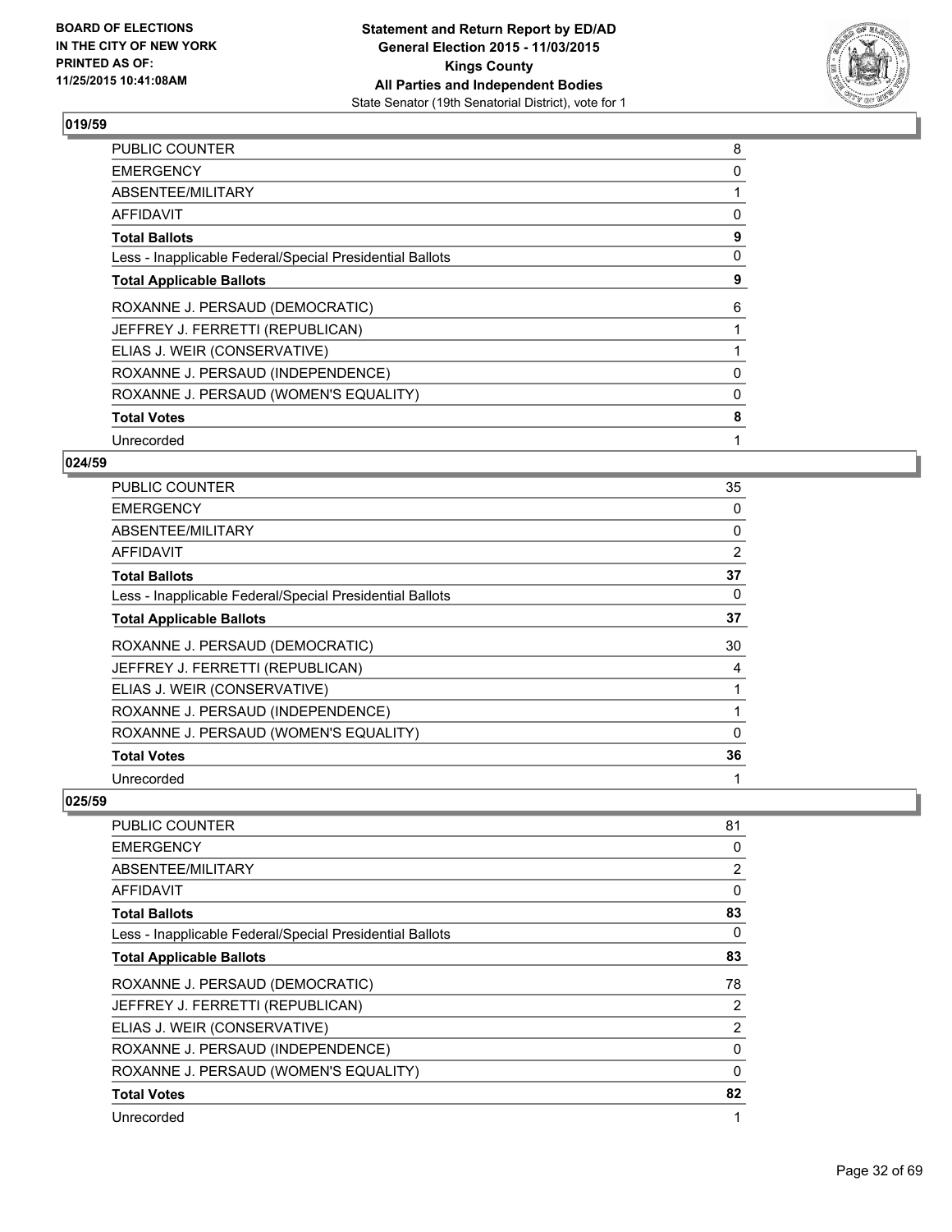## 019/59

| | |
|---|---|
| PUBLIC COUNTER | 8 |
| EMERGENCY | 0 |
| ABSENTEE/MILITARY | 1 |
| AFFIDAVIT | 0 |
| **Total Ballots** | **9** |
| Less - Inapplicable Federal/Special Presidential Ballots | 0 |
| **Total Applicable Ballots** | **9** |
| ROXANNE J. PERSAUD (DEMOCRATIC) | 6 |
| JEFFREY J. FERRETTI (REPUBLICAN) | 1 |
| ELIAS J. WEIR (CONSERVATIVE) | 1 |
| ROXANNE J. PERSAUD (INDEPENDENCE) | 0 |
| ROXANNE J. PERSAUD (WOMEN'S EQUALITY) | 0 |
| **Total Votes** | **8** |
| Unrecorded | 1 |

## 024/59

| | |
|---|---|
| PUBLIC COUNTER | 35 |
| EMERGENCY | 0 |
| ABSENTEE/MILITARY | 0 |
| AFFIDAVIT | 2 |
| **Total Ballots** | **37** |
| Less - Inapplicable Federal/Special Presidential Ballots | 0 |
| **Total Applicable Ballots** | **37** |
| ROXANNE J. PERSAUD (DEMOCRATIC) | 30 |
| JEFFREY J. FERRETTI (REPUBLICAN) | 4 |
| ELIAS J. WEIR (CONSERVATIVE) | 1 |
| ROXANNE J. PERSAUD (INDEPENDENCE) | 1 |
| ROXANNE J. PERSAUD (WOMEN'S EQUALITY) | 0 |
| **Total Votes** | **36** |
| Unrecorded | 1 |

## 025/59

| | |
|---|---|
| PUBLIC COUNTER | 81 |
| EMERGENCY | 0 |
| ABSENTEE/MILITARY | 2 |
| AFFIDAVIT | 0 |
| **Total Ballots** | **83** |
| Less - Inapplicable Federal/Special Presidential Ballots | 0 |
| **Total Applicable Ballots** | **83** |
| ROXANNE J. PERSAUD (DEMOCRATIC) | 78 |
| JEFFREY J. FERRETTI (REPUBLICAN) | 2 |
| ELIAS J. WEIR (CONSERVATIVE) | 2 |
| ROXANNE J. PERSAUD (INDEPENDENCE) | 0 |
| ROXANNE J. PERSAUD (WOMEN'S EQUALITY) | 0 |
| **Total Votes** | **82** |
| Unrecorded | 1 |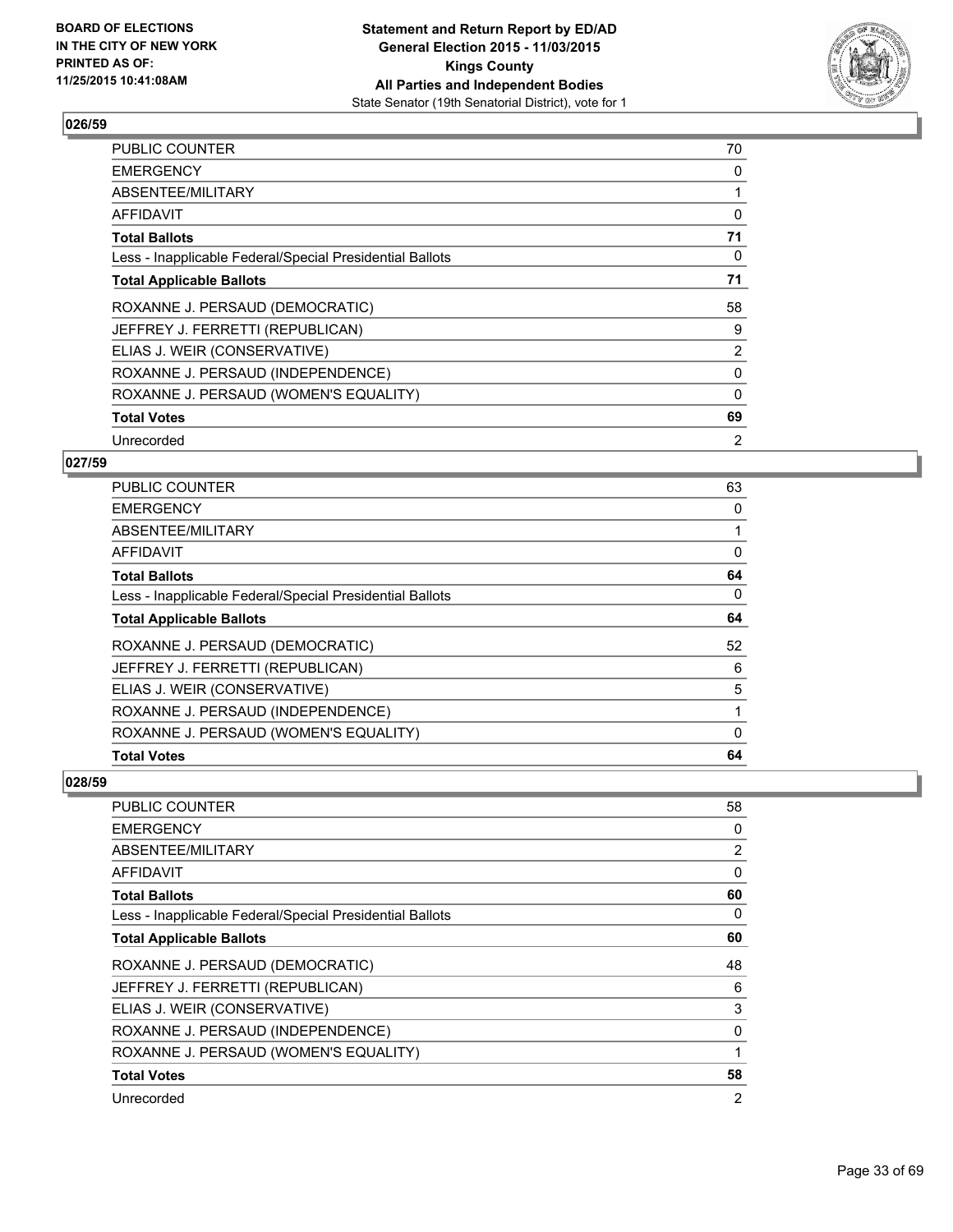**Statement and Return Report by ED/AD**
**General Election 2015 - 11/03/2015**
**Kings County**
**All Parties and Independent Bodies**
State Senator (19th Senatorial District), vote for 1

BOARD OF ELECTIONS
IN THE CITY OF NEW YORK
PRINTED AS OF:
11/25/2015 10:41:08AM

## 026/59

| | |
|---|---|
| PUBLIC COUNTER | 70 |
| EMERGENCY | 0 |
| ABSENTEE/MILITARY | 1 |
| AFFIDAVIT | 0 |
| **Total Ballots** | **71** |
| Less - Inapplicable Federal/Special Presidential Ballots | 0 |
| **Total Applicable Ballots** | **71** |
| ROXANNE J. PERSAUD (DEMOCRATIC) | 58 |
| JEFFREY J. FERRETTI (REPUBLICAN) | 9 |
| ELIAS J. WEIR (CONSERVATIVE) | 2 |
| ROXANNE J. PERSAUD (INDEPENDENCE) | 0 |
| ROXANNE J. PERSAUD (WOMEN'S EQUALITY) | 0 |
| **Total Votes** | **69** |
| Unrecorded | 2 |

## 027/59

| | |
|---|---|
| PUBLIC COUNTER | 63 |
| EMERGENCY | 0 |
| ABSENTEE/MILITARY | 1 |
| AFFIDAVIT | 0 |
| **Total Ballots** | **64** |
| Less - Inapplicable Federal/Special Presidential Ballots | 0 |
| **Total Applicable Ballots** | **64** |
| ROXANNE J. PERSAUD (DEMOCRATIC) | 52 |
| JEFFREY J. FERRETTI (REPUBLICAN) | 6 |
| ELIAS J. WEIR (CONSERVATIVE) | 5 |
| ROXANNE J. PERSAUD (INDEPENDENCE) | 1 |
| ROXANNE J. PERSAUD (WOMEN'S EQUALITY) | 0 |
| **Total Votes** | **64** |

## 028/59

| | |
|---|---|
| PUBLIC COUNTER | 58 |
| EMERGENCY | 0 |
| ABSENTEE/MILITARY | 2 |
| AFFIDAVIT | 0 |
| **Total Ballots** | **60** |
| Less - Inapplicable Federal/Special Presidential Ballots | 0 |
| **Total Applicable Ballots** | **60** |
| ROXANNE J. PERSAUD (DEMOCRATIC) | 48 |
| JEFFREY J. FERRETTI (REPUBLICAN) | 6 |
| ELIAS J. WEIR (CONSERVATIVE) | 3 |
| ROXANNE J. PERSAUD (INDEPENDENCE) | 0 |
| ROXANNE J. PERSAUD (WOMEN'S EQUALITY) | 1 |
| **Total Votes** | **58** |
| Unrecorded | 2 |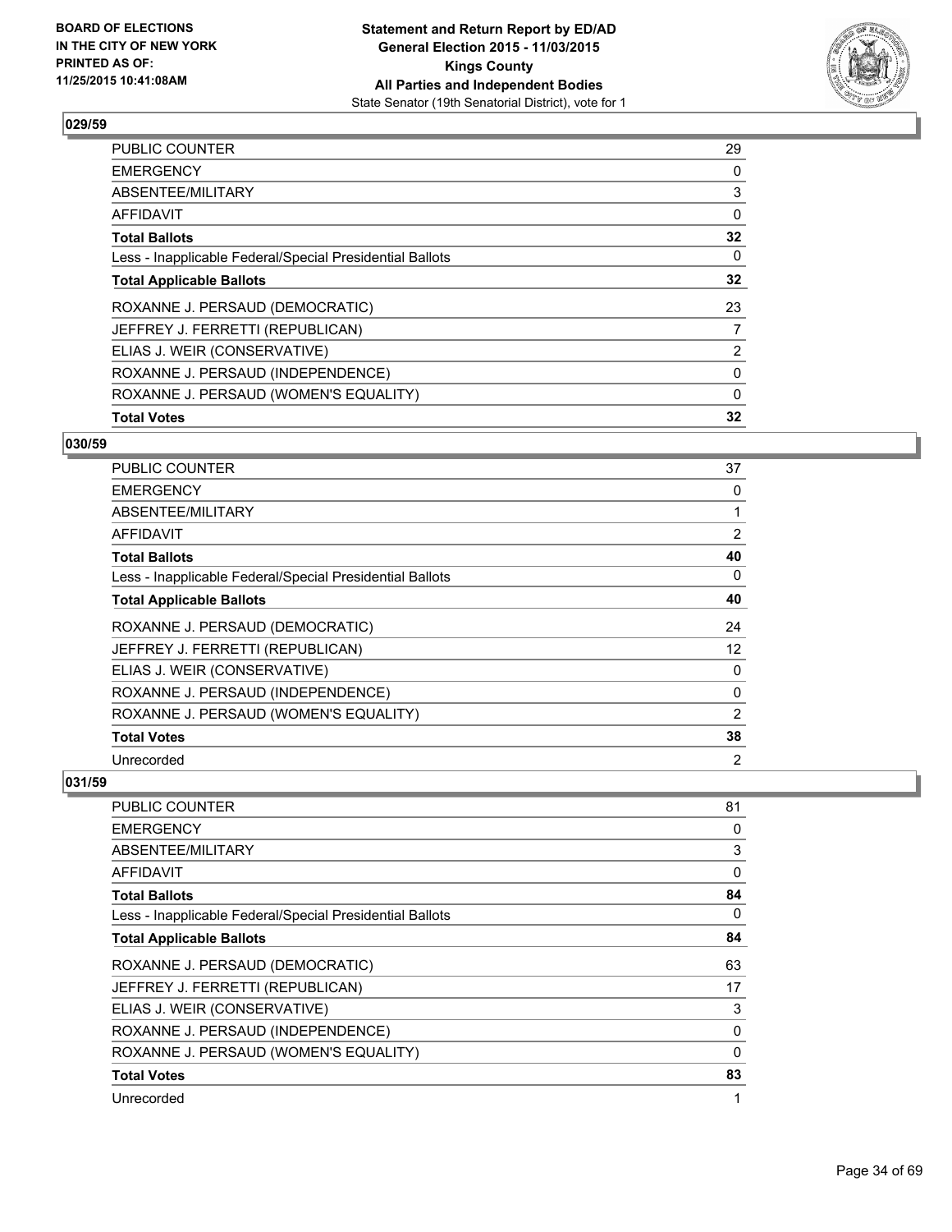**BOARD OF ELECTIONS IN THE CITY OF NEW YORK PRINTED AS OF: 11/25/2015 10:41:08AM**

**Statement and Return Report by ED/AD**
**General Election 2015 - 11/03/2015**
**Kings County**
**All Parties and Independent Bodies**
State Senator (19th Senatorial District), vote for 1

## 029/59

| | |
|---|---|
| PUBLIC COUNTER | 29 |
| EMERGENCY | 0 |
| ABSENTEE/MILITARY | 3 |
| AFFIDAVIT | 0 |
| **Total Ballots** | **32** |
| Less - Inapplicable Federal/Special Presidential Ballots | 0 |
| **Total Applicable Ballots** | **32** |
| ROXANNE J. PERSAUD (DEMOCRATIC) | 23 |
| JEFFREY J. FERRETTI (REPUBLICAN) | 7 |
| ELIAS J. WEIR (CONSERVATIVE) | 2 |
| ROXANNE J. PERSAUD (INDEPENDENCE) | 0 |
| ROXANNE J. PERSAUD (WOMEN'S EQUALITY) | 0 |
| **Total Votes** | **32** |

## 030/59

| | |
|---|---|
| PUBLIC COUNTER | 37 |
| EMERGENCY | 0 |
| ABSENTEE/MILITARY | 1 |
| AFFIDAVIT | 2 |
| **Total Ballots** | **40** |
| Less - Inapplicable Federal/Special Presidential Ballots | 0 |
| **Total Applicable Ballots** | **40** |
| ROXANNE J. PERSAUD (DEMOCRATIC) | 24 |
| JEFFREY J. FERRETTI (REPUBLICAN) | 12 |
| ELIAS J. WEIR (CONSERVATIVE) | 0 |
| ROXANNE J. PERSAUD (INDEPENDENCE) | 0 |
| ROXANNE J. PERSAUD (WOMEN'S EQUALITY) | 2 |
| **Total Votes** | **38** |
| Unrecorded | 2 |

## 031/59

| | |
|---|---|
| PUBLIC COUNTER | 81 |
| EMERGENCY | 0 |
| ABSENTEE/MILITARY | 3 |
| AFFIDAVIT | 0 |
| **Total Ballots** | **84** |
| Less - Inapplicable Federal/Special Presidential Ballots | 0 |
| **Total Applicable Ballots** | **84** |
| ROXANNE J. PERSAUD (DEMOCRATIC) | 63 |
| JEFFREY J. FERRETTI (REPUBLICAN) | 17 |
| ELIAS J. WEIR (CONSERVATIVE) | 3 |
| ROXANNE J. PERSAUD (INDEPENDENCE) | 0 |
| ROXANNE J. PERSAUD (WOMEN'S EQUALITY) | 0 |
| **Total Votes** | **83** |
| Unrecorded | 1 |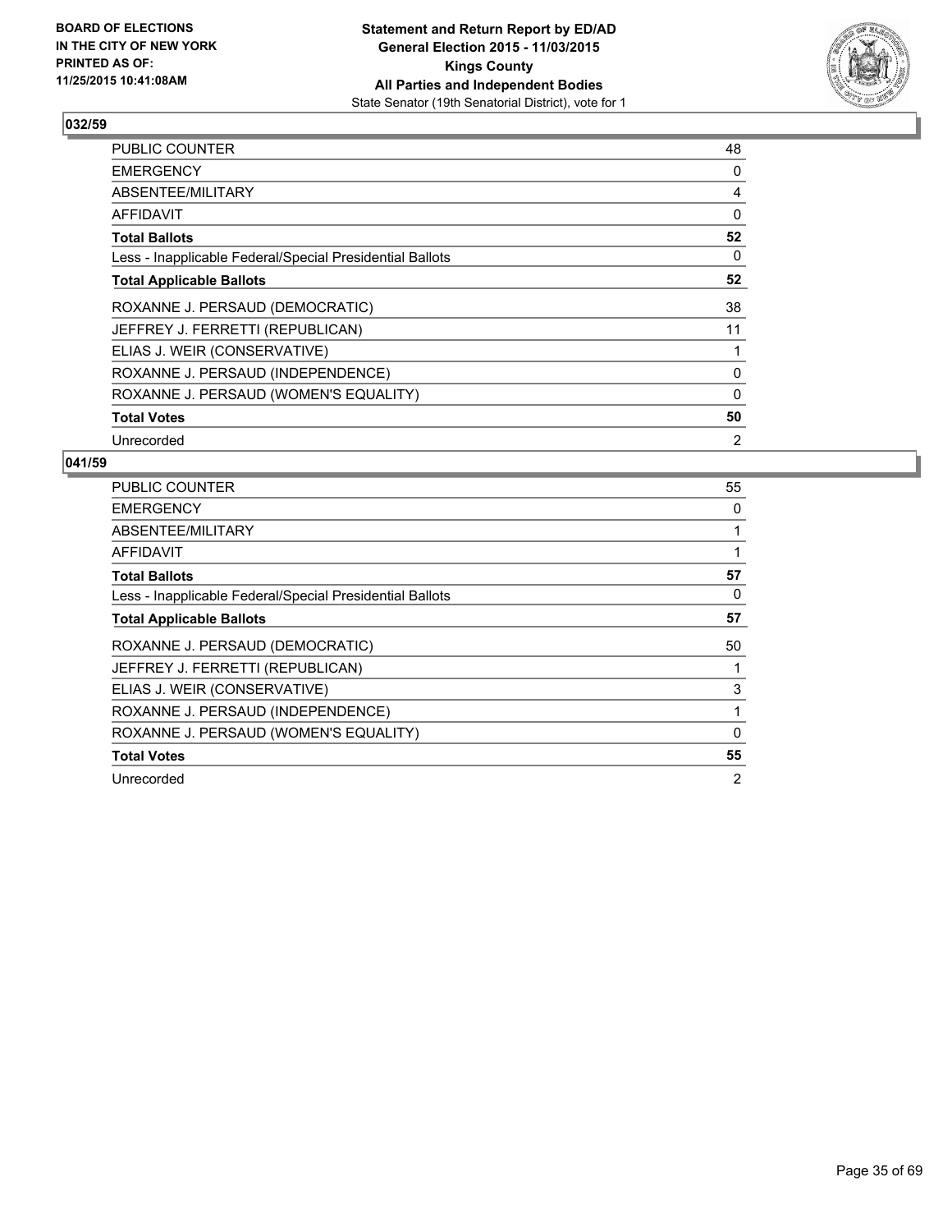**BOARD OF ELECTIONS IN THE CITY OF NEW YORK PRINTED AS OF: 11/25/2015 10:41:08AM**

**Statement and Return Report by ED/AD General Election 2015 - 11/03/2015 Kings County All Parties and Independent Bodies**
State Senator (19th Senatorial District), vote for 1

### 032/59

| | |
|---|---|
| PUBLIC COUNTER | 48 |
| EMERGENCY | 0 |
| ABSENTEE/MILITARY | 4 |
| AFFIDAVIT | 0 |
| **Total Ballots** | **52** |
| Less - Inapplicable Federal/Special Presidential Ballots | 0 |
| **Total Applicable Ballots** | **52** |
| ROXANNE J. PERSAUD (DEMOCRATIC) | 38 |
| JEFFREY J. FERRETTI (REPUBLICAN) | 11 |
| ELIAS J. WEIR (CONSERVATIVE) | 1 |
| ROXANNE J. PERSAUD (INDEPENDENCE) | 0 |
| ROXANNE J. PERSAUD (WOMEN'S EQUALITY) | 0 |
| **Total Votes** | **50** |
| Unrecorded | 2 |

### 041/59

| | |
|---|---|
| PUBLIC COUNTER | 55 |
| EMERGENCY | 0 |
| ABSENTEE/MILITARY | 1 |
| AFFIDAVIT | 1 |
| **Total Ballots** | **57** |
| Less - Inapplicable Federal/Special Presidential Ballots | 0 |
| **Total Applicable Ballots** | **57** |
| ROXANNE J. PERSAUD (DEMOCRATIC) | 50 |
| JEFFREY J. FERRETTI (REPUBLICAN) | 1 |
| ELIAS J. WEIR (CONSERVATIVE) | 3 |
| ROXANNE J. PERSAUD (INDEPENDENCE) | 1 |
| ROXANNE J. PERSAUD (WOMEN'S EQUALITY) | 0 |
| **Total Votes** | **55** |
| Unrecorded | 2 |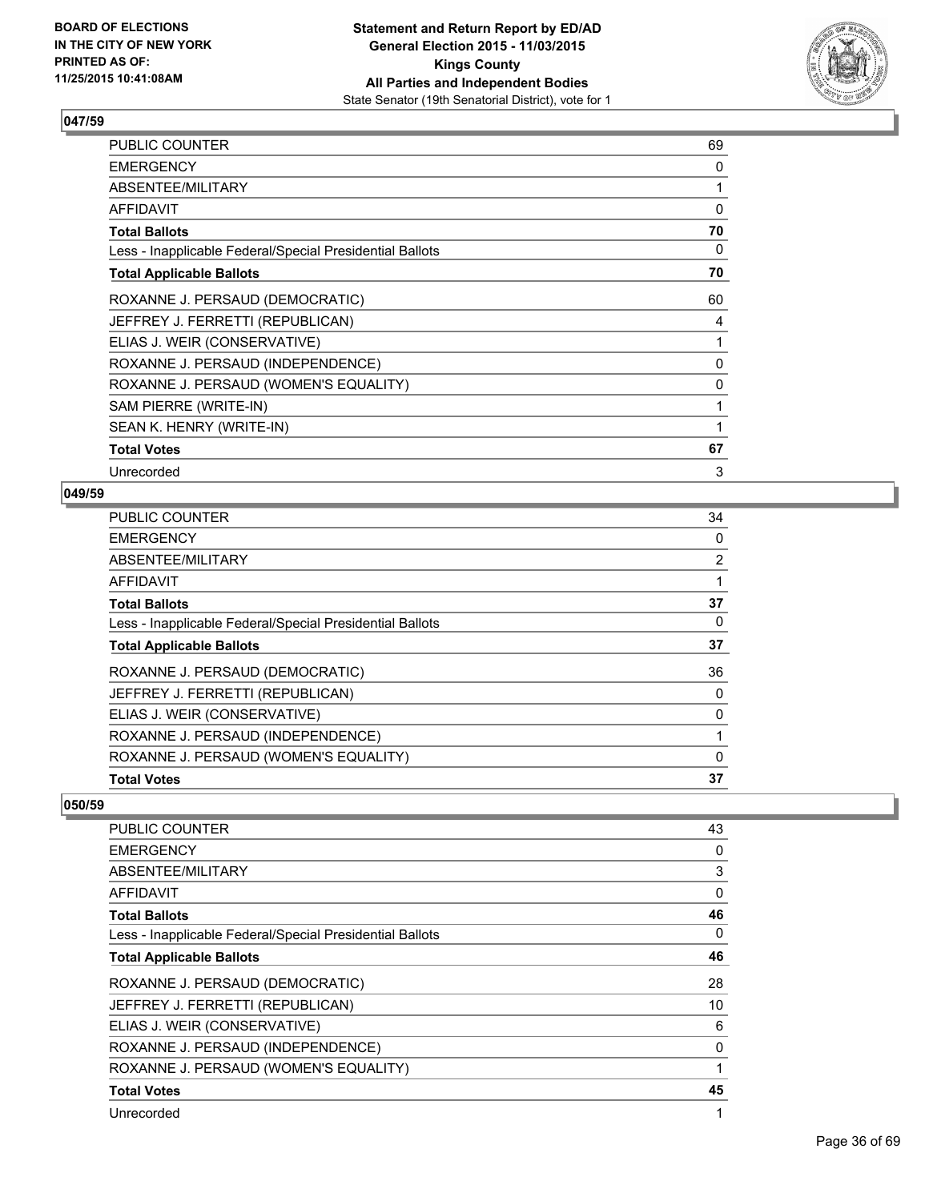**Statement and Return Report by ED/AD**
**General Election 2015 - 11/03/2015**
**Kings County**
**All Parties and Independent Bodies**
State Senator (19th Senatorial District), vote for 1

BOARD OF ELECTIONS
IN THE CITY OF NEW YORK
PRINTED AS OF:
11/25/2015 10:41:08AM

### 047/59

| | |
|---|---|
| PUBLIC COUNTER | 69 |
| EMERGENCY | 0 |
| ABSENTEE/MILITARY | 1 |
| AFFIDAVIT | 0 |
| **Total Ballots** | **70** |
| Less - Inapplicable Federal/Special Presidential Ballots | 0 |
| **Total Applicable Ballots** | **70** |
| ROXANNE J. PERSAUD (DEMOCRATIC) | 60 |
| JEFFREY J. FERRETTI (REPUBLICAN) | 4 |
| ELIAS J. WEIR (CONSERVATIVE) | 1 |
| ROXANNE J. PERSAUD (INDEPENDENCE) | 0 |
| ROXANNE J. PERSAUD (WOMEN'S EQUALITY) | 0 |
| SAM PIERRE (WRITE-IN) | 1 |
| SEAN K. HENRY (WRITE-IN) | 1 |
| **Total Votes** | **67** |
| Unrecorded | 3 |

### 049/59

| | |
|---|---|
| PUBLIC COUNTER | 34 |
| EMERGENCY | 0 |
| ABSENTEE/MILITARY | 2 |
| AFFIDAVIT | 1 |
| **Total Ballots** | **37** |
| Less - Inapplicable Federal/Special Presidential Ballots | 0 |
| **Total Applicable Ballots** | **37** |
| ROXANNE J. PERSAUD (DEMOCRATIC) | 36 |
| JEFFREY J. FERRETTI (REPUBLICAN) | 0 |
| ELIAS J. WEIR (CONSERVATIVE) | 0 |
| ROXANNE J. PERSAUD (INDEPENDENCE) | 1 |
| ROXANNE J. PERSAUD (WOMEN'S EQUALITY) | 0 |
| **Total Votes** | **37** |

### 050/59

| | |
|---|---|
| PUBLIC COUNTER | 43 |
| EMERGENCY | 0 |
| ABSENTEE/MILITARY | 3 |
| AFFIDAVIT | 0 |
| **Total Ballots** | **46** |
| Less - Inapplicable Federal/Special Presidential Ballots | 0 |
| **Total Applicable Ballots** | **46** |
| ROXANNE J. PERSAUD (DEMOCRATIC) | 28 |
| JEFFREY J. FERRETTI (REPUBLICAN) | 10 |
| ELIAS J. WEIR (CONSERVATIVE) | 6 |
| ROXANNE J. PERSAUD (INDEPENDENCE) | 0 |
| ROXANNE J. PERSAUD (WOMEN'S EQUALITY) | 1 |
| **Total Votes** | **45** |
| Unrecorded | 1 |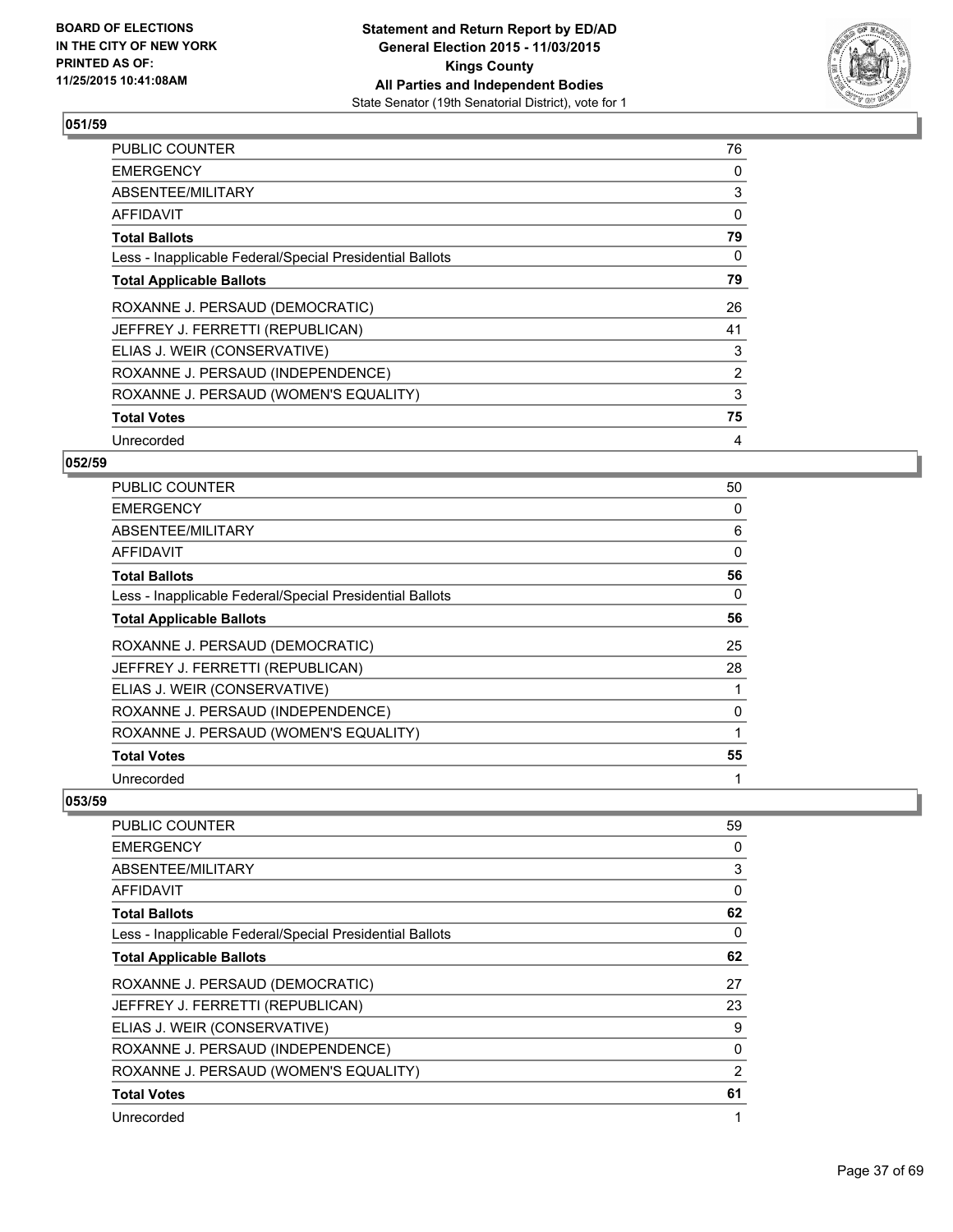## 051/59

| | |
|---|---|
| PUBLIC COUNTER | 76 |
| EMERGENCY | 0 |
| ABSENTEE/MILITARY | 3 |
| AFFIDAVIT | 0 |
| **Total Ballots** | **79** |
| Less - Inapplicable Federal/Special Presidential Ballots | 0 |
| **Total Applicable Ballots** | **79** |
| ROXANNE J. PERSAUD (DEMOCRATIC) | 26 |
| JEFFREY J. FERRETTI (REPUBLICAN) | 41 |
| ELIAS J. WEIR (CONSERVATIVE) | 3 |
| ROXANNE J. PERSAUD (INDEPENDENCE) | 2 |
| ROXANNE J. PERSAUD (WOMEN'S EQUALITY) | 3 |
| **Total Votes** | **75** |
| Unrecorded | 4 |

## 052/59

| | |
|---|---|
| PUBLIC COUNTER | 50 |
| EMERGENCY | 0 |
| ABSENTEE/MILITARY | 6 |
| AFFIDAVIT | 0 |
| **Total Ballots** | **56** |
| Less - Inapplicable Federal/Special Presidential Ballots | 0 |
| **Total Applicable Ballots** | **56** |
| ROXANNE J. PERSAUD (DEMOCRATIC) | 25 |
| JEFFREY J. FERRETTI (REPUBLICAN) | 28 |
| ELIAS J. WEIR (CONSERVATIVE) | 1 |
| ROXANNE J. PERSAUD (INDEPENDENCE) | 0 |
| ROXANNE J. PERSAUD (WOMEN'S EQUALITY) | 1 |
| **Total Votes** | **55** |
| Unrecorded | 1 |

## 053/59

| | |
|---|---|
| PUBLIC COUNTER | 59 |
| EMERGENCY | 0 |
| ABSENTEE/MILITARY | 3 |
| AFFIDAVIT | 0 |
| **Total Ballots** | **62** |
| Less - Inapplicable Federal/Special Presidential Ballots | 0 |
| **Total Applicable Ballots** | **62** |
| ROXANNE J. PERSAUD (DEMOCRATIC) | 27 |
| JEFFREY J. FERRETTI (REPUBLICAN) | 23 |
| ELIAS J. WEIR (CONSERVATIVE) | 9 |
| ROXANNE J. PERSAUD (INDEPENDENCE) | 0 |
| ROXANNE J. PERSAUD (WOMEN'S EQUALITY) | 2 |
| **Total Votes** | **61** |
| Unrecorded | 1 |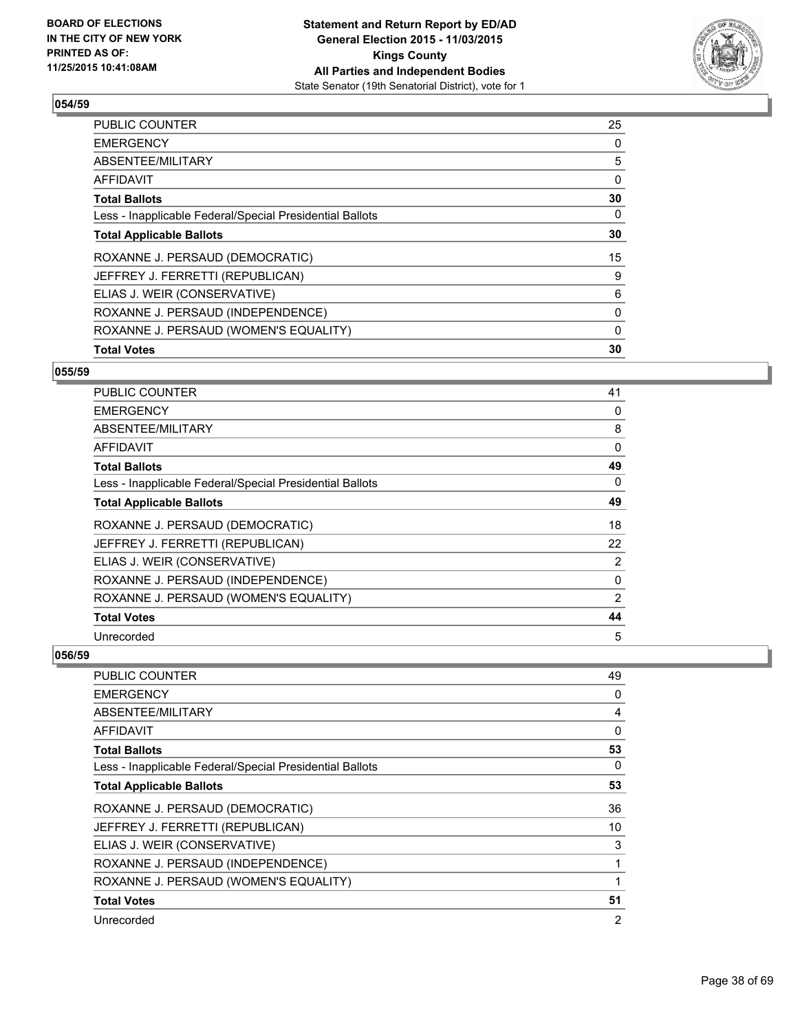## 054/59

| | |
|---|---|
| PUBLIC COUNTER | 25 |
| EMERGENCY | 0 |
| ABSENTEE/MILITARY | 5 |
| AFFIDAVIT | 0 |
| **Total Ballots** | **30** |
| Less - Inapplicable Federal/Special Presidential Ballots | 0 |
| **Total Applicable Ballots** | **30** |
| ROXANNE J. PERSAUD (DEMOCRATIC) | 15 |
| JEFFREY J. FERRETTI (REPUBLICAN) | 9 |
| ELIAS J. WEIR (CONSERVATIVE) | 6 |
| ROXANNE J. PERSAUD (INDEPENDENCE) | 0 |
| ROXANNE J. PERSAUD (WOMEN'S EQUALITY) | 0 |
| **Total Votes** | **30** |

## 055/59

| | |
|---|---|
| PUBLIC COUNTER | 41 |
| EMERGENCY | 0 |
| ABSENTEE/MILITARY | 8 |
| AFFIDAVIT | 0 |
| **Total Ballots** | **49** |
| Less - Inapplicable Federal/Special Presidential Ballots | 0 |
| **Total Applicable Ballots** | **49** |
| ROXANNE J. PERSAUD (DEMOCRATIC) | 18 |
| JEFFREY J. FERRETTI (REPUBLICAN) | 22 |
| ELIAS J. WEIR (CONSERVATIVE) | 2 |
| ROXANNE J. PERSAUD (INDEPENDENCE) | 0 |
| ROXANNE J. PERSAUD (WOMEN'S EQUALITY) | 2 |
| **Total Votes** | **44** |
| Unrecorded | 5 |

## 056/59

| | |
|---|---|
| PUBLIC COUNTER | 49 |
| EMERGENCY | 0 |
| ABSENTEE/MILITARY | 4 |
| AFFIDAVIT | 0 |
| **Total Ballots** | **53** |
| Less - Inapplicable Federal/Special Presidential Ballots | 0 |
| **Total Applicable Ballots** | **53** |
| ROXANNE J. PERSAUD (DEMOCRATIC) | 36 |
| JEFFREY J. FERRETTI (REPUBLICAN) | 10 |
| ELIAS J. WEIR (CONSERVATIVE) | 3 |
| ROXANNE J. PERSAUD (INDEPENDENCE) | 1 |
| ROXANNE J. PERSAUD (WOMEN'S EQUALITY) | 1 |
| **Total Votes** | **51** |
| Unrecorded | 2 |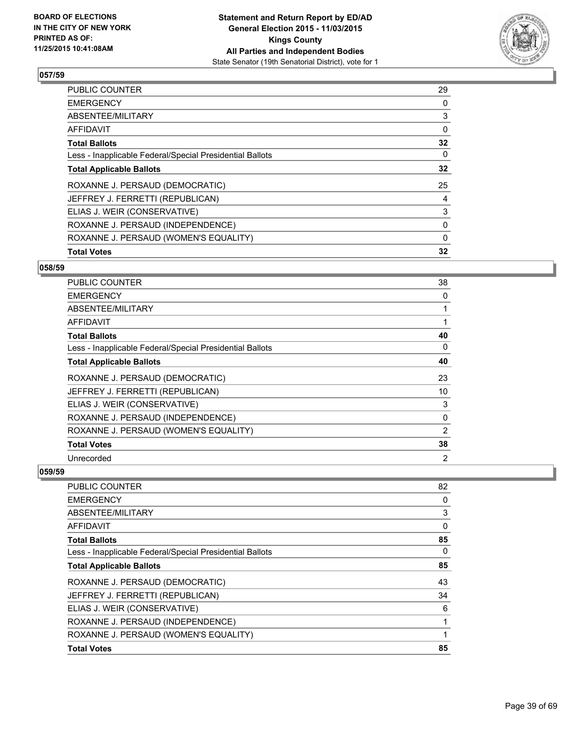BOARD OF ELECTIONS
IN THE CITY OF NEW YORK
PRINTED AS OF:
11/25/2015 10:41:08AM

**Statement and Return Report by ED/AD**
**General Election 2015 - 11/03/2015**
**Kings County**
**All Parties and Independent Bodies**
State Senator (19th Senatorial District), vote for 1

### 057/59

| | |
|---|---|
| PUBLIC COUNTER | 29 |
| EMERGENCY | 0 |
| ABSENTEE/MILITARY | 3 |
| AFFIDAVIT | 0 |
| **Total Ballots** | **32** |
| Less - Inapplicable Federal/Special Presidential Ballots | 0 |
| **Total Applicable Ballots** | **32** |
| ROXANNE J. PERSAUD (DEMOCRATIC) | 25 |
| JEFFREY J. FERRETTI (REPUBLICAN) | 4 |
| ELIAS J. WEIR (CONSERVATIVE) | 3 |
| ROXANNE J. PERSAUD (INDEPENDENCE) | 0 |
| ROXANNE J. PERSAUD (WOMEN'S EQUALITY) | 0 |
| **Total Votes** | **32** |

### 058/59

| | |
|---|---|
| PUBLIC COUNTER | 38 |
| EMERGENCY | 0 |
| ABSENTEE/MILITARY | 1 |
| AFFIDAVIT | 1 |
| **Total Ballots** | **40** |
| Less - Inapplicable Federal/Special Presidential Ballots | 0 |
| **Total Applicable Ballots** | **40** |
| ROXANNE J. PERSAUD (DEMOCRATIC) | 23 |
| JEFFREY J. FERRETTI (REPUBLICAN) | 10 |
| ELIAS J. WEIR (CONSERVATIVE) | 3 |
| ROXANNE J. PERSAUD (INDEPENDENCE) | 0 |
| ROXANNE J. PERSAUD (WOMEN'S EQUALITY) | 2 |
| **Total Votes** | **38** |
| Unrecorded | 2 |

### 059/59

| | |
|---|---|
| PUBLIC COUNTER | 82 |
| EMERGENCY | 0 |
| ABSENTEE/MILITARY | 3 |
| AFFIDAVIT | 0 |
| **Total Ballots** | **85** |
| Less - Inapplicable Federal/Special Presidential Ballots | 0 |
| **Total Applicable Ballots** | **85** |
| ROXANNE J. PERSAUD (DEMOCRATIC) | 43 |
| JEFFREY J. FERRETTI (REPUBLICAN) | 34 |
| ELIAS J. WEIR (CONSERVATIVE) | 6 |
| ROXANNE J. PERSAUD (INDEPENDENCE) | 1 |
| ROXANNE J. PERSAUD (WOMEN'S EQUALITY) | 1 |
| **Total Votes** | **85** |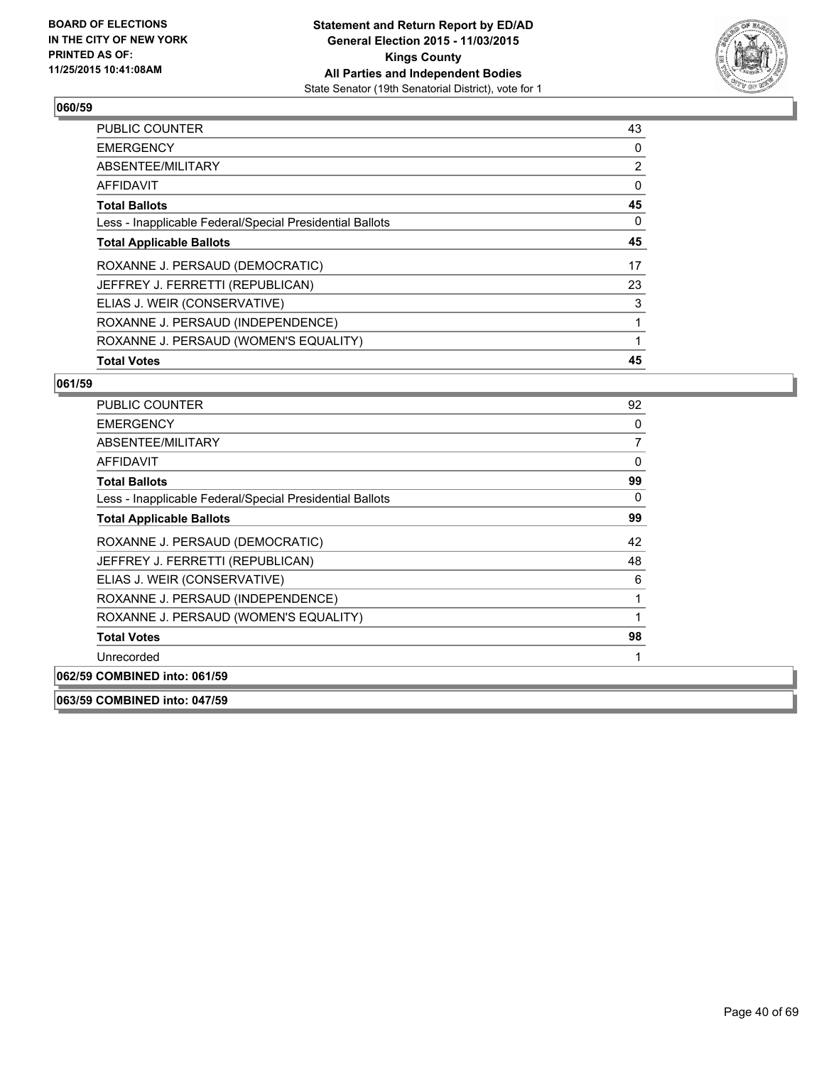**Statement and Return Report by ED/AD**
**General Election 2015 - 11/03/2015**
**Kings County**
**All Parties and Independent Bodies**
State Senator (19th Senatorial District), vote for 1

BOARD OF ELECTIONS IN THE CITY OF NEW YORK PRINTED AS OF: 11/25/2015 10:41:08AM

### 060/59

| | |
|---|---|
| PUBLIC COUNTER | 43 |
| EMERGENCY | 0 |
| ABSENTEE/MILITARY | 2 |
| AFFIDAVIT | 0 |
| **Total Ballots** | **45** |
| Less - Inapplicable Federal/Special Presidential Ballots | 0 |
| **Total Applicable Ballots** | **45** |
| ROXANNE J. PERSAUD (DEMOCRATIC) | 17 |
| JEFFREY J. FERRETTI (REPUBLICAN) | 23 |
| ELIAS J. WEIR (CONSERVATIVE) | 3 |
| ROXANNE J. PERSAUD (INDEPENDENCE) | 1 |
| ROXANNE J. PERSAUD (WOMEN'S EQUALITY) | 1 |
| **Total Votes** | **45** |

### 061/59

| | |
|---|---|
| PUBLIC COUNTER | 92 |
| EMERGENCY | 0 |
| ABSENTEE/MILITARY | 7 |
| AFFIDAVIT | 0 |
| **Total Ballots** | **99** |
| Less - Inapplicable Federal/Special Presidential Ballots | 0 |
| **Total Applicable Ballots** | **99** |
| ROXANNE J. PERSAUD (DEMOCRATIC) | 42 |
| JEFFREY J. FERRETTI (REPUBLICAN) | 48 |
| ELIAS J. WEIR (CONSERVATIVE) | 6 |
| ROXANNE J. PERSAUD (INDEPENDENCE) | 1 |
| ROXANNE J. PERSAUD (WOMEN'S EQUALITY) | 1 |
| **Total Votes** | **98** |
| Unrecorded | 1 |

### 062/59 COMBINED into: 061/59

### 063/59 COMBINED into: 047/59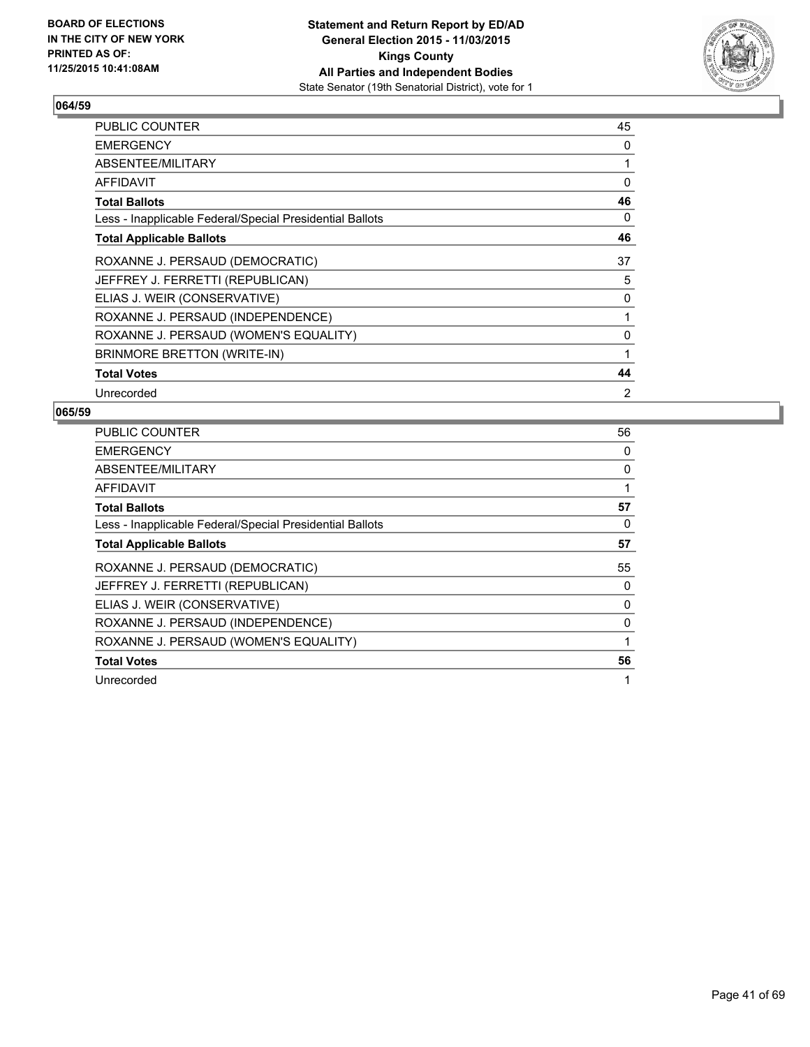**BOARD OF ELECTIONS IN THE CITY OF NEW YORK PRINTED AS OF: 11/25/2015 10:41:08AM**

**Statement and Return Report by ED/AD General Election 2015 - 11/03/2015 Kings County All Parties and Independent Bodies**
State Senator (19th Senatorial District), vote for 1

### 064/59

| | |
|---|---|
| PUBLIC COUNTER | 45 |
| EMERGENCY | 0 |
| ABSENTEE/MILITARY | 1 |
| AFFIDAVIT | 0 |
| **Total Ballots** | **46** |
| Less - Inapplicable Federal/Special Presidential Ballots | 0 |
| **Total Applicable Ballots** | **46** |
| ROXANNE J. PERSAUD (DEMOCRATIC) | 37 |
| JEFFREY J. FERRETTI (REPUBLICAN) | 5 |
| ELIAS J. WEIR (CONSERVATIVE) | 0 |
| ROXANNE J. PERSAUD (INDEPENDENCE) | 1 |
| ROXANNE J. PERSAUD (WOMEN'S EQUALITY) | 0 |
| BRINMORE BRETTON (WRITE-IN) | 1 |
| **Total Votes** | **44** |
| Unrecorded | 2 |

### 065/59

| | |
|---|---|
| PUBLIC COUNTER | 56 |
| EMERGENCY | 0 |
| ABSENTEE/MILITARY | 0 |
| AFFIDAVIT | 1 |
| **Total Ballots** | **57** |
| Less - Inapplicable Federal/Special Presidential Ballots | 0 |
| **Total Applicable Ballots** | **57** |
| ROXANNE J. PERSAUD (DEMOCRATIC) | 55 |
| JEFFREY J. FERRETTI (REPUBLICAN) | 0 |
| ELIAS J. WEIR (CONSERVATIVE) | 0 |
| ROXANNE J. PERSAUD (INDEPENDENCE) | 0 |
| ROXANNE J. PERSAUD (WOMEN'S EQUALITY) | 1 |
| **Total Votes** | **56** |
| Unrecorded | 1 |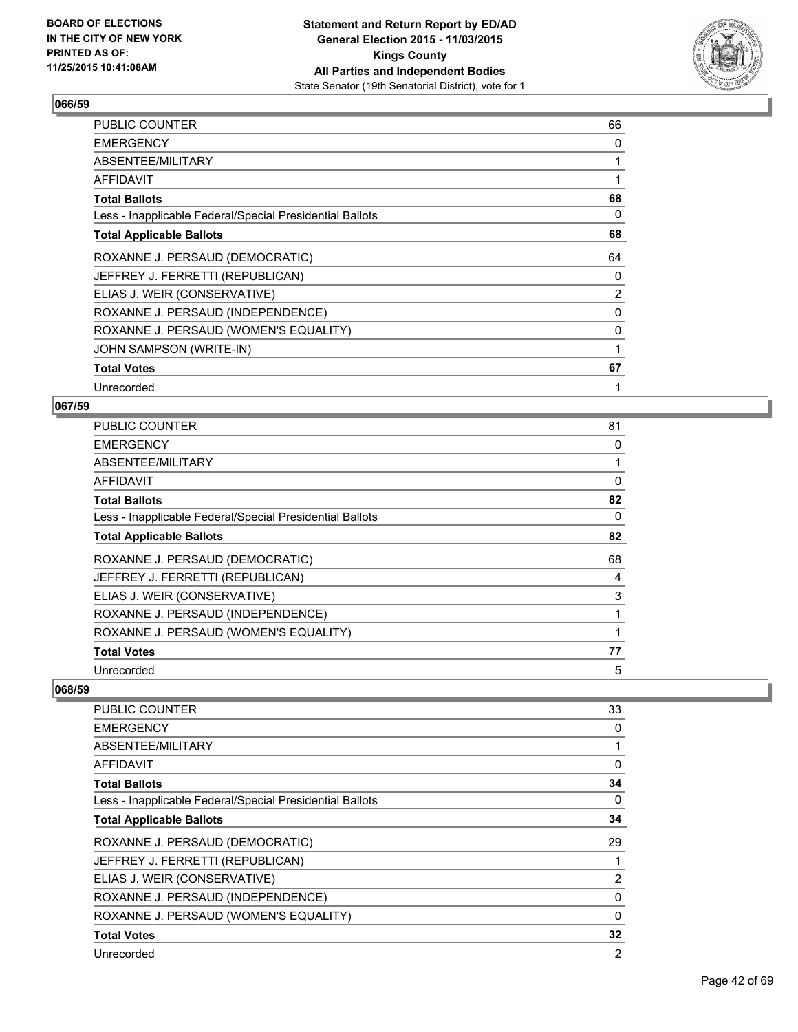**Statement and Return Report by ED/AD**
**General Election 2015 - 11/03/2015**
**Kings County**
**All Parties and Independent Bodies**
State Senator (19th Senatorial District), vote for 1

BOARD OF ELECTIONS IN THE CITY OF NEW YORK PRINTED AS OF: 11/25/2015 10:41:08AM

### 066/59

| | |
|---|---|
| PUBLIC COUNTER | 66 |
| EMERGENCY | 0 |
| ABSENTEE/MILITARY | 1 |
| AFFIDAVIT | 1 |
| **Total Ballots** | **68** |
| Less - Inapplicable Federal/Special Presidential Ballots | 0 |
| **Total Applicable Ballots** | **68** |
| ROXANNE J. PERSAUD (DEMOCRATIC) | 64 |
| JEFFREY J. FERRETTI (REPUBLICAN) | 0 |
| ELIAS J. WEIR (CONSERVATIVE) | 2 |
| ROXANNE J. PERSAUD (INDEPENDENCE) | 0 |
| ROXANNE J. PERSAUD (WOMEN'S EQUALITY) | 0 |
| JOHN SAMPSON (WRITE-IN) | 1 |
| **Total Votes** | **67** |
| Unrecorded | 1 |

### 067/59

| | |
|---|---|
| PUBLIC COUNTER | 81 |
| EMERGENCY | 0 |
| ABSENTEE/MILITARY | 1 |
| AFFIDAVIT | 0 |
| **Total Ballots** | **82** |
| Less - Inapplicable Federal/Special Presidential Ballots | 0 |
| **Total Applicable Ballots** | **82** |
| ROXANNE J. PERSAUD (DEMOCRATIC) | 68 |
| JEFFREY J. FERRETTI (REPUBLICAN) | 4 |
| ELIAS J. WEIR (CONSERVATIVE) | 3 |
| ROXANNE J. PERSAUD (INDEPENDENCE) | 1 |
| ROXANNE J. PERSAUD (WOMEN'S EQUALITY) | 1 |
| **Total Votes** | **77** |
| Unrecorded | 5 |

### 068/59

| | |
|---|---|
| PUBLIC COUNTER | 33 |
| EMERGENCY | 0 |
| ABSENTEE/MILITARY | 1 |
| AFFIDAVIT | 0 |
| **Total Ballots** | **34** |
| Less - Inapplicable Federal/Special Presidential Ballots | 0 |
| **Total Applicable Ballots** | **34** |
| ROXANNE J. PERSAUD (DEMOCRATIC) | 29 |
| JEFFREY J. FERRETTI (REPUBLICAN) | 1 |
| ELIAS J. WEIR (CONSERVATIVE) | 2 |
| ROXANNE J. PERSAUD (INDEPENDENCE) | 0 |
| ROXANNE J. PERSAUD (WOMEN'S EQUALITY) | 0 |
| **Total Votes** | **32** |
| Unrecorded | 2 |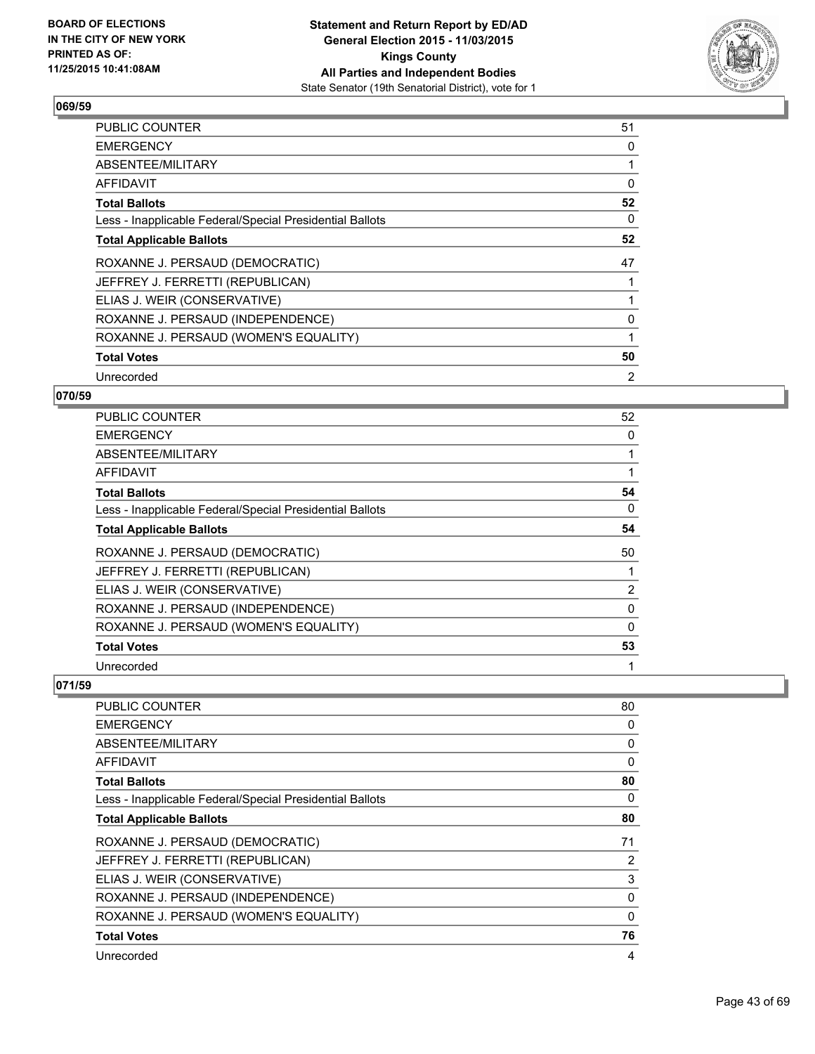## 069/59

| | |
|---|---|
| PUBLIC COUNTER | 51 |
| EMERGENCY | 0 |
| ABSENTEE/MILITARY | 1 |
| AFFIDAVIT | 0 |
| **Total Ballots** | **52** |
| Less - Inapplicable Federal/Special Presidential Ballots | 0 |
| **Total Applicable Ballots** | **52** |
| ROXANNE J. PERSAUD (DEMOCRATIC) | 47 |
| JEFFREY J. FERRETTI (REPUBLICAN) | 1 |
| ELIAS J. WEIR (CONSERVATIVE) | 1 |
| ROXANNE J. PERSAUD (INDEPENDENCE) | 0 |
| ROXANNE J. PERSAUD (WOMEN'S EQUALITY) | 1 |
| **Total Votes** | **50** |
| Unrecorded | 2 |

## 070/59

| | |
|---|---|
| PUBLIC COUNTER | 52 |
| EMERGENCY | 0 |
| ABSENTEE/MILITARY | 1 |
| AFFIDAVIT | 1 |
| **Total Ballots** | **54** |
| Less - Inapplicable Federal/Special Presidential Ballots | 0 |
| **Total Applicable Ballots** | **54** |
| ROXANNE J. PERSAUD (DEMOCRATIC) | 50 |
| JEFFREY J. FERRETTI (REPUBLICAN) | 1 |
| ELIAS J. WEIR (CONSERVATIVE) | 2 |
| ROXANNE J. PERSAUD (INDEPENDENCE) | 0 |
| ROXANNE J. PERSAUD (WOMEN'S EQUALITY) | 0 |
| **Total Votes** | **53** |
| Unrecorded | 1 |

## 071/59

| | |
|---|---|
| PUBLIC COUNTER | 80 |
| EMERGENCY | 0 |
| ABSENTEE/MILITARY | 0 |
| AFFIDAVIT | 0 |
| **Total Ballots** | **80** |
| Less - Inapplicable Federal/Special Presidential Ballots | 0 |
| **Total Applicable Ballots** | **80** |
| ROXANNE J. PERSAUD (DEMOCRATIC) | 71 |
| JEFFREY J. FERRETTI (REPUBLICAN) | 2 |
| ELIAS J. WEIR (CONSERVATIVE) | 3 |
| ROXANNE J. PERSAUD (INDEPENDENCE) | 0 |
| ROXANNE J. PERSAUD (WOMEN'S EQUALITY) | 0 |
| **Total Votes** | **76** |
| Unrecorded | 4 |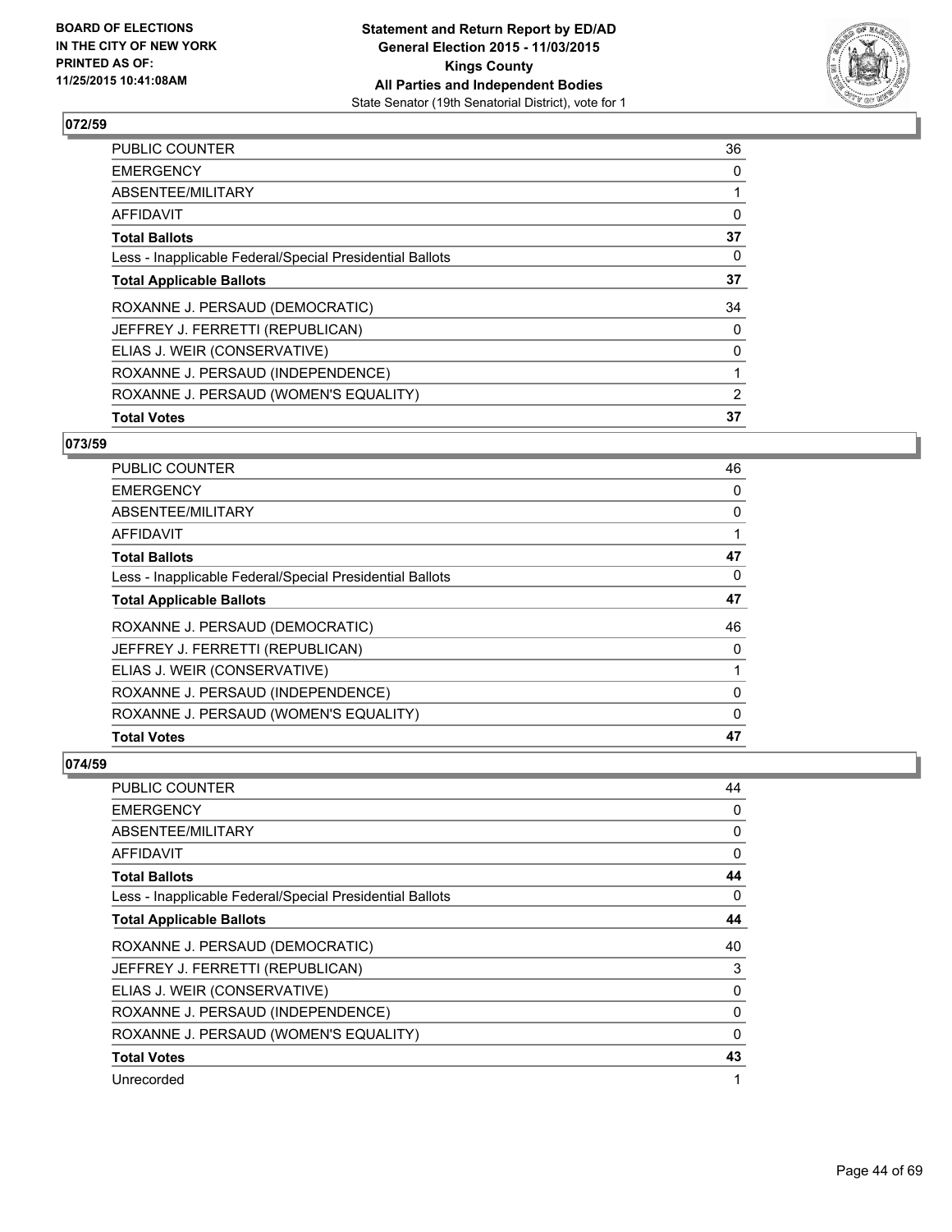**BOARD OF ELECTIONS IN THE CITY OF NEW YORK PRINTED AS OF: 11/25/2015 10:41:08AM**

**Statement and Return Report by ED/AD General Election 2015 - 11/03/2015 Kings County All Parties and Independent Bodies**
State Senator (19th Senatorial District), vote for 1

### 072/59

| | |
|---|---|
| PUBLIC COUNTER | 36 |
| EMERGENCY | 0 |
| ABSENTEE/MILITARY | 1 |
| AFFIDAVIT | 0 |
| **Total Ballots** | **37** |
| Less - Inapplicable Federal/Special Presidential Ballots | 0 |
| **Total Applicable Ballots** | **37** |
| ROXANNE J. PERSAUD (DEMOCRATIC) | 34 |
| JEFFREY J. FERRETTI (REPUBLICAN) | 0 |
| ELIAS J. WEIR (CONSERVATIVE) | 0 |
| ROXANNE J. PERSAUD (INDEPENDENCE) | 1 |
| ROXANNE J. PERSAUD (WOMEN'S EQUALITY) | 2 |
| **Total Votes** | **37** |

### 073/59

| | |
|---|---|
| PUBLIC COUNTER | 46 |
| EMERGENCY | 0 |
| ABSENTEE/MILITARY | 0 |
| AFFIDAVIT | 1 |
| **Total Ballots** | **47** |
| Less - Inapplicable Federal/Special Presidential Ballots | 0 |
| **Total Applicable Ballots** | **47** |
| ROXANNE J. PERSAUD (DEMOCRATIC) | 46 |
| JEFFREY J. FERRETTI (REPUBLICAN) | 0 |
| ELIAS J. WEIR (CONSERVATIVE) | 1 |
| ROXANNE J. PERSAUD (INDEPENDENCE) | 0 |
| ROXANNE J. PERSAUD (WOMEN'S EQUALITY) | 0 |
| **Total Votes** | **47** |

### 074/59

| | |
|---|---|
| PUBLIC COUNTER | 44 |
| EMERGENCY | 0 |
| ABSENTEE/MILITARY | 0 |
| AFFIDAVIT | 0 |
| **Total Ballots** | **44** |
| Less - Inapplicable Federal/Special Presidential Ballots | 0 |
| **Total Applicable Ballots** | **44** |
| ROXANNE J. PERSAUD (DEMOCRATIC) | 40 |
| JEFFREY J. FERRETTI (REPUBLICAN) | 3 |
| ELIAS J. WEIR (CONSERVATIVE) | 0 |
| ROXANNE J. PERSAUD (INDEPENDENCE) | 0 |
| ROXANNE J. PERSAUD (WOMEN'S EQUALITY) | 0 |
| **Total Votes** | **43** |
| Unrecorded | 1 |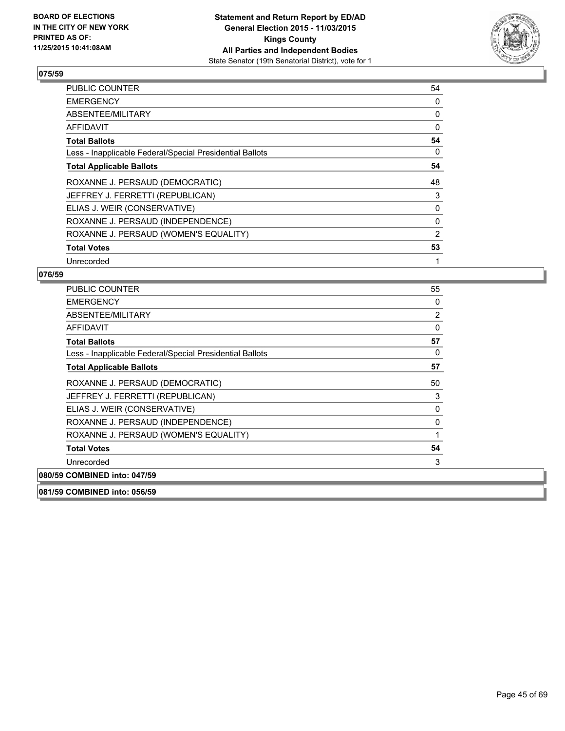**BOARD OF ELECTIONS IN THE CITY OF NEW YORK PRINTED AS OF: 11/25/2015 10:41:08AM**

**Statement and Return Report by ED/AD General Election 2015 - 11/03/2015 Kings County All Parties and Independent Bodies**
State Senator (19th Senatorial District), vote for 1

## 075/59

| | |
|---|---|
| PUBLIC COUNTER | 54 |
| EMERGENCY | 0 |
| ABSENTEE/MILITARY | 0 |
| AFFIDAVIT | 0 |
| **Total Ballots** | **54** |
| Less - Inapplicable Federal/Special Presidential Ballots | 0 |
| **Total Applicable Ballots** | **54** |
| ROXANNE J. PERSAUD (DEMOCRATIC) | 48 |
| JEFFREY J. FERRETTI (REPUBLICAN) | 3 |
| ELIAS J. WEIR (CONSERVATIVE) | 0 |
| ROXANNE J. PERSAUD (INDEPENDENCE) | 0 |
| ROXANNE J. PERSAUD (WOMEN'S EQUALITY) | 2 |
| **Total Votes** | **53** |
| Unrecorded | 1 |

## 076/59

| | |
|---|---|
| PUBLIC COUNTER | 55 |
| EMERGENCY | 0 |
| ABSENTEE/MILITARY | 2 |
| AFFIDAVIT | 0 |
| **Total Ballots** | **57** |
| Less - Inapplicable Federal/Special Presidential Ballots | 0 |
| **Total Applicable Ballots** | **57** |
| ROXANNE J. PERSAUD (DEMOCRATIC) | 50 |
| JEFFREY J. FERRETTI (REPUBLICAN) | 3 |
| ELIAS J. WEIR (CONSERVATIVE) | 0 |
| ROXANNE J. PERSAUD (INDEPENDENCE) | 0 |
| ROXANNE J. PERSAUD (WOMEN'S EQUALITY) | 1 |
| **Total Votes** | **54** |
| Unrecorded | 3 |

## 080/59 COMBINED into: 047/59

## 081/59 COMBINED into: 056/59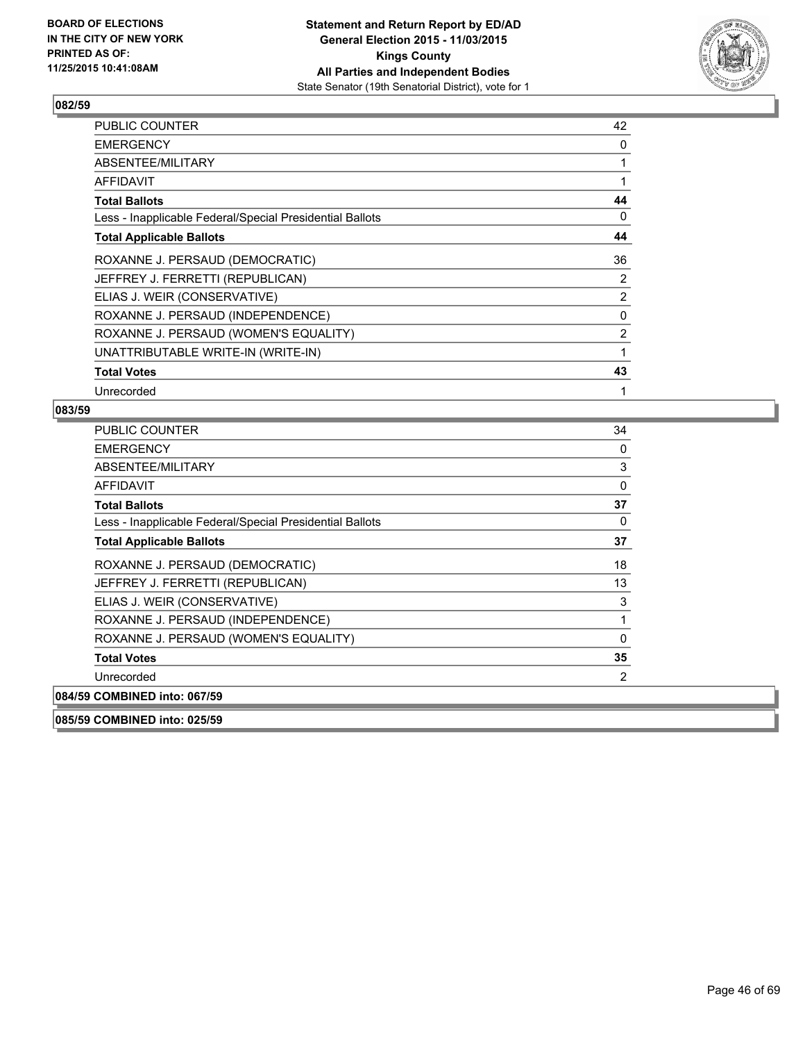BOARD OF ELECTIONS
IN THE CITY OF NEW YORK
PRINTED AS OF:
11/25/2015 10:41:08AM

**Statement and Return Report by ED/AD**
**General Election 2015 - 11/03/2015**
**Kings County**
**All Parties and Independent Bodies**
State Senator (19th Senatorial District), vote for 1

### 082/59

| | |
|---|---|
| PUBLIC COUNTER | 42 |
| EMERGENCY | 0 |
| ABSENTEE/MILITARY | 1 |
| AFFIDAVIT | 1 |
| **Total Ballots** | **44** |
| Less - Inapplicable Federal/Special Presidential Ballots | 0 |
| **Total Applicable Ballots** | **44** |
| ROXANNE J. PERSAUD (DEMOCRATIC) | 36 |
| JEFFREY J. FERRETTI (REPUBLICAN) | 2 |
| ELIAS J. WEIR (CONSERVATIVE) | 2 |
| ROXANNE J. PERSAUD (INDEPENDENCE) | 0 |
| ROXANNE J. PERSAUD (WOMEN'S EQUALITY) | 2 |
| UNATTRIBUTABLE WRITE-IN (WRITE-IN) | 1 |
| **Total Votes** | **43** |
| Unrecorded | 1 |

### 083/59

| | |
|---|---|
| PUBLIC COUNTER | 34 |
| EMERGENCY | 0 |
| ABSENTEE/MILITARY | 3 |
| AFFIDAVIT | 0 |
| **Total Ballots** | **37** |
| Less - Inapplicable Federal/Special Presidential Ballots | 0 |
| **Total Applicable Ballots** | **37** |
| ROXANNE J. PERSAUD (DEMOCRATIC) | 18 |
| JEFFREY J. FERRETTI (REPUBLICAN) | 13 |
| ELIAS J. WEIR (CONSERVATIVE) | 3 |
| ROXANNE J. PERSAUD (INDEPENDENCE) | 1 |
| ROXANNE J. PERSAUD (WOMEN'S EQUALITY) | 0 |
| **Total Votes** | **35** |
| Unrecorded | 2 |

### 084/59 COMBINED into: 067/59

### 085/59 COMBINED into: 025/59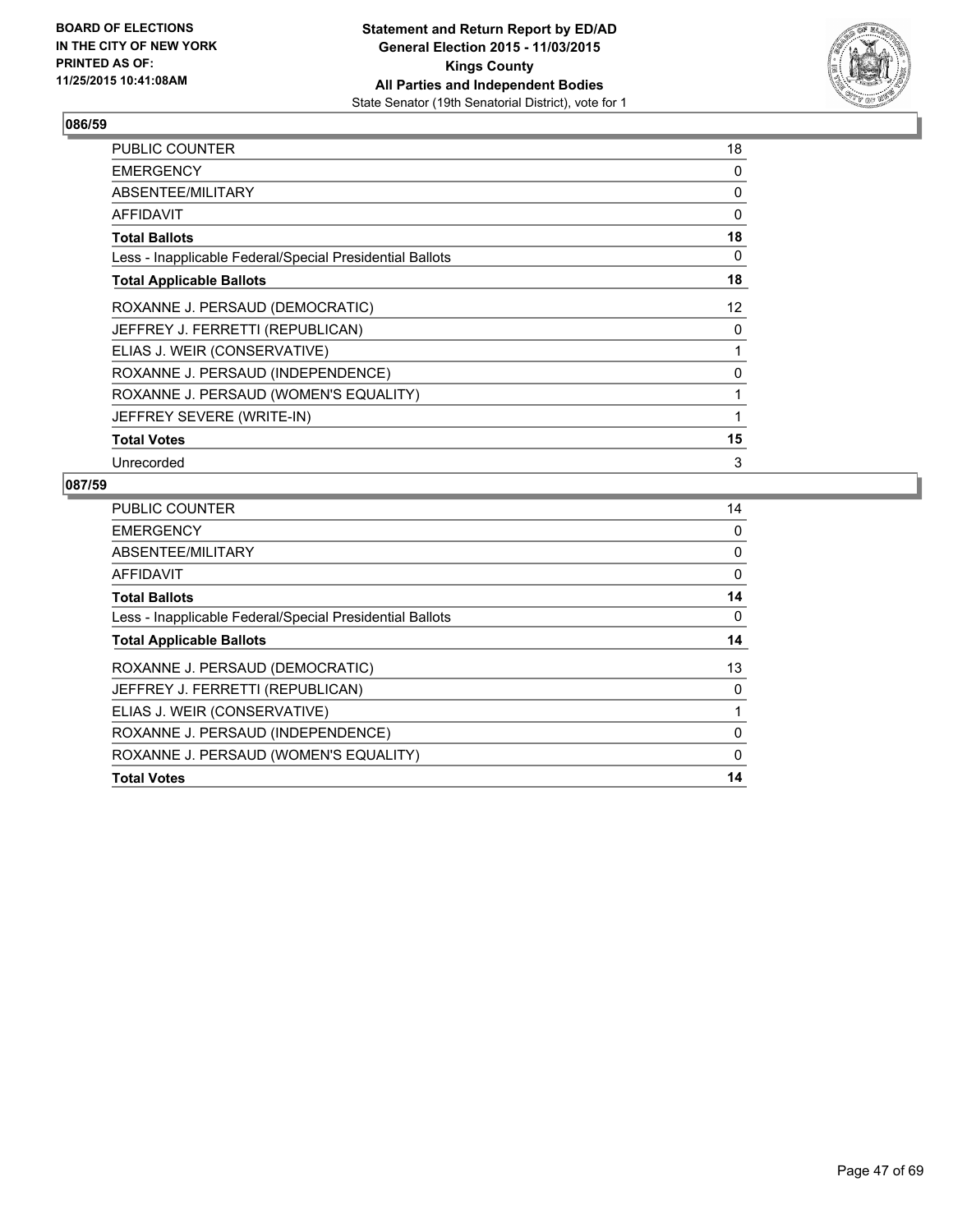**086/59**

| | |
|---|---|
| PUBLIC COUNTER | 18 |
| EMERGENCY | 0 |
| ABSENTEE/MILITARY | 0 |
| AFFIDAVIT | 0 |
| **Total Ballots** | **18** |
| Less - Inapplicable Federal/Special Presidential Ballots | 0 |
| **Total Applicable Ballots** | **18** |
| ROXANNE J. PERSAUD (DEMOCRATIC) | 12 |
| JEFFREY J. FERRETTI (REPUBLICAN) | 0 |
| ELIAS J. WEIR (CONSERVATIVE) | 1 |
| ROXANNE J. PERSAUD (INDEPENDENCE) | 0 |
| ROXANNE J. PERSAUD (WOMEN'S EQUALITY) | 1 |
| JEFFREY SEVERE (WRITE-IN) | 1 |
| **Total Votes** | **15** |
| Unrecorded | 3 |

**087/59**

| | |
|---|---|
| PUBLIC COUNTER | 14 |
| EMERGENCY | 0 |
| ABSENTEE/MILITARY | 0 |
| AFFIDAVIT | 0 |
| **Total Ballots** | **14** |
| Less - Inapplicable Federal/Special Presidential Ballots | 0 |
| **Total Applicable Ballots** | **14** |
| ROXANNE J. PERSAUD (DEMOCRATIC) | 13 |
| JEFFREY J. FERRETTI (REPUBLICAN) | 0 |
| ELIAS J. WEIR (CONSERVATIVE) | 1 |
| ROXANNE J. PERSAUD (INDEPENDENCE) | 0 |
| ROXANNE J. PERSAUD (WOMEN'S EQUALITY) | 0 |
| **Total Votes** | **14** |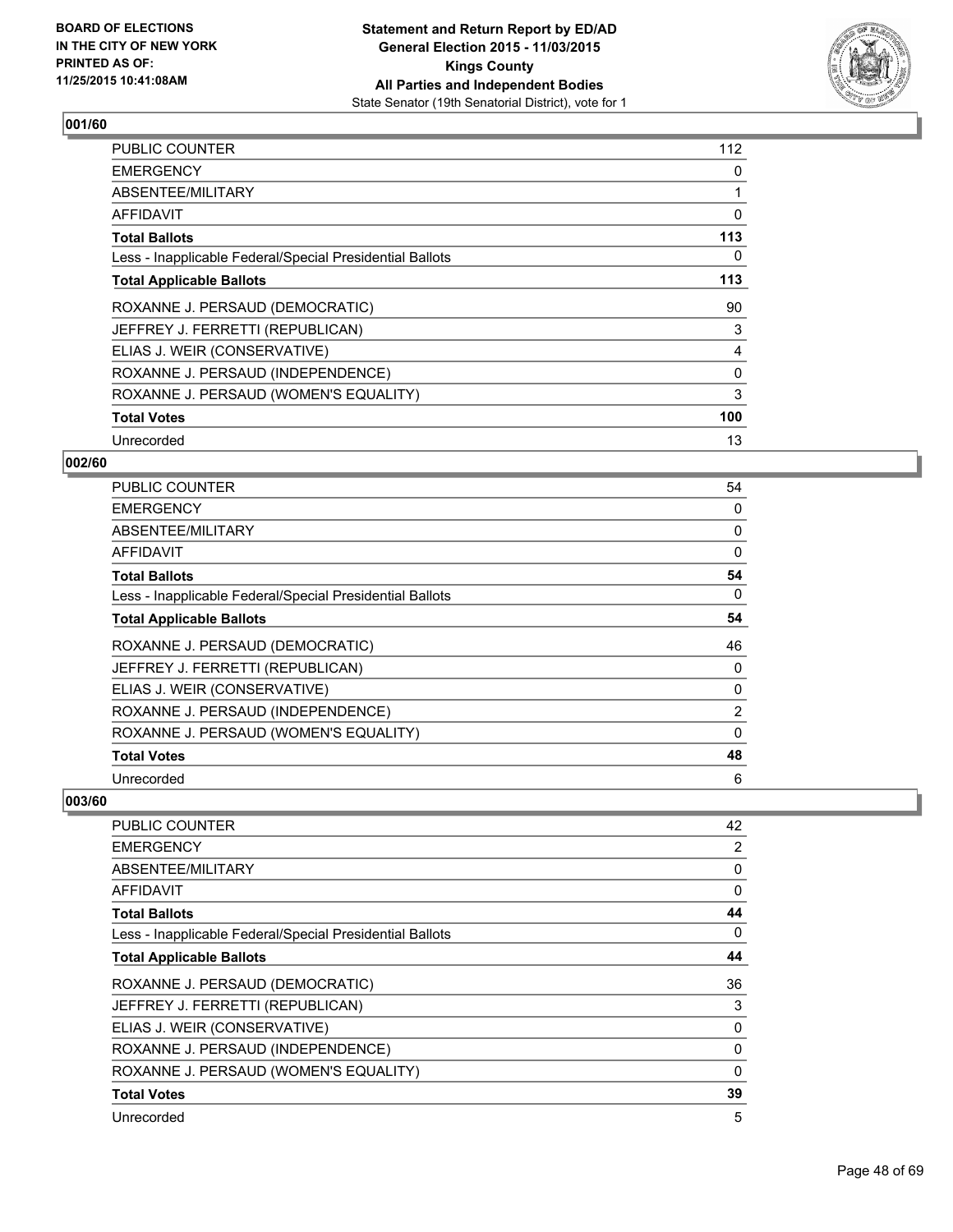**BOARD OF ELECTIONS IN THE CITY OF NEW YORK PRINTED AS OF: 11/25/2015 10:41:08AM**

**Statement and Return Report by ED/AD General Election 2015 - 11/03/2015 Kings County All Parties and Independent Bodies**

State Senator (19th Senatorial District), vote for 1

### 001/60

| | |
|---|---|
| PUBLIC COUNTER | 112 |
| EMERGENCY | 0 |
| ABSENTEE/MILITARY | 1 |
| AFFIDAVIT | 0 |
| **Total Ballots** | **113** |
| Less - Inapplicable Federal/Special Presidential Ballots | 0 |
| **Total Applicable Ballots** | **113** |
| ROXANNE J. PERSAUD (DEMOCRATIC) | 90 |
| JEFFREY J. FERRETTI (REPUBLICAN) | 3 |
| ELIAS J. WEIR (CONSERVATIVE) | 4 |
| ROXANNE J. PERSAUD (INDEPENDENCE) | 0 |
| ROXANNE J. PERSAUD (WOMEN'S EQUALITY) | 3 |
| **Total Votes** | **100** |
| Unrecorded | 13 |

### 002/60

| | |
|---|---|
| PUBLIC COUNTER | 54 |
| EMERGENCY | 0 |
| ABSENTEE/MILITARY | 0 |
| AFFIDAVIT | 0 |
| **Total Ballots** | **54** |
| Less - Inapplicable Federal/Special Presidential Ballots | 0 |
| **Total Applicable Ballots** | **54** |
| ROXANNE J. PERSAUD (DEMOCRATIC) | 46 |
| JEFFREY J. FERRETTI (REPUBLICAN) | 0 |
| ELIAS J. WEIR (CONSERVATIVE) | 0 |
| ROXANNE J. PERSAUD (INDEPENDENCE) | 2 |
| ROXANNE J. PERSAUD (WOMEN'S EQUALITY) | 0 |
| **Total Votes** | **48** |
| Unrecorded | 6 |

### 003/60

| | |
|---|---|
| PUBLIC COUNTER | 42 |
| EMERGENCY | 2 |
| ABSENTEE/MILITARY | 0 |
| AFFIDAVIT | 0 |
| **Total Ballots** | **44** |
| Less - Inapplicable Federal/Special Presidential Ballots | 0 |
| **Total Applicable Ballots** | **44** |
| ROXANNE J. PERSAUD (DEMOCRATIC) | 36 |
| JEFFREY J. FERRETTI (REPUBLICAN) | 3 |
| ELIAS J. WEIR (CONSERVATIVE) | 0 |
| ROXANNE J. PERSAUD (INDEPENDENCE) | 0 |
| ROXANNE J. PERSAUD (WOMEN'S EQUALITY) | 0 |
| **Total Votes** | **39** |
| Unrecorded | 5 |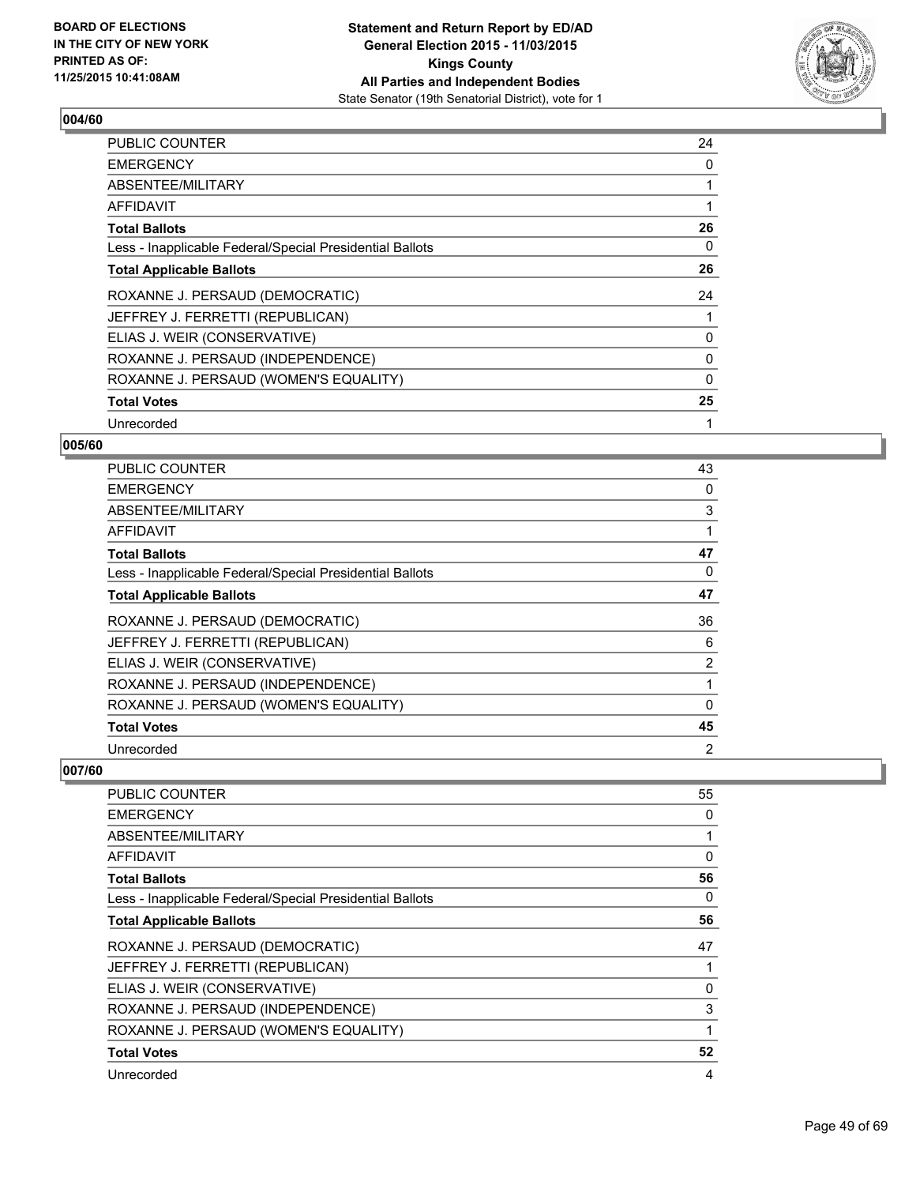## 004/60

| | |
|---|---|
| PUBLIC COUNTER | 24 |
| EMERGENCY | 0 |
| ABSENTEE/MILITARY | 1 |
| AFFIDAVIT | 1 |
| **Total Ballots** | **26** |
| Less - Inapplicable Federal/Special Presidential Ballots | 0 |
| **Total Applicable Ballots** | **26** |
| ROXANNE J. PERSAUD (DEMOCRATIC) | 24 |
| JEFFREY J. FERRETTI (REPUBLICAN) | 1 |
| ELIAS J. WEIR (CONSERVATIVE) | 0 |
| ROXANNE J. PERSAUD (INDEPENDENCE) | 0 |
| ROXANNE J. PERSAUD (WOMEN'S EQUALITY) | 0 |
| **Total Votes** | **25** |
| Unrecorded | 1 |

## 005/60

| | |
|---|---|
| PUBLIC COUNTER | 43 |
| EMERGENCY | 0 |
| ABSENTEE/MILITARY | 3 |
| AFFIDAVIT | 1 |
| **Total Ballots** | **47** |
| Less - Inapplicable Federal/Special Presidential Ballots | 0 |
| **Total Applicable Ballots** | **47** |
| ROXANNE J. PERSAUD (DEMOCRATIC) | 36 |
| JEFFREY J. FERRETTI (REPUBLICAN) | 6 |
| ELIAS J. WEIR (CONSERVATIVE) | 2 |
| ROXANNE J. PERSAUD (INDEPENDENCE) | 1 |
| ROXANNE J. PERSAUD (WOMEN'S EQUALITY) | 0 |
| **Total Votes** | **45** |
| Unrecorded | 2 |

## 007/60

| | |
|---|---|
| PUBLIC COUNTER | 55 |
| EMERGENCY | 0 |
| ABSENTEE/MILITARY | 1 |
| AFFIDAVIT | 0 |
| **Total Ballots** | **56** |
| Less - Inapplicable Federal/Special Presidential Ballots | 0 |
| **Total Applicable Ballots** | **56** |
| ROXANNE J. PERSAUD (DEMOCRATIC) | 47 |
| JEFFREY J. FERRETTI (REPUBLICAN) | 1 |
| ELIAS J. WEIR (CONSERVATIVE) | 0 |
| ROXANNE J. PERSAUD (INDEPENDENCE) | 3 |
| ROXANNE J. PERSAUD (WOMEN'S EQUALITY) | 1 |
| **Total Votes** | **52** |
| Unrecorded | 4 |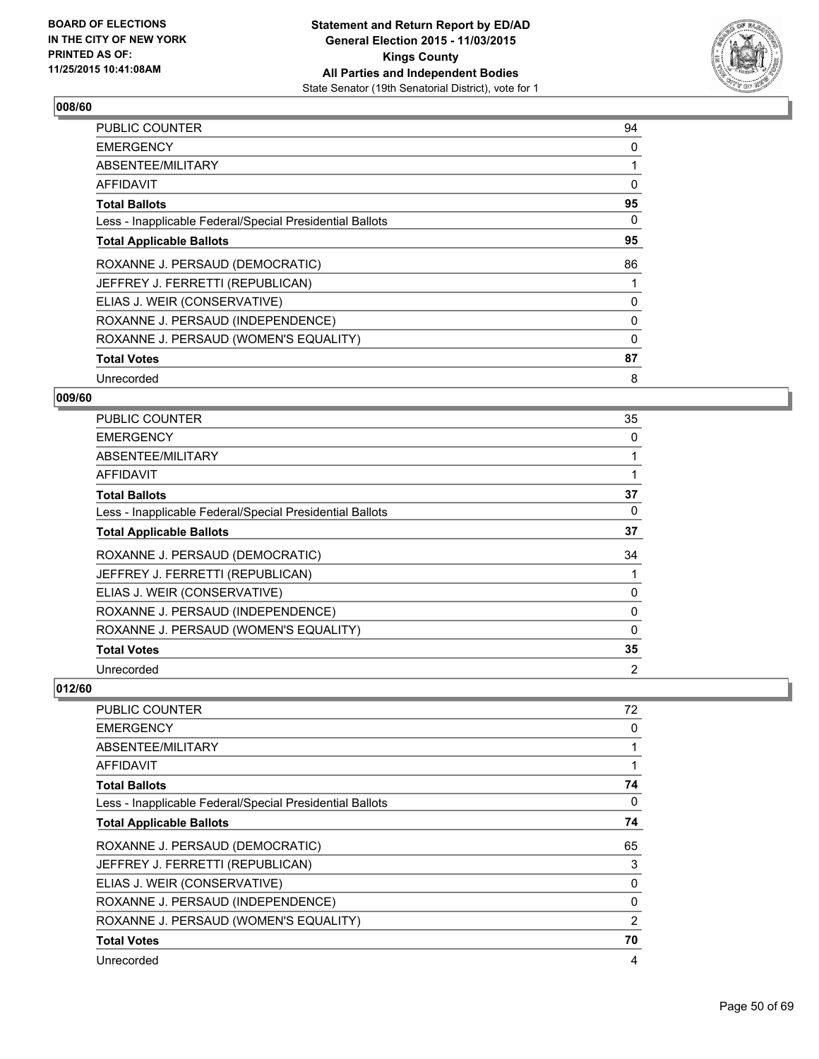BOARD OF ELECTIONS
IN THE CITY OF NEW YORK
PRINTED AS OF:
11/25/2015 10:41:08AM

**Statement and Return Report by ED/AD**
**General Election 2015 - 11/03/2015**
**Kings County**
**All Parties and Independent Bodies**
State Senator (19th Senatorial District), vote for 1

## 008/60

| | |
|---|---|
| PUBLIC COUNTER | 94 |
| EMERGENCY | 0 |
| ABSENTEE/MILITARY | 1 |
| AFFIDAVIT | 0 |
| **Total Ballots** | **95** |
| Less - Inapplicable Federal/Special Presidential Ballots | 0 |
| **Total Applicable Ballots** | **95** |
| ROXANNE J. PERSAUD (DEMOCRATIC) | 86 |
| JEFFREY J. FERRETTI (REPUBLICAN) | 1 |
| ELIAS J. WEIR (CONSERVATIVE) | 0 |
| ROXANNE J. PERSAUD (INDEPENDENCE) | 0 |
| ROXANNE J. PERSAUD (WOMEN'S EQUALITY) | 0 |
| **Total Votes** | **87** |
| Unrecorded | 8 |

## 009/60

| | |
|---|---|
| PUBLIC COUNTER | 35 |
| EMERGENCY | 0 |
| ABSENTEE/MILITARY | 1 |
| AFFIDAVIT | 1 |
| **Total Ballots** | **37** |
| Less - Inapplicable Federal/Special Presidential Ballots | 0 |
| **Total Applicable Ballots** | **37** |
| ROXANNE J. PERSAUD (DEMOCRATIC) | 34 |
| JEFFREY J. FERRETTI (REPUBLICAN) | 1 |
| ELIAS J. WEIR (CONSERVATIVE) | 0 |
| ROXANNE J. PERSAUD (INDEPENDENCE) | 0 |
| ROXANNE J. PERSAUD (WOMEN'S EQUALITY) | 0 |
| **Total Votes** | **35** |
| Unrecorded | 2 |

## 012/60

| | |
|---|---|
| PUBLIC COUNTER | 72 |
| EMERGENCY | 0 |
| ABSENTEE/MILITARY | 1 |
| AFFIDAVIT | 1 |
| **Total Ballots** | **74** |
| Less - Inapplicable Federal/Special Presidential Ballots | 0 |
| **Total Applicable Ballots** | **74** |
| ROXANNE J. PERSAUD (DEMOCRATIC) | 65 |
| JEFFREY J. FERRETTI (REPUBLICAN) | 3 |
| ELIAS J. WEIR (CONSERVATIVE) | 0 |
| ROXANNE J. PERSAUD (INDEPENDENCE) | 0 |
| ROXANNE J. PERSAUD (WOMEN'S EQUALITY) | 2 |
| **Total Votes** | **70** |
| Unrecorded | 4 |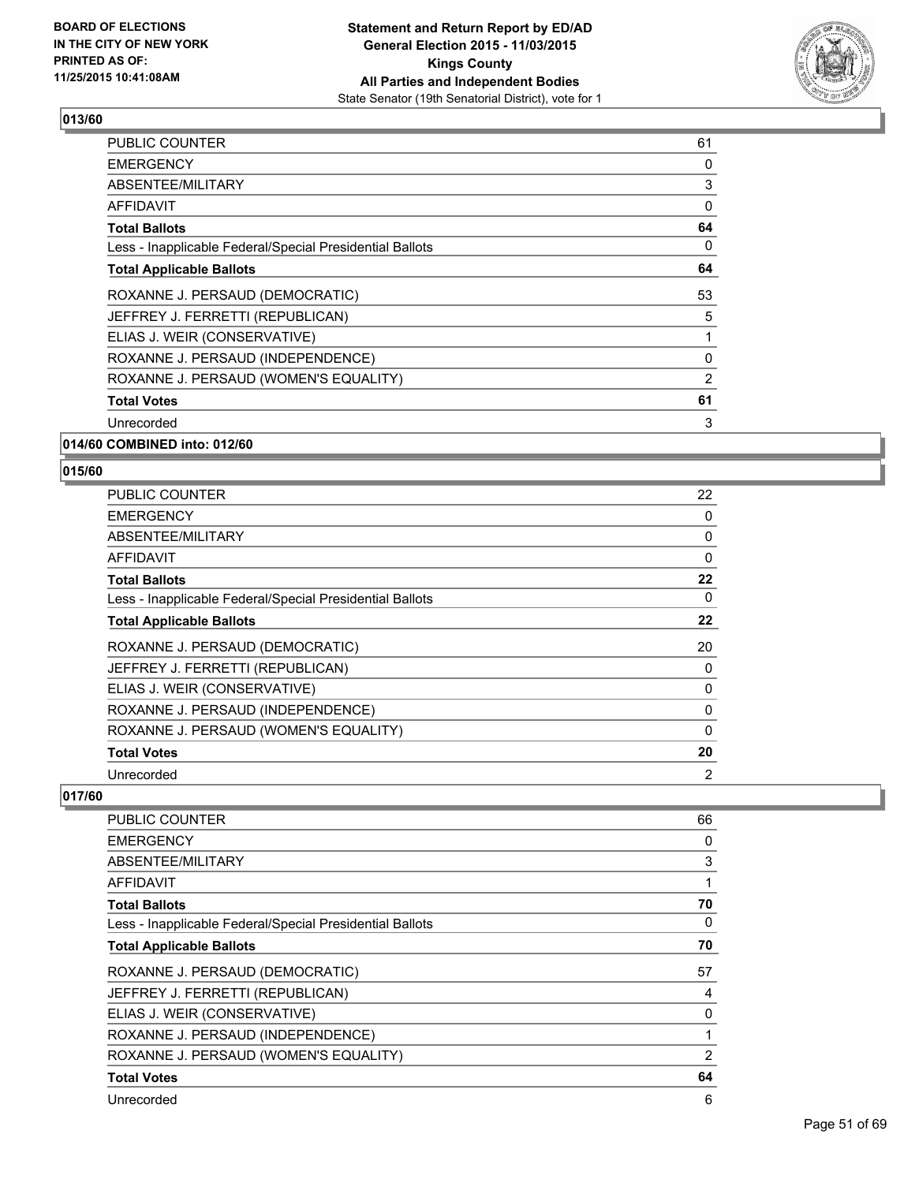BOARD OF ELECTIONS
IN THE CITY OF NEW YORK
PRINTED AS OF:
11/25/2015 10:41:08AM

**Statement and Return Report by ED/AD**
**General Election 2015 - 11/03/2015**
**Kings County**
**All Parties and Independent Bodies**
State Senator (19th Senatorial District), vote for 1

### 013/60

| | |
|---|---|
| PUBLIC COUNTER | 61 |
| EMERGENCY | 0 |
| ABSENTEE/MILITARY | 3 |
| AFFIDAVIT | 0 |
| **Total Ballots** | **64** |
| Less - Inapplicable Federal/Special Presidential Ballots | 0 |
| **Total Applicable Ballots** | **64** |
| ROXANNE J. PERSAUD (DEMOCRATIC) | 53 |
| JEFFREY J. FERRETTI (REPUBLICAN) | 5 |
| ELIAS J. WEIR (CONSERVATIVE) | 1 |
| ROXANNE J. PERSAUD (INDEPENDENCE) | 0 |
| ROXANNE J. PERSAUD (WOMEN'S EQUALITY) | 2 |
| **Total Votes** | **61** |
| Unrecorded | 3 |

### 014/60 COMBINED into: 012/60

### 015/60

| | |
|---|---|
| PUBLIC COUNTER | 22 |
| EMERGENCY | 0 |
| ABSENTEE/MILITARY | 0 |
| AFFIDAVIT | 0 |
| **Total Ballots** | **22** |
| Less - Inapplicable Federal/Special Presidential Ballots | 0 |
| **Total Applicable Ballots** | **22** |
| ROXANNE J. PERSAUD (DEMOCRATIC) | 20 |
| JEFFREY J. FERRETTI (REPUBLICAN) | 0 |
| ELIAS J. WEIR (CONSERVATIVE) | 0 |
| ROXANNE J. PERSAUD (INDEPENDENCE) | 0 |
| ROXANNE J. PERSAUD (WOMEN'S EQUALITY) | 0 |
| **Total Votes** | **20** |
| Unrecorded | 2 |

### 017/60

| | |
|---|---|
| PUBLIC COUNTER | 66 |
| EMERGENCY | 0 |
| ABSENTEE/MILITARY | 3 |
| AFFIDAVIT | 1 |
| **Total Ballots** | **70** |
| Less - Inapplicable Federal/Special Presidential Ballots | 0 |
| **Total Applicable Ballots** | **70** |
| ROXANNE J. PERSAUD (DEMOCRATIC) | 57 |
| JEFFREY J. FERRETTI (REPUBLICAN) | 4 |
| ELIAS J. WEIR (CONSERVATIVE) | 0 |
| ROXANNE J. PERSAUD (INDEPENDENCE) | 1 |
| ROXANNE J. PERSAUD (WOMEN'S EQUALITY) | 2 |
| **Total Votes** | **64** |
| Unrecorded | 6 |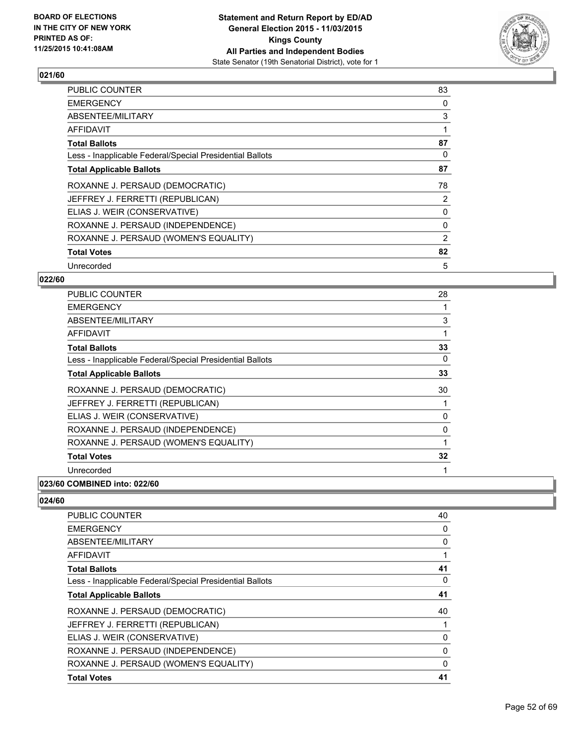### 021/60

| | |
|---|---|
| PUBLIC COUNTER | 83 |
| EMERGENCY | 0 |
| ABSENTEE/MILITARY | 3 |
| AFFIDAVIT | 1 |
| **Total Ballots** | **87** |
| Less - Inapplicable Federal/Special Presidential Ballots | 0 |
| **Total Applicable Ballots** | **87** |
| ROXANNE J. PERSAUD (DEMOCRATIC) | 78 |
| JEFFREY J. FERRETTI (REPUBLICAN) | 2 |
| ELIAS J. WEIR (CONSERVATIVE) | 0 |
| ROXANNE J. PERSAUD (INDEPENDENCE) | 0 |
| ROXANNE J. PERSAUD (WOMEN'S EQUALITY) | 2 |
| **Total Votes** | **82** |
| Unrecorded | 5 |

### 022/60

| | |
|---|---|
| PUBLIC COUNTER | 28 |
| EMERGENCY | 1 |
| ABSENTEE/MILITARY | 3 |
| AFFIDAVIT | 1 |
| **Total Ballots** | **33** |
| Less - Inapplicable Federal/Special Presidential Ballots | 0 |
| **Total Applicable Ballots** | **33** |
| ROXANNE J. PERSAUD (DEMOCRATIC) | 30 |
| JEFFREY J. FERRETTI (REPUBLICAN) | 1 |
| ELIAS J. WEIR (CONSERVATIVE) | 0 |
| ROXANNE J. PERSAUD (INDEPENDENCE) | 0 |
| ROXANNE J. PERSAUD (WOMEN'S EQUALITY) | 1 |
| **Total Votes** | **32** |
| Unrecorded | 1 |

### 023/60 COMBINED into: 022/60

### 024/60

| | |
|---|---|
| PUBLIC COUNTER | 40 |
| EMERGENCY | 0 |
| ABSENTEE/MILITARY | 0 |
| AFFIDAVIT | 1 |
| **Total Ballots** | **41** |
| Less - Inapplicable Federal/Special Presidential Ballots | 0 |
| **Total Applicable Ballots** | **41** |
| ROXANNE J. PERSAUD (DEMOCRATIC) | 40 |
| JEFFREY J. FERRETTI (REPUBLICAN) | 1 |
| ELIAS J. WEIR (CONSERVATIVE) | 0 |
| ROXANNE J. PERSAUD (INDEPENDENCE) | 0 |
| ROXANNE J. PERSAUD (WOMEN'S EQUALITY) | 0 |
| **Total Votes** | **41** |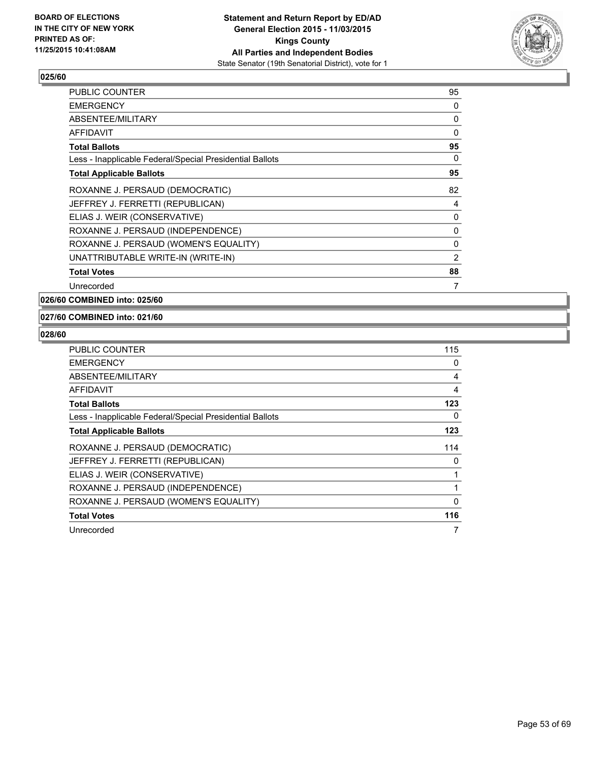**BOARD OF ELECTIONS IN THE CITY OF NEW YORK PRINTED AS OF: 11/25/2015 10:41:08AM**

**Statement and Return Report by ED/AD General Election 2015 - 11/03/2015 Kings County All Parties and Independent Bodies**
State Senator (19th Senatorial District), vote for 1

### 025/60

| | |
|---|---|
| PUBLIC COUNTER | 95 |
| EMERGENCY | 0 |
| ABSENTEE/MILITARY | 0 |
| AFFIDAVIT | 0 |
| **Total Ballots** | **95** |
| Less - Inapplicable Federal/Special Presidential Ballots | 0 |
| **Total Applicable Ballots** | **95** |
| ROXANNE J. PERSAUD (DEMOCRATIC) | 82 |
| JEFFREY J. FERRETTI (REPUBLICAN) | 4 |
| ELIAS J. WEIR (CONSERVATIVE) | 0 |
| ROXANNE J. PERSAUD (INDEPENDENCE) | 0 |
| ROXANNE J. PERSAUD (WOMEN'S EQUALITY) | 0 |
| UNATTRIBUTABLE WRITE-IN (WRITE-IN) | 2 |
| **Total Votes** | **88** |
| Unrecorded | 7 |

### 026/60 COMBINED into: 025/60

### 027/60 COMBINED into: 021/60

### 028/60

| | |
|---|---|
| PUBLIC COUNTER | 115 |
| EMERGENCY | 0 |
| ABSENTEE/MILITARY | 4 |
| AFFIDAVIT | 4 |
| **Total Ballots** | **123** |
| Less - Inapplicable Federal/Special Presidential Ballots | 0 |
| **Total Applicable Ballots** | **123** |
| ROXANNE J. PERSAUD (DEMOCRATIC) | 114 |
| JEFFREY J. FERRETTI (REPUBLICAN) | 0 |
| ELIAS J. WEIR (CONSERVATIVE) | 1 |
| ROXANNE J. PERSAUD (INDEPENDENCE) | 1 |
| ROXANNE J. PERSAUD (WOMEN'S EQUALITY) | 0 |
| **Total Votes** | **116** |
| Unrecorded | 7 |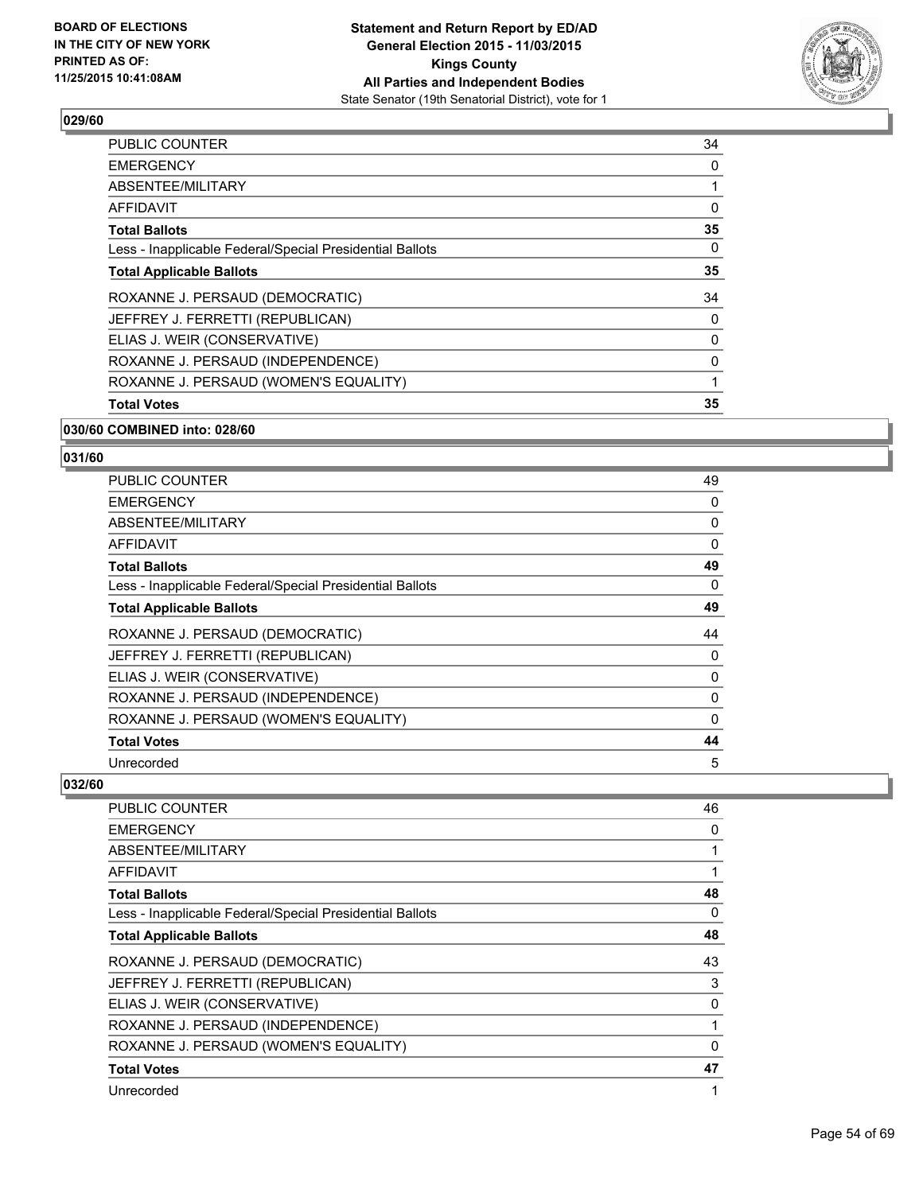BOARD OF ELECTIONS
IN THE CITY OF NEW YORK
PRINTED AS OF:
11/25/2015 10:41:08AM

**Statement and Return Report by ED/AD**
**General Election 2015 - 11/03/2015**
**Kings County**
**All Parties and Independent Bodies**
State Senator (19th Senatorial District), vote for 1

### 029/60

| | |
|---|---|
| PUBLIC COUNTER | 34 |
| EMERGENCY | 0 |
| ABSENTEE/MILITARY | 1 |
| AFFIDAVIT | 0 |
| **Total Ballots** | **35** |
| Less - Inapplicable Federal/Special Presidential Ballots | 0 |
| **Total Applicable Ballots** | **35** |
| ROXANNE J. PERSAUD (DEMOCRATIC) | 34 |
| JEFFREY J. FERRETTI (REPUBLICAN) | 0 |
| ELIAS J. WEIR (CONSERVATIVE) | 0 |
| ROXANNE J. PERSAUD (INDEPENDENCE) | 0 |
| ROXANNE J. PERSAUD (WOMEN'S EQUALITY) | 1 |
| **Total Votes** | **35** |

### 030/60 COMBINED into: 028/60

### 031/60

| | |
|---|---|
| PUBLIC COUNTER | 49 |
| EMERGENCY | 0 |
| ABSENTEE/MILITARY | 0 |
| AFFIDAVIT | 0 |
| **Total Ballots** | **49** |
| Less - Inapplicable Federal/Special Presidential Ballots | 0 |
| **Total Applicable Ballots** | **49** |
| ROXANNE J. PERSAUD (DEMOCRATIC) | 44 |
| JEFFREY J. FERRETTI (REPUBLICAN) | 0 |
| ELIAS J. WEIR (CONSERVATIVE) | 0 |
| ROXANNE J. PERSAUD (INDEPENDENCE) | 0 |
| ROXANNE J. PERSAUD (WOMEN'S EQUALITY) | 0 |
| **Total Votes** | **44** |
| Unrecorded | 5 |

### 032/60

| | |
|---|---|
| PUBLIC COUNTER | 46 |
| EMERGENCY | 0 |
| ABSENTEE/MILITARY | 1 |
| AFFIDAVIT | 1 |
| **Total Ballots** | **48** |
| Less - Inapplicable Federal/Special Presidential Ballots | 0 |
| **Total Applicable Ballots** | **48** |
| ROXANNE J. PERSAUD (DEMOCRATIC) | 43 |
| JEFFREY J. FERRETTI (REPUBLICAN) | 3 |
| ELIAS J. WEIR (CONSERVATIVE) | 0 |
| ROXANNE J. PERSAUD (INDEPENDENCE) | 1 |
| ROXANNE J. PERSAUD (WOMEN'S EQUALITY) | 0 |
| **Total Votes** | **47** |
| Unrecorded | 1 |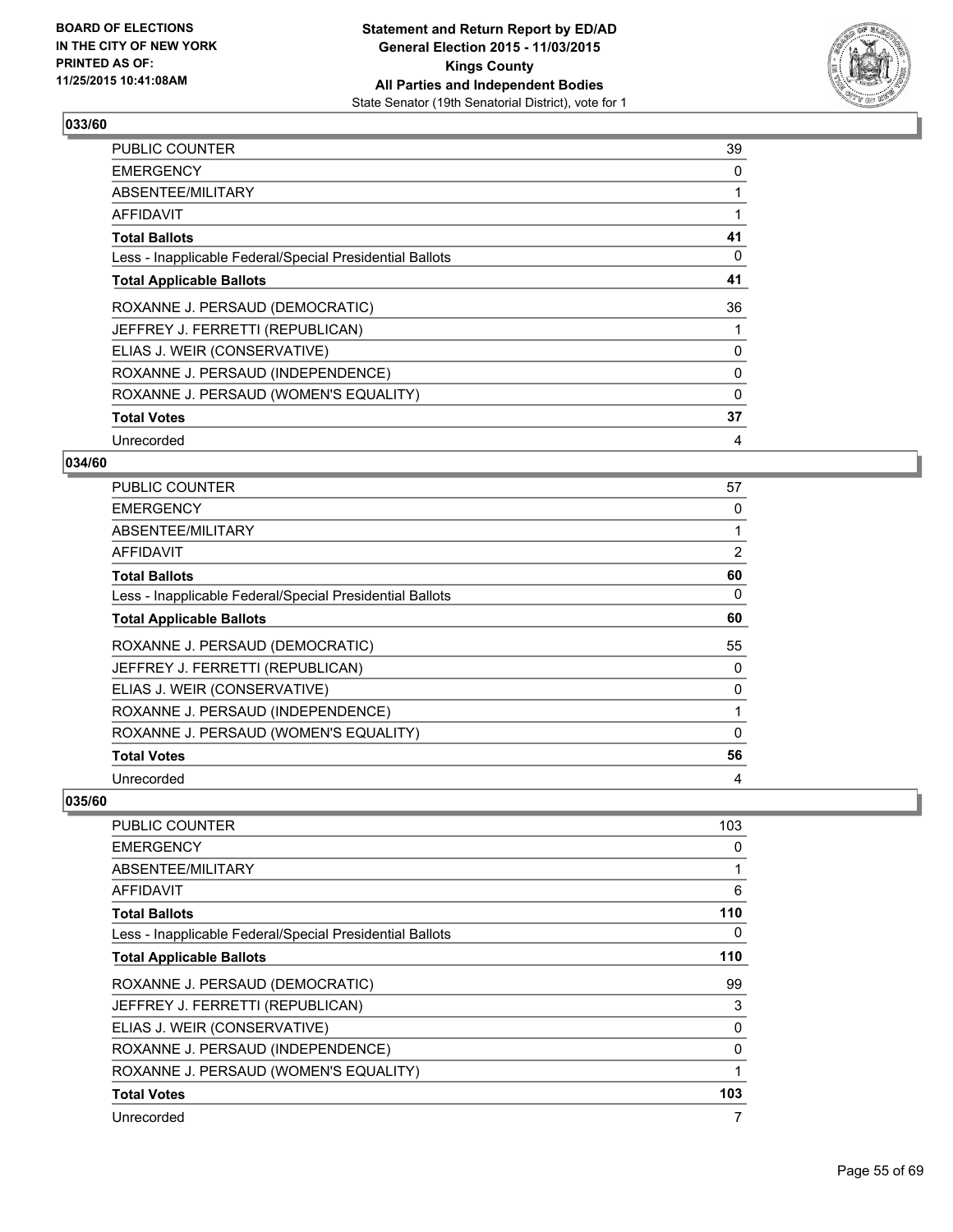BOARD OF ELECTIONS
IN THE CITY OF NEW YORK
PRINTED AS OF:
11/25/2015 10:41:08AM

**Statement and Return Report by ED/AD**
**General Election 2015 - 11/03/2015**
**Kings County**
**All Parties and Independent Bodies**
State Senator (19th Senatorial District), vote for 1

## 033/60

| | |
|---|---|
| PUBLIC COUNTER | 39 |
| EMERGENCY | 0 |
| ABSENTEE/MILITARY | 1 |
| AFFIDAVIT | 1 |
| **Total Ballots** | **41** |
| Less - Inapplicable Federal/Special Presidential Ballots | 0 |
| **Total Applicable Ballots** | **41** |
| ROXANNE J. PERSAUD (DEMOCRATIC) | 36 |
| JEFFREY J. FERRETTI (REPUBLICAN) | 1 |
| ELIAS J. WEIR (CONSERVATIVE) | 0 |
| ROXANNE J. PERSAUD (INDEPENDENCE) | 0 |
| ROXANNE J. PERSAUD (WOMEN'S EQUALITY) | 0 |
| **Total Votes** | **37** |
| Unrecorded | 4 |

## 034/60

| | |
|---|---|
| PUBLIC COUNTER | 57 |
| EMERGENCY | 0 |
| ABSENTEE/MILITARY | 1 |
| AFFIDAVIT | 2 |
| **Total Ballots** | **60** |
| Less - Inapplicable Federal/Special Presidential Ballots | 0 |
| **Total Applicable Ballots** | **60** |
| ROXANNE J. PERSAUD (DEMOCRATIC) | 55 |
| JEFFREY J. FERRETTI (REPUBLICAN) | 0 |
| ELIAS J. WEIR (CONSERVATIVE) | 0 |
| ROXANNE J. PERSAUD (INDEPENDENCE) | 1 |
| ROXANNE J. PERSAUD (WOMEN'S EQUALITY) | 0 |
| **Total Votes** | **56** |
| Unrecorded | 4 |

## 035/60

| | |
|---|---|
| PUBLIC COUNTER | 103 |
| EMERGENCY | 0 |
| ABSENTEE/MILITARY | 1 |
| AFFIDAVIT | 6 |
| **Total Ballots** | **110** |
| Less - Inapplicable Federal/Special Presidential Ballots | 0 |
| **Total Applicable Ballots** | **110** |
| ROXANNE J. PERSAUD (DEMOCRATIC) | 99 |
| JEFFREY J. FERRETTI (REPUBLICAN) | 3 |
| ELIAS J. WEIR (CONSERVATIVE) | 0 |
| ROXANNE J. PERSAUD (INDEPENDENCE) | 0 |
| ROXANNE J. PERSAUD (WOMEN'S EQUALITY) | 1 |
| **Total Votes** | **103** |
| Unrecorded | 7 |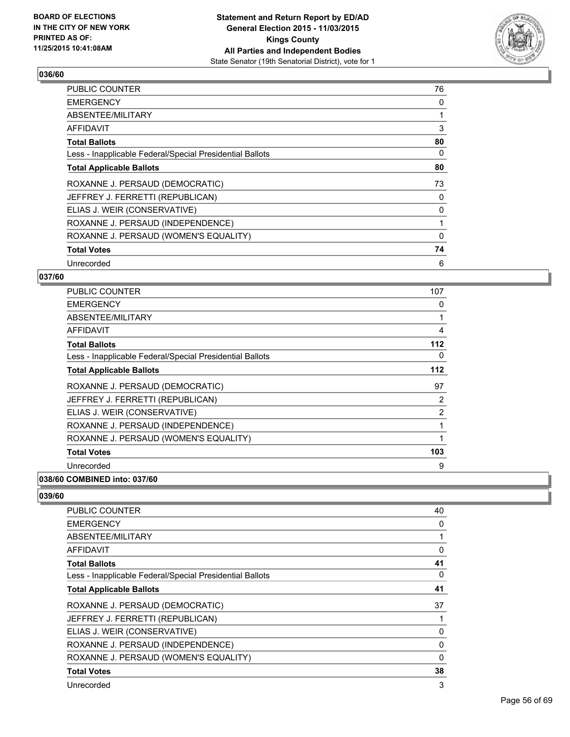## 036/60

| | |
|---|---|
| PUBLIC COUNTER | 76 |
| EMERGENCY | 0 |
| ABSENTEE/MILITARY | 1 |
| AFFIDAVIT | 3 |
| **Total Ballots** | **80** |
| Less - Inapplicable Federal/Special Presidential Ballots | 0 |
| **Total Applicable Ballots** | **80** |
| ROXANNE J. PERSAUD (DEMOCRATIC) | 73 |
| JEFFREY J. FERRETTI (REPUBLICAN) | 0 |
| ELIAS J. WEIR (CONSERVATIVE) | 0 |
| ROXANNE J. PERSAUD (INDEPENDENCE) | 1 |
| ROXANNE J. PERSAUD (WOMEN'S EQUALITY) | 0 |
| **Total Votes** | **74** |
| Unrecorded | 6 |

## 037/60

| | |
|---|---|
| PUBLIC COUNTER | 107 |
| EMERGENCY | 0 |
| ABSENTEE/MILITARY | 1 |
| AFFIDAVIT | 4 |
| **Total Ballots** | **112** |
| Less - Inapplicable Federal/Special Presidential Ballots | 0 |
| **Total Applicable Ballots** | **112** |
| ROXANNE J. PERSAUD (DEMOCRATIC) | 97 |
| JEFFREY J. FERRETTI (REPUBLICAN) | 2 |
| ELIAS J. WEIR (CONSERVATIVE) | 2 |
| ROXANNE J. PERSAUD (INDEPENDENCE) | 1 |
| ROXANNE J. PERSAUD (WOMEN'S EQUALITY) | 1 |
| **Total Votes** | **103** |
| Unrecorded | 9 |

## 038/60 COMBINED into: 037/60

## 039/60

| | |
|---|---|
| PUBLIC COUNTER | 40 |
| EMERGENCY | 0 |
| ABSENTEE/MILITARY | 1 |
| AFFIDAVIT | 0 |
| **Total Ballots** | **41** |
| Less - Inapplicable Federal/Special Presidential Ballots | 0 |
| **Total Applicable Ballots** | **41** |
| ROXANNE J. PERSAUD (DEMOCRATIC) | 37 |
| JEFFREY J. FERRETTI (REPUBLICAN) | 1 |
| ELIAS J. WEIR (CONSERVATIVE) | 0 |
| ROXANNE J. PERSAUD (INDEPENDENCE) | 0 |
| ROXANNE J. PERSAUD (WOMEN'S EQUALITY) | 0 |
| **Total Votes** | **38** |
| Unrecorded | 3 |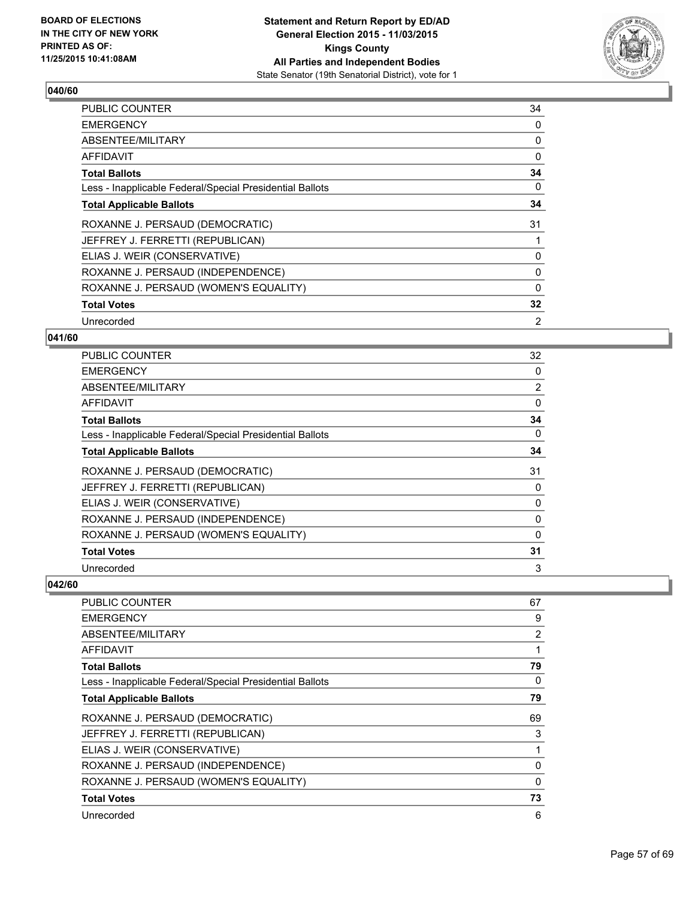**BOARD OF ELECTIONS IN THE CITY OF NEW YORK PRINTED AS OF: 11/25/2015 10:41:08AM**

**Statement and Return Report by ED/AD General Election 2015 - 11/03/2015 Kings County All Parties and Independent Bodies**
State Senator (19th Senatorial District), vote for 1

### 040/60

| | |
|---|---|
| PUBLIC COUNTER | 34 |
| EMERGENCY | 0 |
| ABSENTEE/MILITARY | 0 |
| AFFIDAVIT | 0 |
| **Total Ballots** | **34** |
| Less - Inapplicable Federal/Special Presidential Ballots | 0 |
| **Total Applicable Ballots** | **34** |
| ROXANNE J. PERSAUD (DEMOCRATIC) | 31 |
| JEFFREY J. FERRETTI (REPUBLICAN) | 1 |
| ELIAS J. WEIR (CONSERVATIVE) | 0 |
| ROXANNE J. PERSAUD (INDEPENDENCE) | 0 |
| ROXANNE J. PERSAUD (WOMEN'S EQUALITY) | 0 |
| **Total Votes** | **32** |
| Unrecorded | 2 |

### 041/60

| | |
|---|---|
| PUBLIC COUNTER | 32 |
| EMERGENCY | 0 |
| ABSENTEE/MILITARY | 2 |
| AFFIDAVIT | 0 |
| **Total Ballots** | **34** |
| Less - Inapplicable Federal/Special Presidential Ballots | 0 |
| **Total Applicable Ballots** | **34** |
| ROXANNE J. PERSAUD (DEMOCRATIC) | 31 |
| JEFFREY J. FERRETTI (REPUBLICAN) | 0 |
| ELIAS J. WEIR (CONSERVATIVE) | 0 |
| ROXANNE J. PERSAUD (INDEPENDENCE) | 0 |
| ROXANNE J. PERSAUD (WOMEN'S EQUALITY) | 0 |
| **Total Votes** | **31** |
| Unrecorded | 3 |

### 042/60

| | |
|---|---|
| PUBLIC COUNTER | 67 |
| EMERGENCY | 9 |
| ABSENTEE/MILITARY | 2 |
| AFFIDAVIT | 1 |
| **Total Ballots** | **79** |
| Less - Inapplicable Federal/Special Presidential Ballots | 0 |
| **Total Applicable Ballots** | **79** |
| ROXANNE J. PERSAUD (DEMOCRATIC) | 69 |
| JEFFREY J. FERRETTI (REPUBLICAN) | 3 |
| ELIAS J. WEIR (CONSERVATIVE) | 1 |
| ROXANNE J. PERSAUD (INDEPENDENCE) | 0 |
| ROXANNE J. PERSAUD (WOMEN'S EQUALITY) | 0 |
| **Total Votes** | **73** |
| Unrecorded | 6 |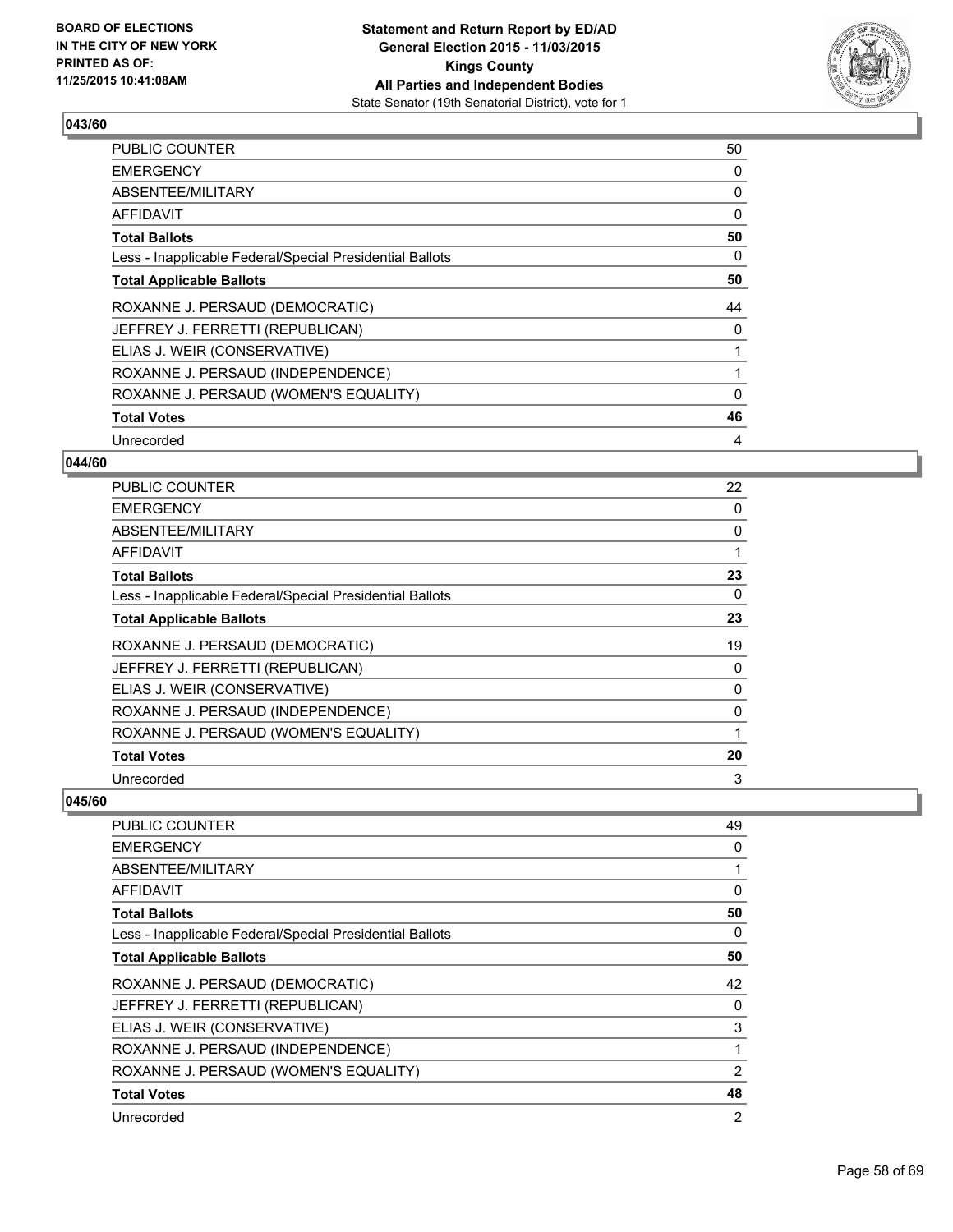**BOARD OF ELECTIONS IN THE CITY OF NEW YORK PRINTED AS OF: 11/25/2015 10:41:08AM**

**Statement and Return Report by ED/AD General Election 2015 - 11/03/2015 Kings County All Parties and Independent Bodies**
State Senator (19th Senatorial District), vote for 1

## 043/60

| | |
|---|---|
| PUBLIC COUNTER | 50 |
| EMERGENCY | 0 |
| ABSENTEE/MILITARY | 0 |
| AFFIDAVIT | 0 |
| **Total Ballots** | **50** |
| Less - Inapplicable Federal/Special Presidential Ballots | 0 |
| **Total Applicable Ballots** | **50** |
| ROXANNE J. PERSAUD (DEMOCRATIC) | 44 |
| JEFFREY J. FERRETTI (REPUBLICAN) | 0 |
| ELIAS J. WEIR (CONSERVATIVE) | 1 |
| ROXANNE J. PERSAUD (INDEPENDENCE) | 1 |
| ROXANNE J. PERSAUD (WOMEN'S EQUALITY) | 0 |
| **Total Votes** | **46** |
| Unrecorded | 4 |

## 044/60

| | |
|---|---|
| PUBLIC COUNTER | 22 |
| EMERGENCY | 0 |
| ABSENTEE/MILITARY | 0 |
| AFFIDAVIT | 1 |
| **Total Ballots** | **23** |
| Less - Inapplicable Federal/Special Presidential Ballots | 0 |
| **Total Applicable Ballots** | **23** |
| ROXANNE J. PERSAUD (DEMOCRATIC) | 19 |
| JEFFREY J. FERRETTI (REPUBLICAN) | 0 |
| ELIAS J. WEIR (CONSERVATIVE) | 0 |
| ROXANNE J. PERSAUD (INDEPENDENCE) | 0 |
| ROXANNE J. PERSAUD (WOMEN'S EQUALITY) | 1 |
| **Total Votes** | **20** |
| Unrecorded | 3 |

## 045/60

| | |
|---|---|
| PUBLIC COUNTER | 49 |
| EMERGENCY | 0 |
| ABSENTEE/MILITARY | 1 |
| AFFIDAVIT | 0 |
| **Total Ballots** | **50** |
| Less - Inapplicable Federal/Special Presidential Ballots | 0 |
| **Total Applicable Ballots** | **50** |
| ROXANNE J. PERSAUD (DEMOCRATIC) | 42 |
| JEFFREY J. FERRETTI (REPUBLICAN) | 0 |
| ELIAS J. WEIR (CONSERVATIVE) | 3 |
| ROXANNE J. PERSAUD (INDEPENDENCE) | 1 |
| ROXANNE J. PERSAUD (WOMEN'S EQUALITY) | 2 |
| **Total Votes** | **48** |
| Unrecorded | 2 |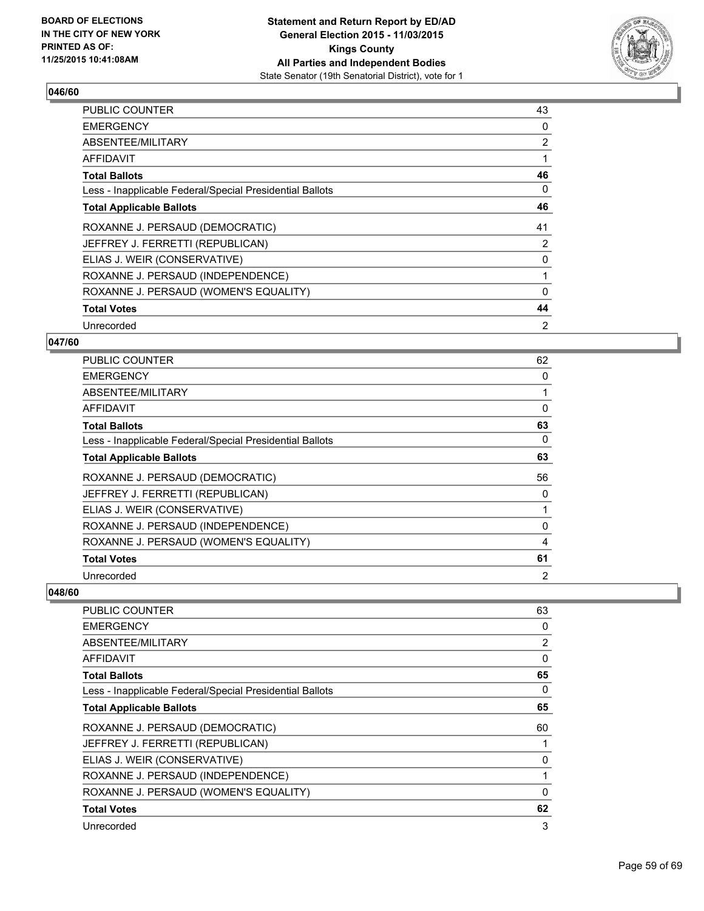### 046/60

| | |
|---|---|
| PUBLIC COUNTER | 43 |
| EMERGENCY | 0 |
| ABSENTEE/MILITARY | 2 |
| AFFIDAVIT | 1 |
| **Total Ballots** | **46** |
| Less - Inapplicable Federal/Special Presidential Ballots | 0 |
| **Total Applicable Ballots** | **46** |
| ROXANNE J. PERSAUD (DEMOCRATIC) | 41 |
| JEFFREY J. FERRETTI (REPUBLICAN) | 2 |
| ELIAS J. WEIR (CONSERVATIVE) | 0 |
| ROXANNE J. PERSAUD (INDEPENDENCE) | 1 |
| ROXANNE J. PERSAUD (WOMEN'S EQUALITY) | 0 |
| **Total Votes** | **44** |
| Unrecorded | 2 |

### 047/60

| | |
|---|---|
| PUBLIC COUNTER | 62 |
| EMERGENCY | 0 |
| ABSENTEE/MILITARY | 1 |
| AFFIDAVIT | 0 |
| **Total Ballots** | **63** |
| Less - Inapplicable Federal/Special Presidential Ballots | 0 |
| **Total Applicable Ballots** | **63** |
| ROXANNE J. PERSAUD (DEMOCRATIC) | 56 |
| JEFFREY J. FERRETTI (REPUBLICAN) | 0 |
| ELIAS J. WEIR (CONSERVATIVE) | 1 |
| ROXANNE J. PERSAUD (INDEPENDENCE) | 0 |
| ROXANNE J. PERSAUD (WOMEN'S EQUALITY) | 4 |
| **Total Votes** | **61** |
| Unrecorded | 2 |

### 048/60

| | |
|---|---|
| PUBLIC COUNTER | 63 |
| EMERGENCY | 0 |
| ABSENTEE/MILITARY | 2 |
| AFFIDAVIT | 0 |
| **Total Ballots** | **65** |
| Less - Inapplicable Federal/Special Presidential Ballots | 0 |
| **Total Applicable Ballots** | **65** |
| ROXANNE J. PERSAUD (DEMOCRATIC) | 60 |
| JEFFREY J. FERRETTI (REPUBLICAN) | 1 |
| ELIAS J. WEIR (CONSERVATIVE) | 0 |
| ROXANNE J. PERSAUD (INDEPENDENCE) | 1 |
| ROXANNE J. PERSAUD (WOMEN'S EQUALITY) | 0 |
| **Total Votes** | **62** |
| Unrecorded | 3 |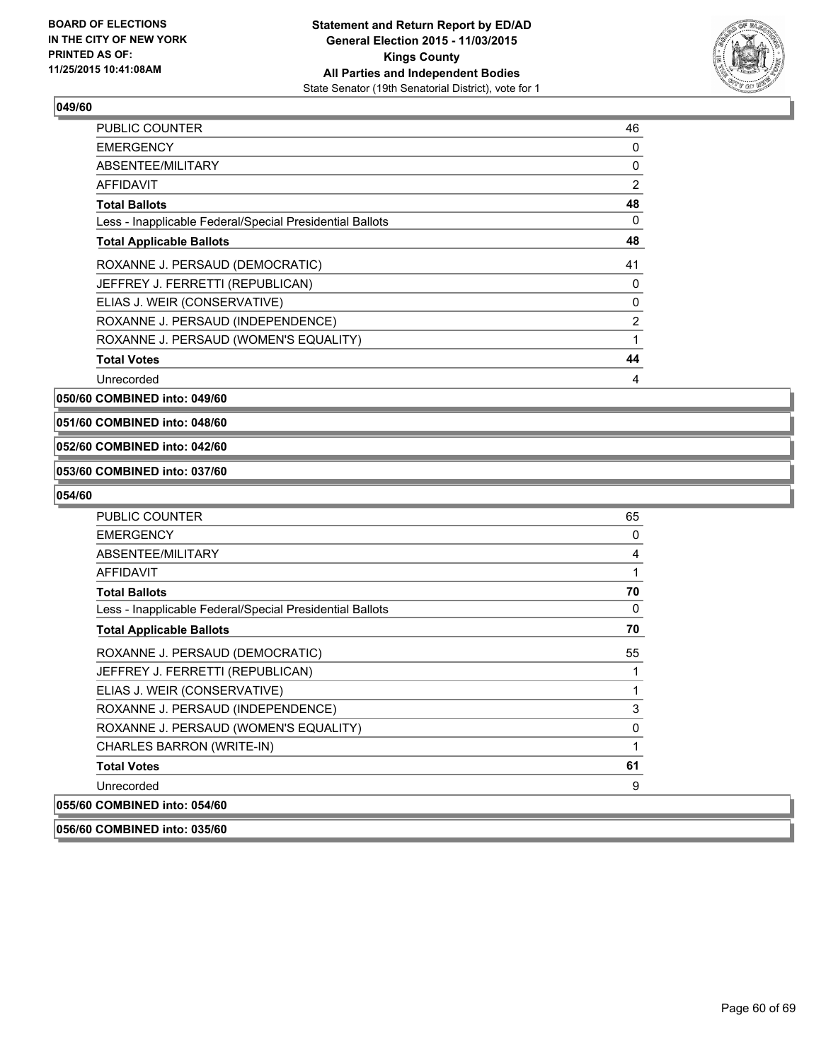**Statement and Return Report by ED/AD**
**General Election 2015 - 11/03/2015**
**Kings County**
**All Parties and Independent Bodies**
State Senator (19th Senatorial District), vote for 1

BOARD OF ELECTIONS
IN THE CITY OF NEW YORK
PRINTED AS OF:
11/25/2015 10:41:08AM

**049/60**

| | |
|---|---|
| PUBLIC COUNTER | 46 |
| EMERGENCY | 0 |
| ABSENTEE/MILITARY | 0 |
| AFFIDAVIT | 2 |
| **Total Ballots** | **48** |
| Less - Inapplicable Federal/Special Presidential Ballots | 0 |
| **Total Applicable Ballots** | **48** |
| ROXANNE J. PERSAUD (DEMOCRATIC) | 41 |
| JEFFREY J. FERRETTI (REPUBLICAN) | 0 |
| ELIAS J. WEIR (CONSERVATIVE) | 0 |
| ROXANNE J. PERSAUD (INDEPENDENCE) | 2 |
| ROXANNE J. PERSAUD (WOMEN'S EQUALITY) | 1 |
| **Total Votes** | **44** |
| Unrecorded | 4 |

**050/60 COMBINED into: 049/60**

**051/60 COMBINED into: 048/60**

**052/60 COMBINED into: 042/60**

**053/60 COMBINED into: 037/60**

**054/60**

| | |
|---|---|
| PUBLIC COUNTER | 65 |
| EMERGENCY | 0 |
| ABSENTEE/MILITARY | 4 |
| AFFIDAVIT | 1 |
| **Total Ballots** | **70** |
| Less - Inapplicable Federal/Special Presidential Ballots | 0 |
| **Total Applicable Ballots** | **70** |
| ROXANNE J. PERSAUD (DEMOCRATIC) | 55 |
| JEFFREY J. FERRETTI (REPUBLICAN) | 1 |
| ELIAS J. WEIR (CONSERVATIVE) | 1 |
| ROXANNE J. PERSAUD (INDEPENDENCE) | 3 |
| ROXANNE J. PERSAUD (WOMEN'S EQUALITY) | 0 |
| CHARLES BARRON (WRITE-IN) | 1 |
| **Total Votes** | **61** |
| Unrecorded | 9 |

**055/60 COMBINED into: 054/60**

**056/60 COMBINED into: 035/60**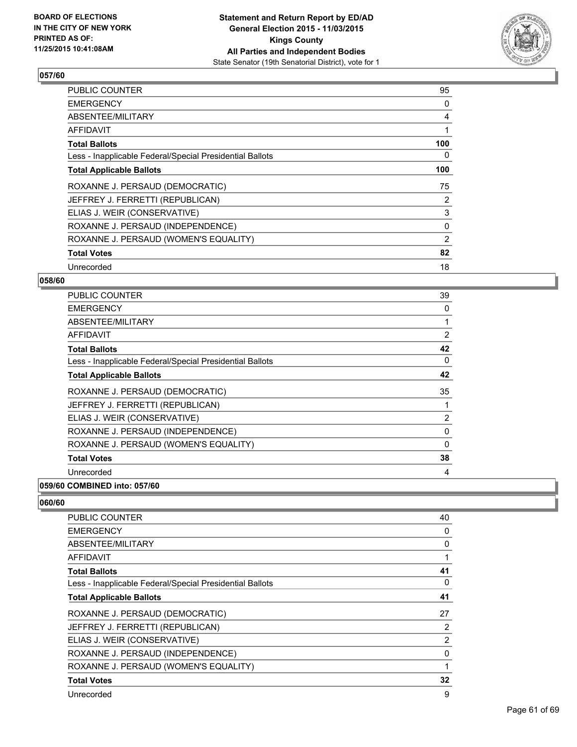**BOARD OF ELECTIONS IN THE CITY OF NEW YORK PRINTED AS OF: 11/25/2015 10:41:08AM**

**Statement and Return Report by ED/AD General Election 2015 - 11/03/2015 Kings County All Parties and Independent Bodies**
State Senator (19th Senatorial District), vote for 1

### 057/60

| | |
|---|---|
| PUBLIC COUNTER | 95 |
| EMERGENCY | 0 |
| ABSENTEE/MILITARY | 4 |
| AFFIDAVIT | 1 |
| **Total Ballots** | **100** |
| Less - Inapplicable Federal/Special Presidential Ballots | 0 |
| **Total Applicable Ballots** | **100** |
| ROXANNE J. PERSAUD (DEMOCRATIC) | 75 |
| JEFFREY J. FERRETTI (REPUBLICAN) | 2 |
| ELIAS J. WEIR (CONSERVATIVE) | 3 |
| ROXANNE J. PERSAUD (INDEPENDENCE) | 0 |
| ROXANNE J. PERSAUD (WOMEN'S EQUALITY) | 2 |
| **Total Votes** | **82** |
| Unrecorded | 18 |

### 058/60

| | |
|---|---|
| PUBLIC COUNTER | 39 |
| EMERGENCY | 0 |
| ABSENTEE/MILITARY | 1 |
| AFFIDAVIT | 2 |
| **Total Ballots** | **42** |
| Less - Inapplicable Federal/Special Presidential Ballots | 0 |
| **Total Applicable Ballots** | **42** |
| ROXANNE J. PERSAUD (DEMOCRATIC) | 35 |
| JEFFREY J. FERRETTI (REPUBLICAN) | 1 |
| ELIAS J. WEIR (CONSERVATIVE) | 2 |
| ROXANNE J. PERSAUD (INDEPENDENCE) | 0 |
| ROXANNE J. PERSAUD (WOMEN'S EQUALITY) | 0 |
| **Total Votes** | **38** |
| Unrecorded | 4 |

### 059/60 COMBINED into: 057/60

### 060/60

| | |
|---|---|
| PUBLIC COUNTER | 40 |
| EMERGENCY | 0 |
| ABSENTEE/MILITARY | 0 |
| AFFIDAVIT | 1 |
| **Total Ballots** | **41** |
| Less - Inapplicable Federal/Special Presidential Ballots | 0 |
| **Total Applicable Ballots** | **41** |
| ROXANNE J. PERSAUD (DEMOCRATIC) | 27 |
| JEFFREY J. FERRETTI (REPUBLICAN) | 2 |
| ELIAS J. WEIR (CONSERVATIVE) | 2 |
| ROXANNE J. PERSAUD (INDEPENDENCE) | 0 |
| ROXANNE J. PERSAUD (WOMEN'S EQUALITY) | 1 |
| **Total Votes** | **32** |
| Unrecorded | 9 |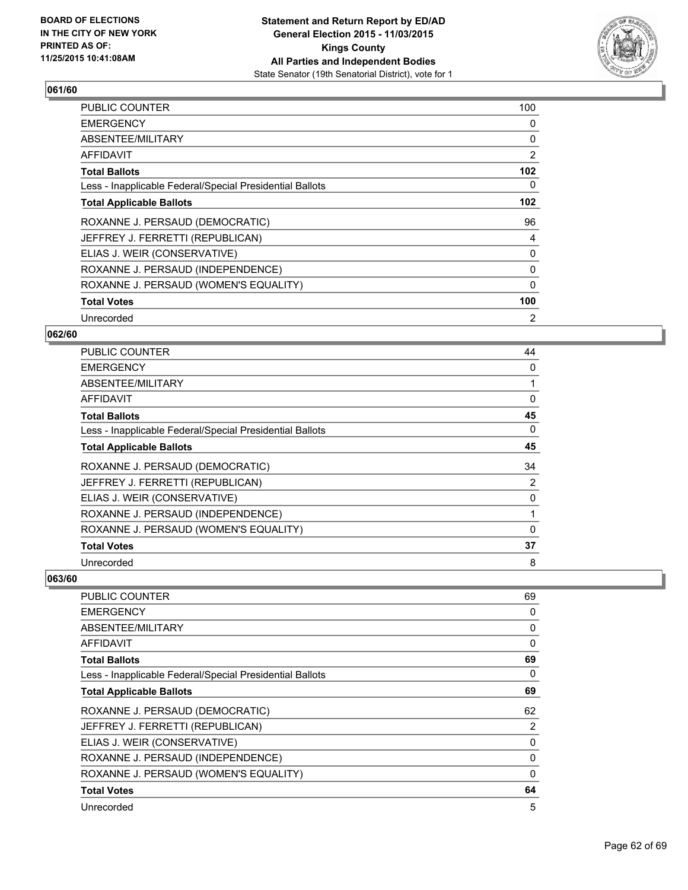**Statement and Return Report by ED/AD**
**General Election 2015 - 11/03/2015**
**Kings County**
**All Parties and Independent Bodies**
State Senator (19th Senatorial District), vote for 1

BOARD OF ELECTIONS
IN THE CITY OF NEW YORK
PRINTED AS OF:
11/25/2015 10:41:08AM

### 061/60

| | |
|---|---|
| PUBLIC COUNTER | 100 |
| EMERGENCY | 0 |
| ABSENTEE/MILITARY | 0 |
| AFFIDAVIT | 2 |
| **Total Ballots** | **102** |
| Less - Inapplicable Federal/Special Presidential Ballots | 0 |
| **Total Applicable Ballots** | **102** |
| ROXANNE J. PERSAUD (DEMOCRATIC) | 96 |
| JEFFREY J. FERRETTI (REPUBLICAN) | 4 |
| ELIAS J. WEIR (CONSERVATIVE) | 0 |
| ROXANNE J. PERSAUD (INDEPENDENCE) | 0 |
| ROXANNE J. PERSAUD (WOMEN'S EQUALITY) | 0 |
| **Total Votes** | **100** |
| Unrecorded | 2 |

### 062/60

| | |
|---|---|
| PUBLIC COUNTER | 44 |
| EMERGENCY | 0 |
| ABSENTEE/MILITARY | 1 |
| AFFIDAVIT | 0 |
| **Total Ballots** | **45** |
| Less - Inapplicable Federal/Special Presidential Ballots | 0 |
| **Total Applicable Ballots** | **45** |
| ROXANNE J. PERSAUD (DEMOCRATIC) | 34 |
| JEFFREY J. FERRETTI (REPUBLICAN) | 2 |
| ELIAS J. WEIR (CONSERVATIVE) | 0 |
| ROXANNE J. PERSAUD (INDEPENDENCE) | 1 |
| ROXANNE J. PERSAUD (WOMEN'S EQUALITY) | 0 |
| **Total Votes** | **37** |
| Unrecorded | 8 |

### 063/60

| | |
|---|---|
| PUBLIC COUNTER | 69 |
| EMERGENCY | 0 |
| ABSENTEE/MILITARY | 0 |
| AFFIDAVIT | 0 |
| **Total Ballots** | **69** |
| Less - Inapplicable Federal/Special Presidential Ballots | 0 |
| **Total Applicable Ballots** | **69** |
| ROXANNE J. PERSAUD (DEMOCRATIC) | 62 |
| JEFFREY J. FERRETTI (REPUBLICAN) | 2 |
| ELIAS J. WEIR (CONSERVATIVE) | 0 |
| ROXANNE J. PERSAUD (INDEPENDENCE) | 0 |
| ROXANNE J. PERSAUD (WOMEN'S EQUALITY) | 0 |
| **Total Votes** | **64** |
| Unrecorded | 5 |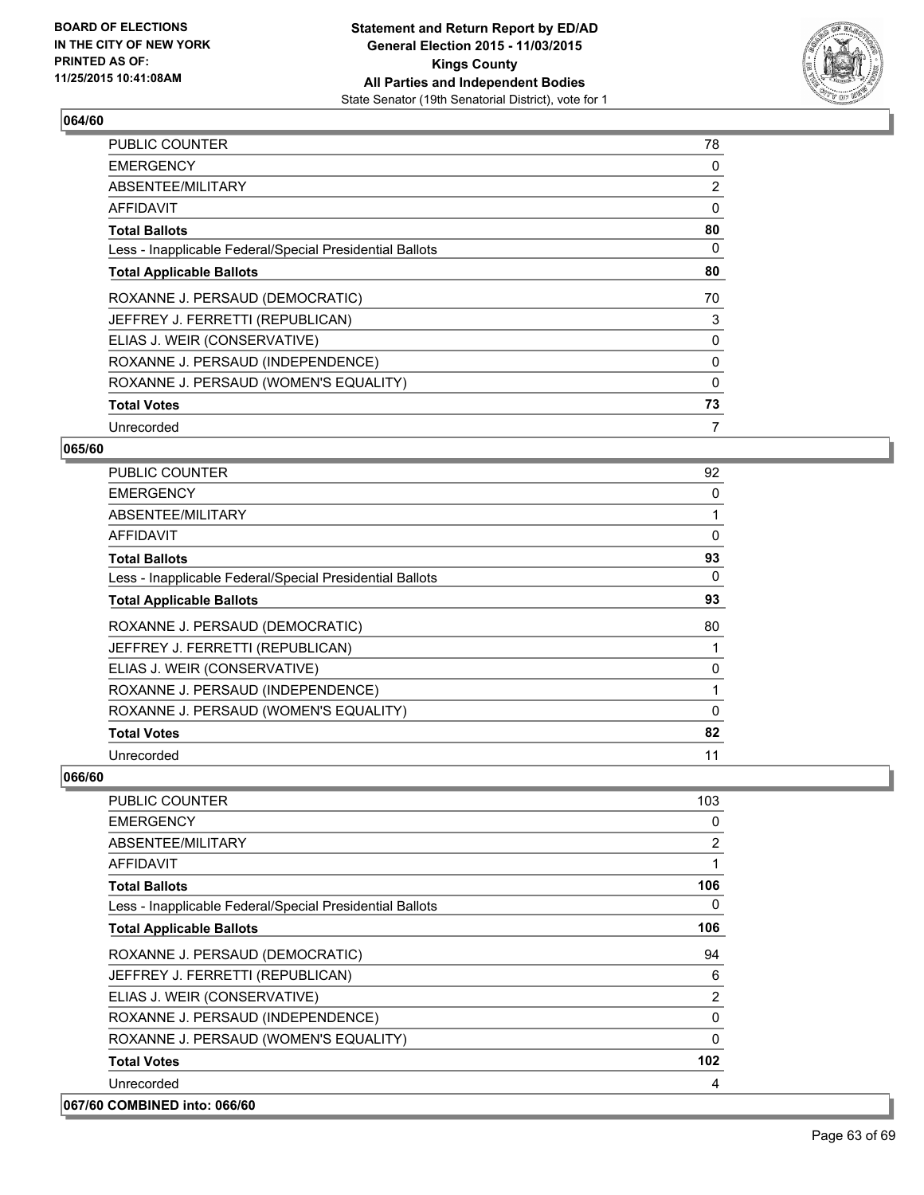**BOARD OF ELECTIONS IN THE CITY OF NEW YORK PRINTED AS OF: 11/25/2015 10:41:08AM**

**Statement and Return Report by ED/AD General Election 2015 - 11/03/2015 Kings County All Parties and Independent Bodies**
State Senator (19th Senatorial District), vote for 1

### 064/60

| | |
|---|---|
| PUBLIC COUNTER | 78 |
| EMERGENCY | 0 |
| ABSENTEE/MILITARY | 2 |
| AFFIDAVIT | 0 |
| **Total Ballots** | **80** |
| Less - Inapplicable Federal/Special Presidential Ballots | 0 |
| **Total Applicable Ballots** | **80** |
| ROXANNE J. PERSAUD (DEMOCRATIC) | 70 |
| JEFFREY J. FERRETTI (REPUBLICAN) | 3 |
| ELIAS J. WEIR (CONSERVATIVE) | 0 |
| ROXANNE J. PERSAUD (INDEPENDENCE) | 0 |
| ROXANNE J. PERSAUD (WOMEN'S EQUALITY) | 0 |
| **Total Votes** | **73** |
| Unrecorded | 7 |

### 065/60

| | |
|---|---|
| PUBLIC COUNTER | 92 |
| EMERGENCY | 0 |
| ABSENTEE/MILITARY | 1 |
| AFFIDAVIT | 0 |
| **Total Ballots** | **93** |
| Less - Inapplicable Federal/Special Presidential Ballots | 0 |
| **Total Applicable Ballots** | **93** |
| ROXANNE J. PERSAUD (DEMOCRATIC) | 80 |
| JEFFREY J. FERRETTI (REPUBLICAN) | 1 |
| ELIAS J. WEIR (CONSERVATIVE) | 0 |
| ROXANNE J. PERSAUD (INDEPENDENCE) | 1 |
| ROXANNE J. PERSAUD (WOMEN'S EQUALITY) | 0 |
| **Total Votes** | **82** |
| Unrecorded | 11 |

### 066/60

| | |
|---|---|
| PUBLIC COUNTER | 103 |
| EMERGENCY | 0 |
| ABSENTEE/MILITARY | 2 |
| AFFIDAVIT | 1 |
| **Total Ballots** | **106** |
| Less - Inapplicable Federal/Special Presidential Ballots | 0 |
| **Total Applicable Ballots** | **106** |
| ROXANNE J. PERSAUD (DEMOCRATIC) | 94 |
| JEFFREY J. FERRETTI (REPUBLICAN) | 6 |
| ELIAS J. WEIR (CONSERVATIVE) | 2 |
| ROXANNE J. PERSAUD (INDEPENDENCE) | 0 |
| ROXANNE J. PERSAUD (WOMEN'S EQUALITY) | 0 |
| **Total Votes** | **102** |
| Unrecorded | 4 |

### 067/60 COMBINED into: 066/60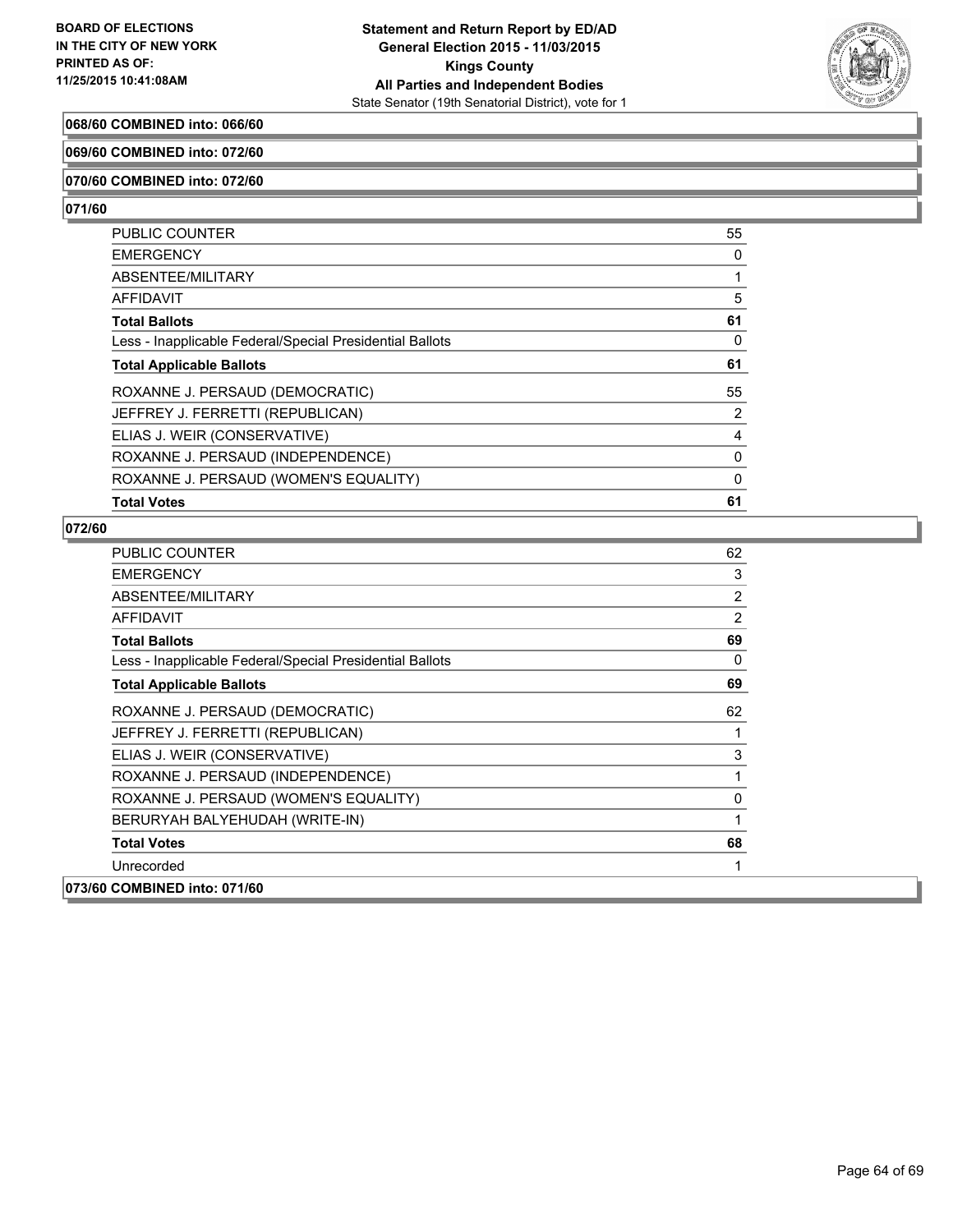**068/60 COMBINED into: 066/60**

**069/60 COMBINED into: 072/60**

**070/60 COMBINED into: 072/60**

**071/60**

| | |
|---|---|
| PUBLIC COUNTER | 55 |
| EMERGENCY | 0 |
| ABSENTEE/MILITARY | 1 |
| AFFIDAVIT | 5 |
| **Total Ballots** | **61** |
| Less - Inapplicable Federal/Special Presidential Ballots | 0 |
| **Total Applicable Ballots** | **61** |
| ROXANNE J. PERSAUD (DEMOCRATIC) | 55 |
| JEFFREY J. FERRETTI (REPUBLICAN) | 2 |
| ELIAS J. WEIR (CONSERVATIVE) | 4 |
| ROXANNE J. PERSAUD (INDEPENDENCE) | 0 |
| ROXANNE J. PERSAUD (WOMEN'S EQUALITY) | 0 |
| **Total Votes** | **61** |

**072/60**

| | |
|---|---|
| PUBLIC COUNTER | 62 |
| EMERGENCY | 3 |
| ABSENTEE/MILITARY | 2 |
| AFFIDAVIT | 2 |
| **Total Ballots** | **69** |
| Less - Inapplicable Federal/Special Presidential Ballots | 0 |
| **Total Applicable Ballots** | **69** |
| ROXANNE J. PERSAUD (DEMOCRATIC) | 62 |
| JEFFREY J. FERRETTI (REPUBLICAN) | 1 |
| ELIAS J. WEIR (CONSERVATIVE) | 3 |
| ROXANNE J. PERSAUD (INDEPENDENCE) | 1 |
| ROXANNE J. PERSAUD (WOMEN'S EQUALITY) | 0 |
| BERURYAH BALYEHUDAH (WRITE-IN) | 1 |
| **Total Votes** | **68** |
| Unrecorded | 1 |

**073/60 COMBINED into: 071/60**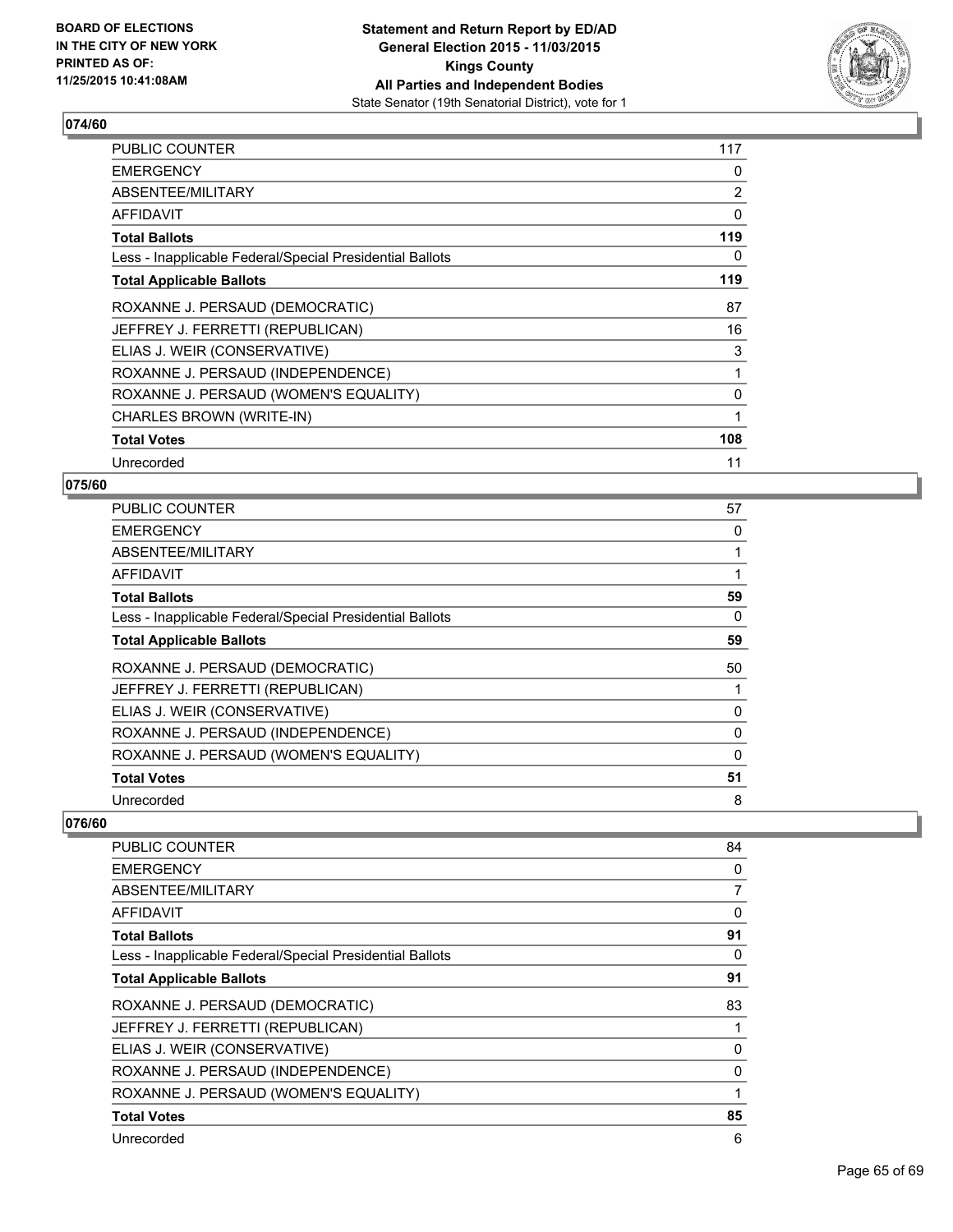## 074/60

| | |
|---|---|
| PUBLIC COUNTER | 117 |
| EMERGENCY | 0 |
| ABSENTEE/MILITARY | 2 |
| AFFIDAVIT | 0 |
| **Total Ballots** | **119** |
| Less - Inapplicable Federal/Special Presidential Ballots | 0 |
| **Total Applicable Ballots** | **119** |
| ROXANNE J. PERSAUD (DEMOCRATIC) | 87 |
| JEFFREY J. FERRETTI (REPUBLICAN) | 16 |
| ELIAS J. WEIR (CONSERVATIVE) | 3 |
| ROXANNE J. PERSAUD (INDEPENDENCE) | 1 |
| ROXANNE J. PERSAUD (WOMEN'S EQUALITY) | 0 |
| CHARLES BROWN (WRITE-IN) | 1 |
| **Total Votes** | **108** |
| Unrecorded | 11 |

## 075/60

| | |
|---|---|
| PUBLIC COUNTER | 57 |
| EMERGENCY | 0 |
| ABSENTEE/MILITARY | 1 |
| AFFIDAVIT | 1 |
| **Total Ballots** | **59** |
| Less - Inapplicable Federal/Special Presidential Ballots | 0 |
| **Total Applicable Ballots** | **59** |
| ROXANNE J. PERSAUD (DEMOCRATIC) | 50 |
| JEFFREY J. FERRETTI (REPUBLICAN) | 1 |
| ELIAS J. WEIR (CONSERVATIVE) | 0 |
| ROXANNE J. PERSAUD (INDEPENDENCE) | 0 |
| ROXANNE J. PERSAUD (WOMEN'S EQUALITY) | 0 |
| **Total Votes** | **51** |
| Unrecorded | 8 |

## 076/60

| | |
|---|---|
| PUBLIC COUNTER | 84 |
| EMERGENCY | 0 |
| ABSENTEE/MILITARY | 7 |
| AFFIDAVIT | 0 |
| **Total Ballots** | **91** |
| Less - Inapplicable Federal/Special Presidential Ballots | 0 |
| **Total Applicable Ballots** | **91** |
| ROXANNE J. PERSAUD (DEMOCRATIC) | 83 |
| JEFFREY J. FERRETTI (REPUBLICAN) | 1 |
| ELIAS J. WEIR (CONSERVATIVE) | 0 |
| ROXANNE J. PERSAUD (INDEPENDENCE) | 0 |
| ROXANNE J. PERSAUD (WOMEN'S EQUALITY) | 1 |
| **Total Votes** | **85** |
| Unrecorded | 6 |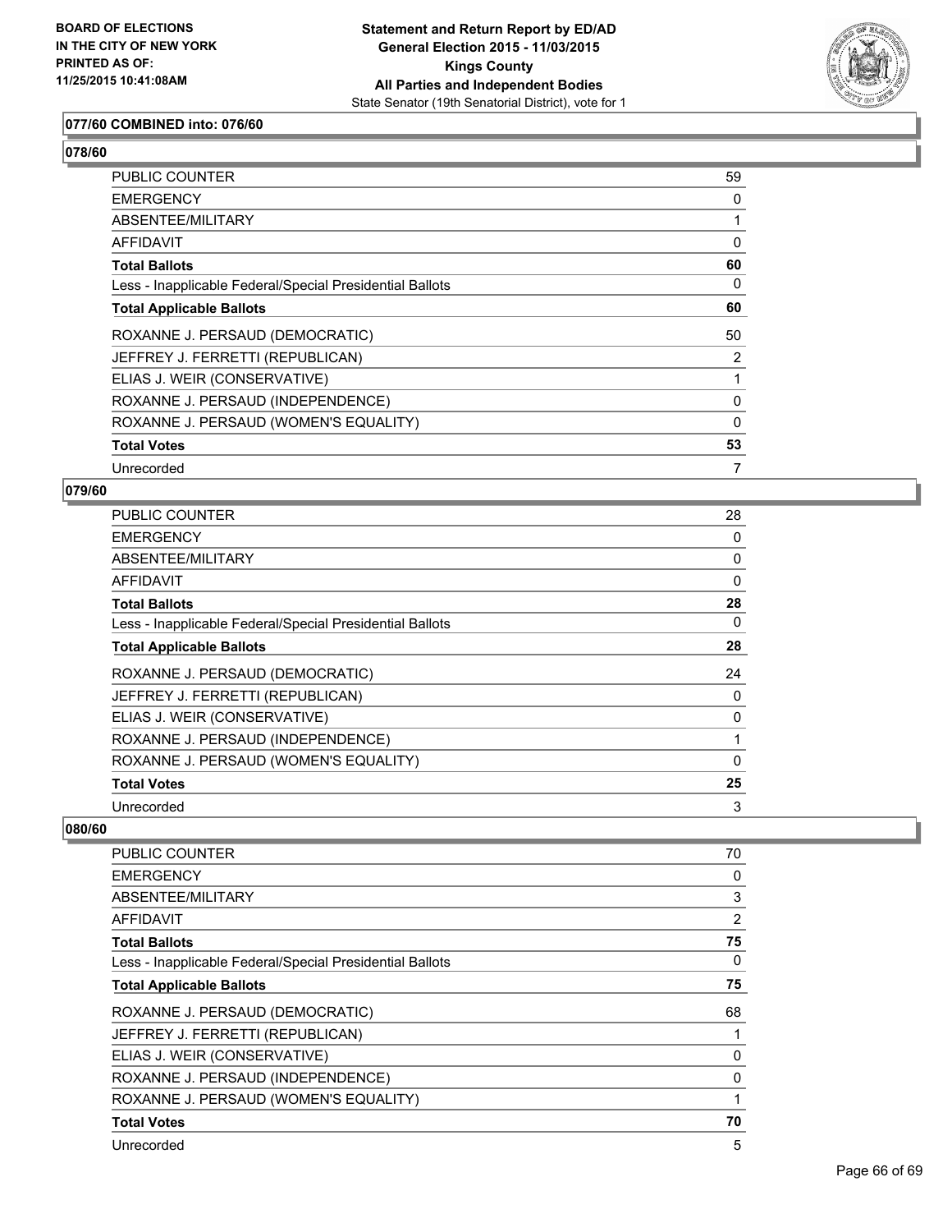**077/60 COMBINED into: 076/60**

**078/60**

| | |
|---|---|
| PUBLIC COUNTER | 59 |
| EMERGENCY | 0 |
| ABSENTEE/MILITARY | 1 |
| AFFIDAVIT | 0 |
| **Total Ballots** | **60** |
| Less - Inapplicable Federal/Special Presidential Ballots | 0 |
| **Total Applicable Ballots** | **60** |
| ROXANNE J. PERSAUD (DEMOCRATIC) | 50 |
| JEFFREY J. FERRETTI (REPUBLICAN) | 2 |
| ELIAS J. WEIR (CONSERVATIVE) | 1 |
| ROXANNE J. PERSAUD (INDEPENDENCE) | 0 |
| ROXANNE J. PERSAUD (WOMEN'S EQUALITY) | 0 |
| **Total Votes** | **53** |
| Unrecorded | 7 |

**079/60**

| | |
|---|---|
| PUBLIC COUNTER | 28 |
| EMERGENCY | 0 |
| ABSENTEE/MILITARY | 0 |
| AFFIDAVIT | 0 |
| **Total Ballots** | **28** |
| Less - Inapplicable Federal/Special Presidential Ballots | 0 |
| **Total Applicable Ballots** | **28** |
| ROXANNE J. PERSAUD (DEMOCRATIC) | 24 |
| JEFFREY J. FERRETTI (REPUBLICAN) | 0 |
| ELIAS J. WEIR (CONSERVATIVE) | 0 |
| ROXANNE J. PERSAUD (INDEPENDENCE) | 1 |
| ROXANNE J. PERSAUD (WOMEN'S EQUALITY) | 0 |
| **Total Votes** | **25** |
| Unrecorded | 3 |

**080/60**

| | |
|---|---|
| PUBLIC COUNTER | 70 |
| EMERGENCY | 0 |
| ABSENTEE/MILITARY | 3 |
| AFFIDAVIT | 2 |
| **Total Ballots** | **75** |
| Less - Inapplicable Federal/Special Presidential Ballots | 0 |
| **Total Applicable Ballots** | **75** |
| ROXANNE J. PERSAUD (DEMOCRATIC) | 68 |
| JEFFREY J. FERRETTI (REPUBLICAN) | 1 |
| ELIAS J. WEIR (CONSERVATIVE) | 0 |
| ROXANNE J. PERSAUD (INDEPENDENCE) | 0 |
| ROXANNE J. PERSAUD (WOMEN'S EQUALITY) | 1 |
| **Total Votes** | **70** |
| Unrecorded | 5 |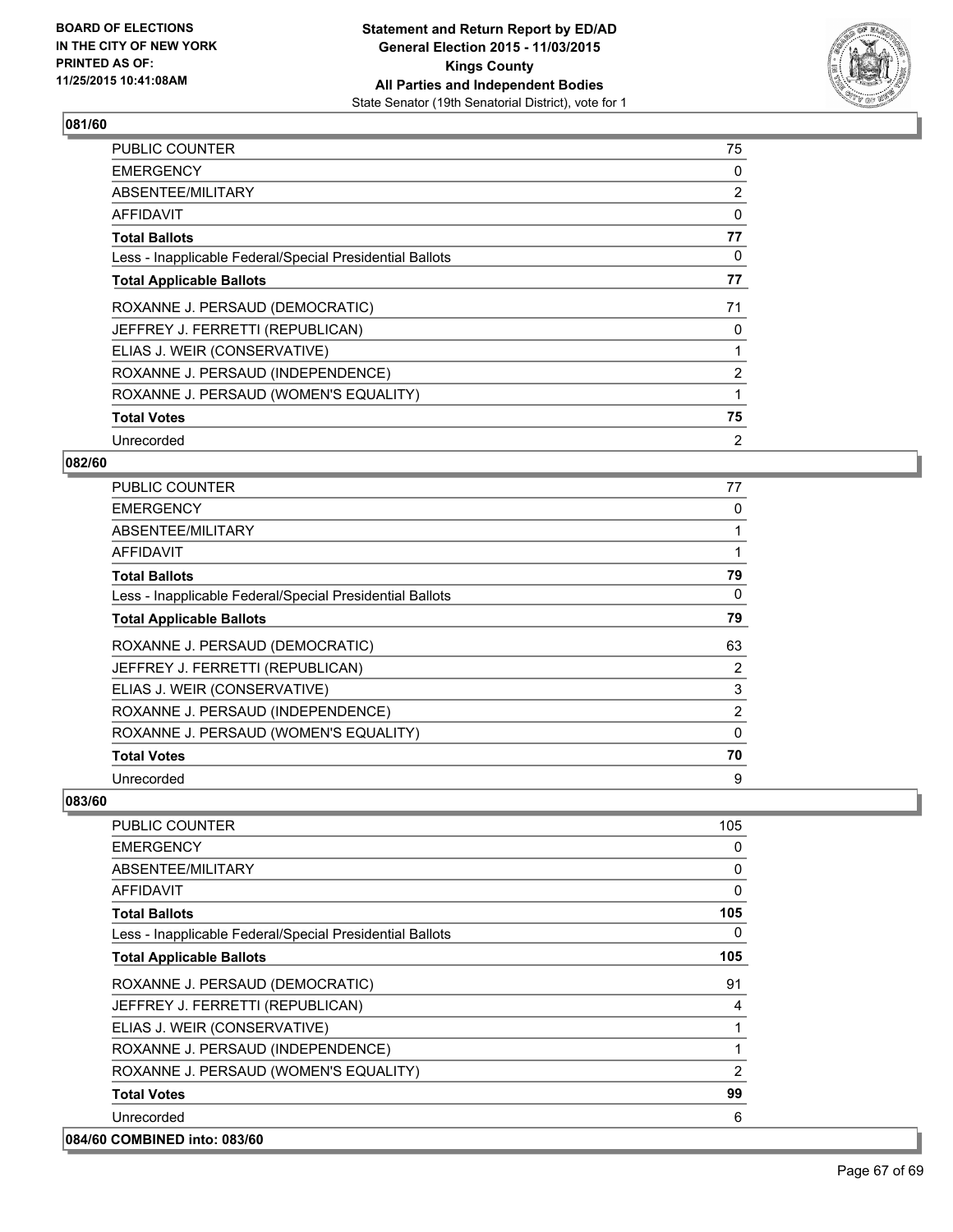**BOARD OF ELECTIONS IN THE CITY OF NEW YORK PRINTED AS OF: 11/25/2015 10:41:08AM**

**Statement and Return Report by ED/AD General Election 2015 - 11/03/2015 Kings County All Parties and Independent Bodies**
State Senator (19th Senatorial District), vote for 1

### 081/60

| | |
|---|---|
| PUBLIC COUNTER | 75 |
| EMERGENCY | 0 |
| ABSENTEE/MILITARY | 2 |
| AFFIDAVIT | 0 |
| **Total Ballots** | **77** |
| Less - Inapplicable Federal/Special Presidential Ballots | 0 |
| **Total Applicable Ballots** | **77** |
| ROXANNE J. PERSAUD (DEMOCRATIC) | 71 |
| JEFFREY J. FERRETTI (REPUBLICAN) | 0 |
| ELIAS J. WEIR (CONSERVATIVE) | 1 |
| ROXANNE J. PERSAUD (INDEPENDENCE) | 2 |
| ROXANNE J. PERSAUD (WOMEN'S EQUALITY) | 1 |
| **Total Votes** | **75** |
| Unrecorded | 2 |

### 082/60

| | |
|---|---|
| PUBLIC COUNTER | 77 |
| EMERGENCY | 0 |
| ABSENTEE/MILITARY | 1 |
| AFFIDAVIT | 1 |
| **Total Ballots** | **79** |
| Less - Inapplicable Federal/Special Presidential Ballots | 0 |
| **Total Applicable Ballots** | **79** |
| ROXANNE J. PERSAUD (DEMOCRATIC) | 63 |
| JEFFREY J. FERRETTI (REPUBLICAN) | 2 |
| ELIAS J. WEIR (CONSERVATIVE) | 3 |
| ROXANNE J. PERSAUD (INDEPENDENCE) | 2 |
| ROXANNE J. PERSAUD (WOMEN'S EQUALITY) | 0 |
| **Total Votes** | **70** |
| Unrecorded | 9 |

### 083/60

| | |
|---|---|
| PUBLIC COUNTER | 105 |
| EMERGENCY | 0 |
| ABSENTEE/MILITARY | 0 |
| AFFIDAVIT | 0 |
| **Total Ballots** | **105** |
| Less - Inapplicable Federal/Special Presidential Ballots | 0 |
| **Total Applicable Ballots** | **105** |
| ROXANNE J. PERSAUD (DEMOCRATIC) | 91 |
| JEFFREY J. FERRETTI (REPUBLICAN) | 4 |
| ELIAS J. WEIR (CONSERVATIVE) | 1 |
| ROXANNE J. PERSAUD (INDEPENDENCE) | 1 |
| ROXANNE J. PERSAUD (WOMEN'S EQUALITY) | 2 |
| **Total Votes** | **99** |
| Unrecorded | 6 |

### 084/60 COMBINED into: 083/60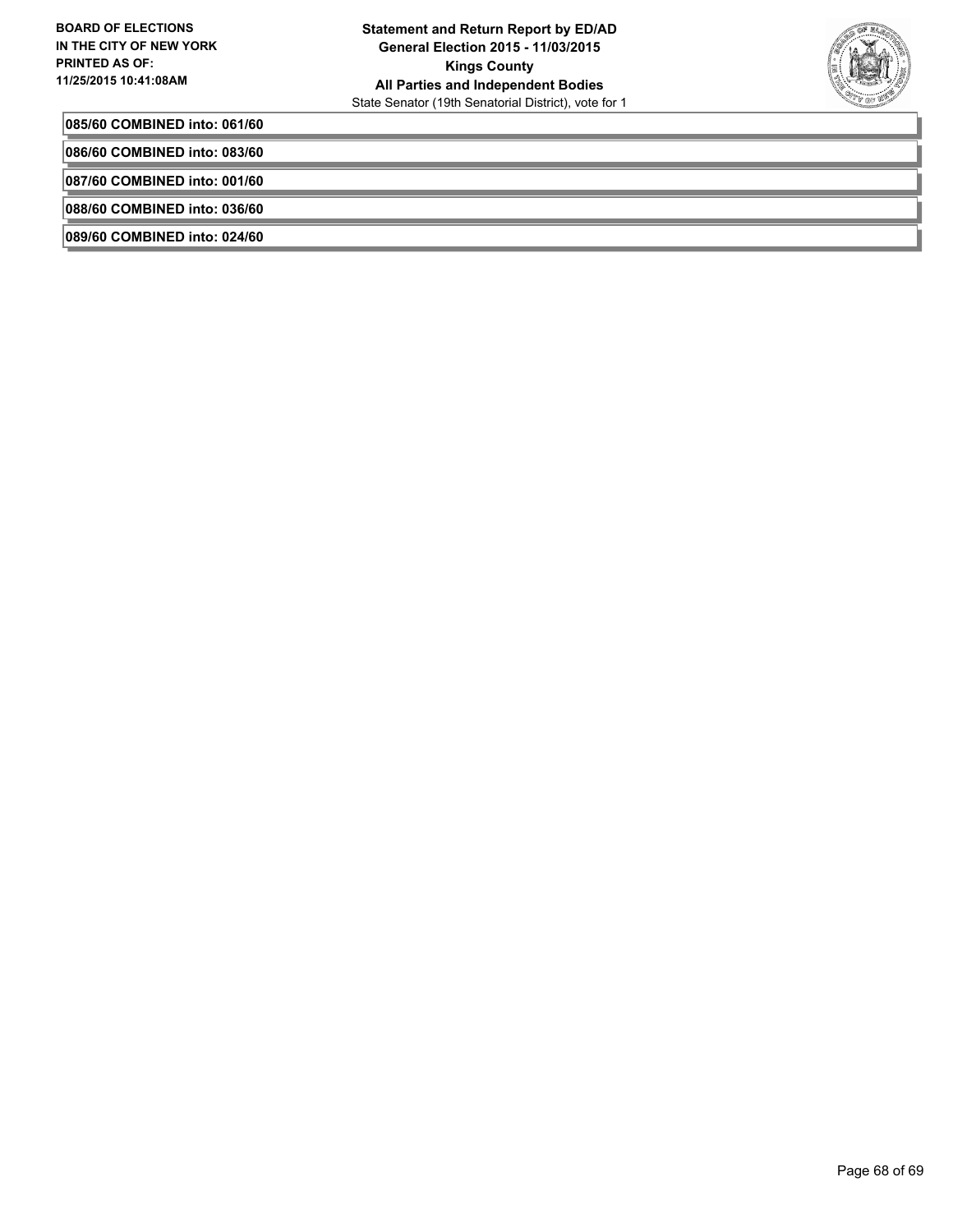**085/60 COMBINED into: 061/60**

**086/60 COMBINED into: 083/60**

**087/60 COMBINED into: 001/60**

**088/60 COMBINED into: 036/60**

**089/60 COMBINED into: 024/60**